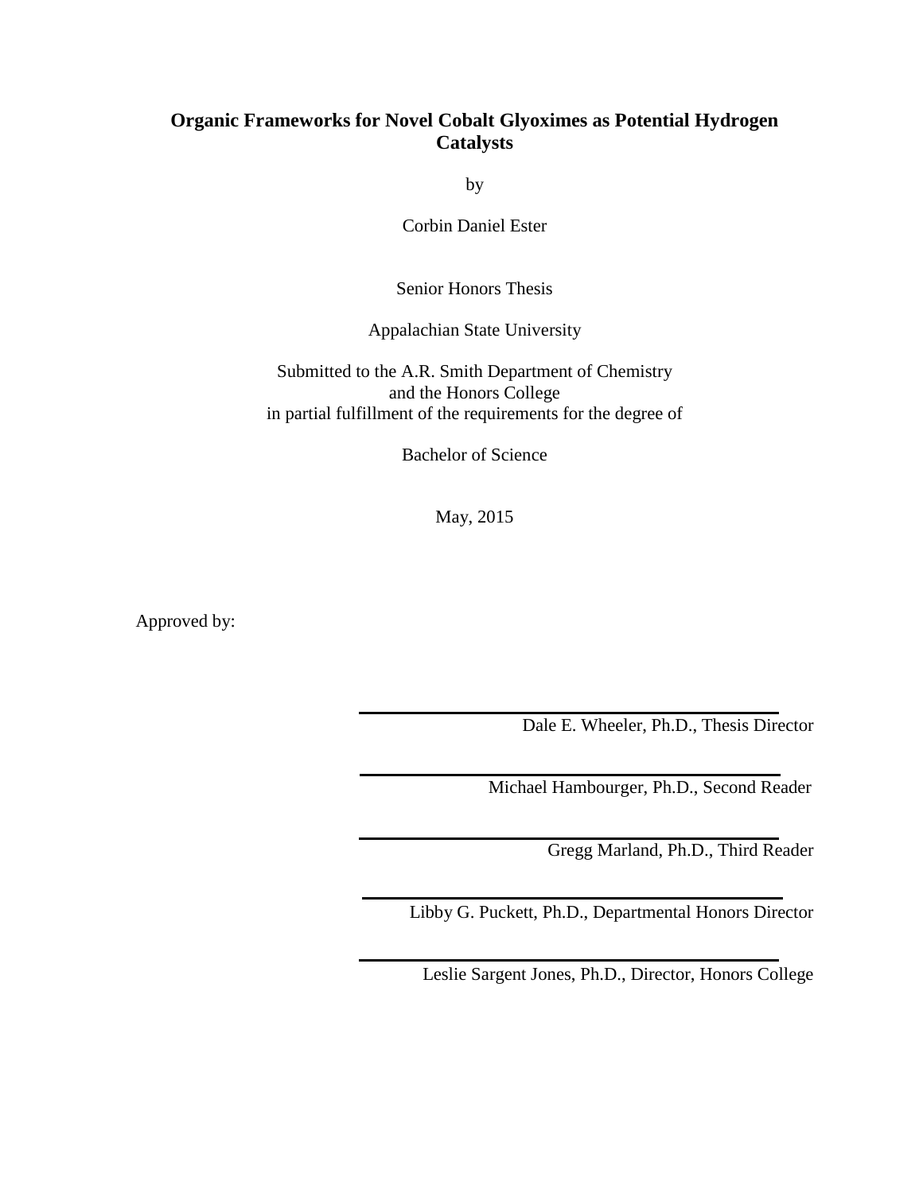# Organic Frameworks for Novel Cobalt Glyoximes as Potential Hydrogen Catalysts

by

Corbin Daniel Ester

Senior Honors Thesis

Appalachian State University

Submitted to the A.R. Smith Department of Chemistry
and the Honors College
in partial fulfillment of the requirements for the degree of

Bachelor of Science

May, 2015

Approved by:

Dale E. Wheeler, Ph.D., Thesis Director

Michael Hambourger, Ph.D., Second Reader

Gregg Marland, Ph.D., Third Reader

Libby G. Puckett, Ph.D., Departmental Honors Director

Leslie Sargent Jones, Ph.D., Director, Honors College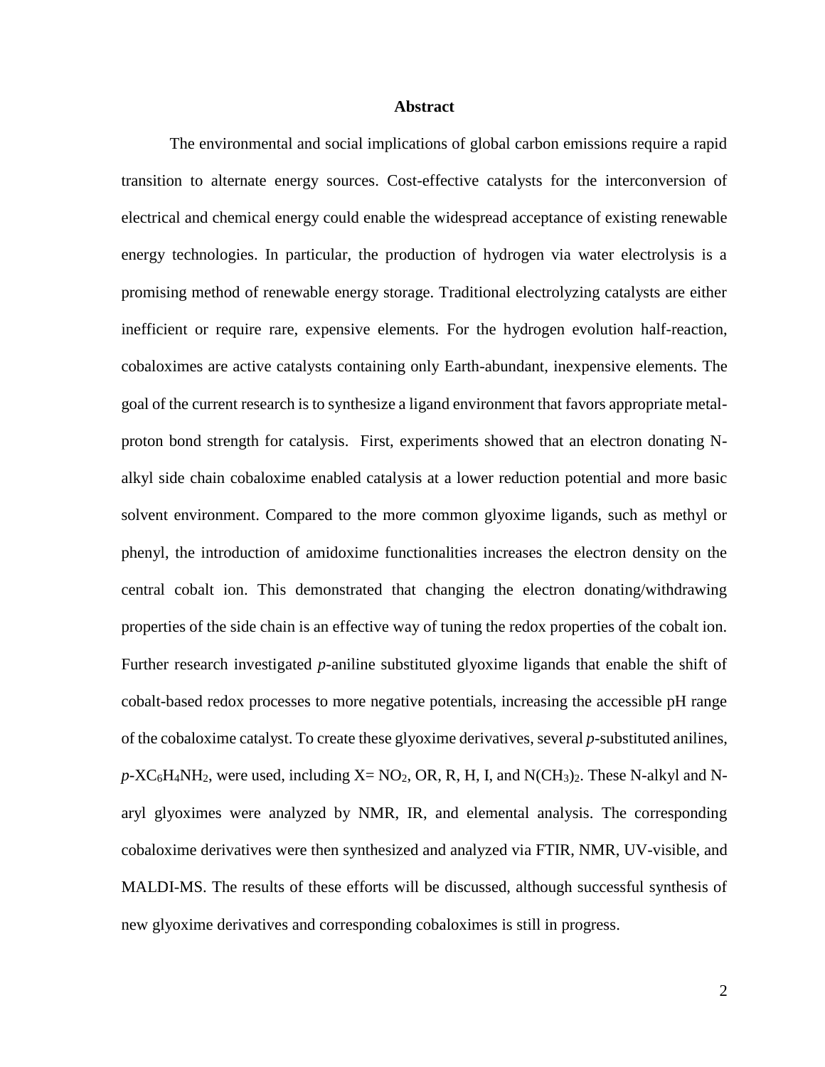# Abstract

The environmental and social implications of global carbon emissions require a rapid transition to alternate energy sources. Cost-effective catalysts for the interconversion of electrical and chemical energy could enable the widespread acceptance of existing renewable energy technologies. In particular, the production of hydrogen via water electrolysis is a promising method of renewable energy storage. Traditional electrolyzing catalysts are either inefficient or require rare, expensive elements. For the hydrogen evolution half-reaction, cobaloximes are active catalysts containing only Earth-abundant, inexpensive elements. The goal of the current research is to synthesize a ligand environment that favors appropriate metal-proton bond strength for catalysis. First, experiments showed that an electron donating N-alkyl side chain cobaloxime enabled catalysis at a lower reduction potential and more basic solvent environment. Compared to the more common glyoxime ligands, such as methyl or phenyl, the introduction of amidoxime functionalities increases the electron density on the central cobalt ion. This demonstrated that changing the electron donating/withdrawing properties of the side chain is an effective way of tuning the redox properties of the cobalt ion. Further research investigated *p*-aniline substituted glyoxime ligands that enable the shift of cobalt-based redox processes to more negative potentials, increasing the accessible pH range of the cobaloxime catalyst. To create these glyoxime derivatives, several *p*-substituted anilines, *p*-$XC_6H_4NH_2$, were used, including X= $NO_2$, OR, R, H, I, and $N(CH_3)_2$. These N-alkyl and N-aryl glyoximes were analyzed by NMR, IR, and elemental analysis. The corresponding cobaloxime derivatives were then synthesized and analyzed via FTIR, NMR, UV-visible, and MALDI-MS. The results of these efforts will be discussed, although successful synthesis of new glyoxime derivatives and corresponding cobaloximes is still in progress.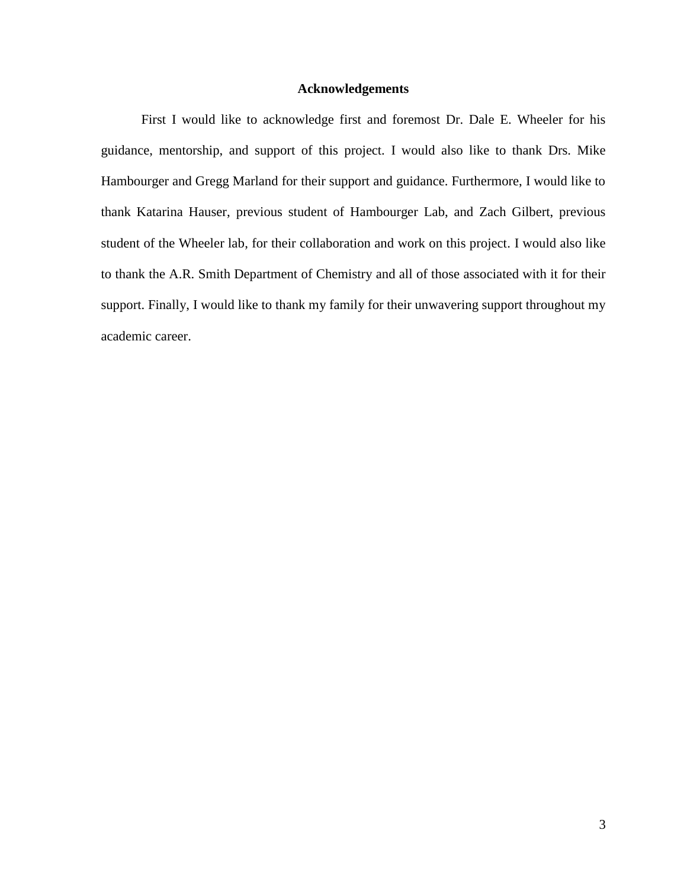## Acknowledgements

First I would like to acknowledge first and foremost Dr. Dale E. Wheeler for his guidance, mentorship, and support of this project. I would also like to thank Drs. Mike Hambourger and Gregg Marland for their support and guidance. Furthermore, I would like to thank Katarina Hauser, previous student of Hambourger Lab, and Zach Gilbert, previous student of the Wheeler lab, for their collaboration and work on this project. I would also like to thank the A.R. Smith Department of Chemistry and all of those associated with it for their support. Finally, I would like to thank my family for their unwavering support throughout my academic career.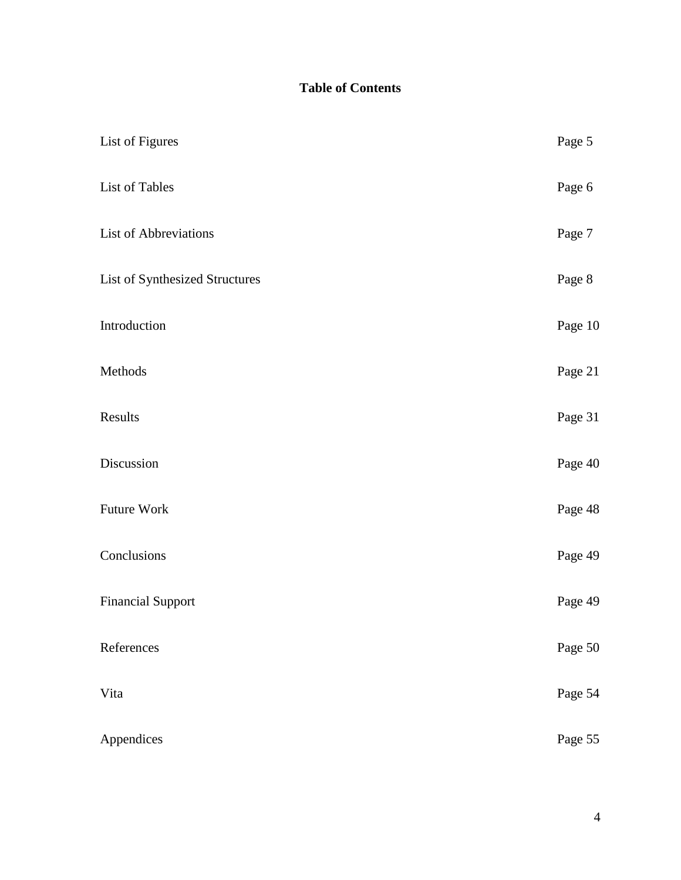# Table of Contents

| | |
|---|---|
| List of Figures | Page 5 |
| List of Tables | Page 6 |
| List of Abbreviations | Page 7 |
| List of Synthesized Structures | Page 8 |
| Introduction | Page 10 |
| Methods | Page 21 |
| Results | Page 31 |
| Discussion | Page 40 |
| Future Work | Page 48 |
| Conclusions | Page 49 |
| Financial Support | Page 49 |
| References | Page 50 |
| Vita | Page 54 |
| Appendices | Page 55 |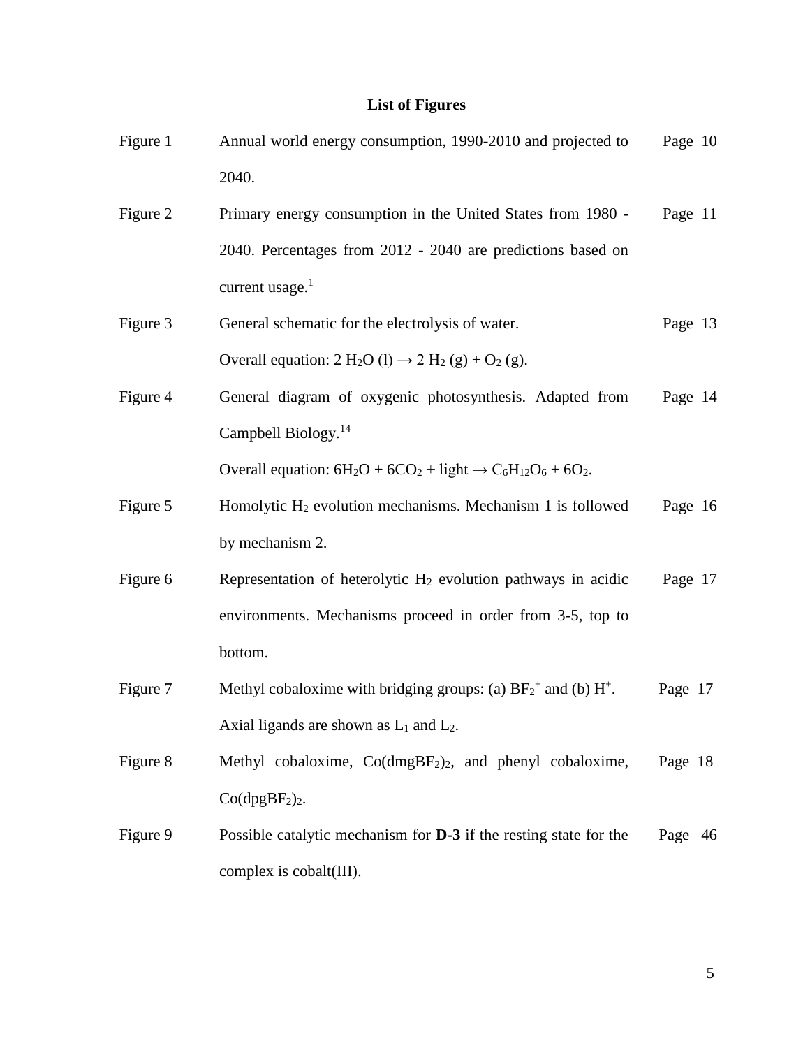# List of Figures

| | | |
|---|---|---|
| Figure 1 | Annual world energy consumption, 1990-2010 and projected to 2040. | Page 10 |
| Figure 2 | Primary energy consumption in the United States from 1980 - 2040. Percentages from 2012 - 2040 are predictions based on current usage.[1] | Page 11 |
| Figure 3 | General schematic for the electrolysis of water. Overall equation: $2\ H_2O\ (l) \rightarrow 2\ H_2\ (g) + O_2\ (g)$. | Page 13 |
| Figure 4 | General diagram of oxygenic photosynthesis. Adapted from Campbell Biology.[14] Overall equation: $6H_2O + 6CO_2 + \text{light} \rightarrow C_6H_{12}O_6 + 6O_2$. | Page 14 |
| Figure 5 | Homolytic $H_2$ evolution mechanisms. Mechanism 1 is followed by mechanism 2. | Page 16 |
| Figure 6 | Representation of heterolytic $H_2$ evolution pathways in acidic environments. Mechanisms proceed in order from 3-5, top to bottom. | Page 17 |
| Figure 7 | Methyl cobaloxime with bridging groups: (a) $BF_2^+$ and (b) $H^+$. Axial ligands are shown as $L_1$ and $L_2$. | Page 17 |
| Figure 8 | Methyl cobaloxime, $Co(dmgBF_2)_2$, and phenyl cobaloxime, $Co(dpgBF_2)_2$. | Page 18 |
| Figure 9 | Possible catalytic mechanism for **D-3** if the resting state for the complex is cobalt(III). | Page 46 |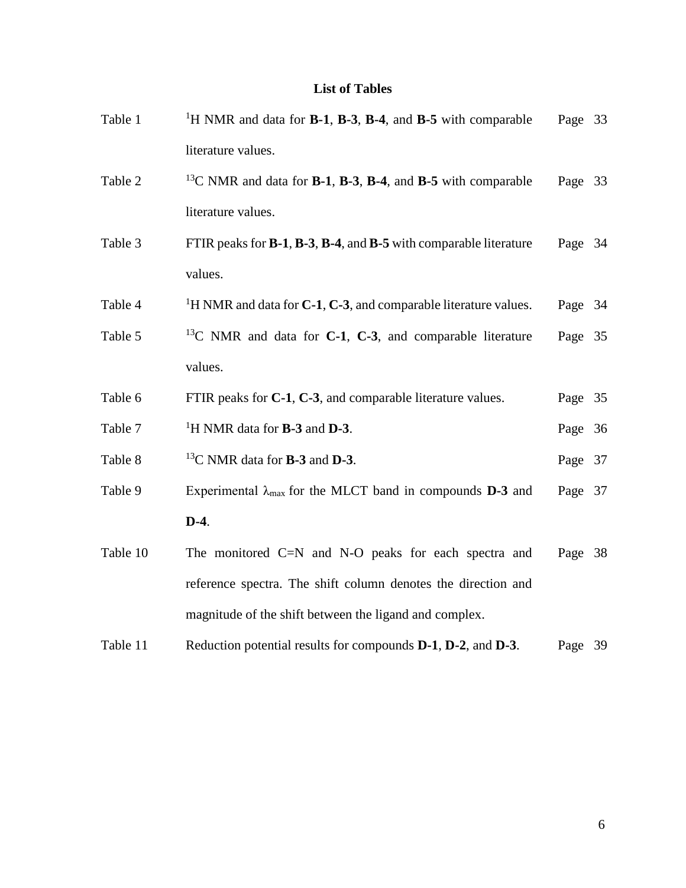## List of Tables

| | | |
|---|---|---|
| Table 1 | $^{1}$H NMR and data for **B-1**, **B-3**, **B-4**, and **B-5** with comparable literature values. | Page 33 |
| Table 2 | $^{13}$C NMR and data for **B-1**, **B-3**, **B-4**, and **B-5** with comparable literature values. | Page 33 |
| Table 3 | FTIR peaks for **B-1**, **B-3**, **B-4**, and **B-5** with comparable literature values. | Page 34 |
| Table 4 | $^{1}$H NMR and data for **C-1**, **C-3**, and comparable literature values. | Page 34 |
| Table 5 | $^{13}$C NMR and data for **C-1**, **C-3**, and comparable literature values. | Page 35 |
| Table 6 | FTIR peaks for **C-1**, **C-3**, and comparable literature values. | Page 35 |
| Table 7 | $^{1}$H NMR data for **B-3** and **D-3**. | Page 36 |
| Table 8 | $^{13}$C NMR data for **B-3** and **D-3**. | Page 37 |
| Table 9 | Experimental $\lambda_{max}$ for the MLCT band in compounds **D-3** and **D-4**. | Page 37 |
| Table 10 | The monitored C=N and N-O peaks for each spectra and reference spectra. The shift column denotes the direction and magnitude of the shift between the ligand and complex. | Page 38 |
| Table 11 | Reduction potential results for compounds **D-1**, **D-2**, and **D-3**. | Page 39 |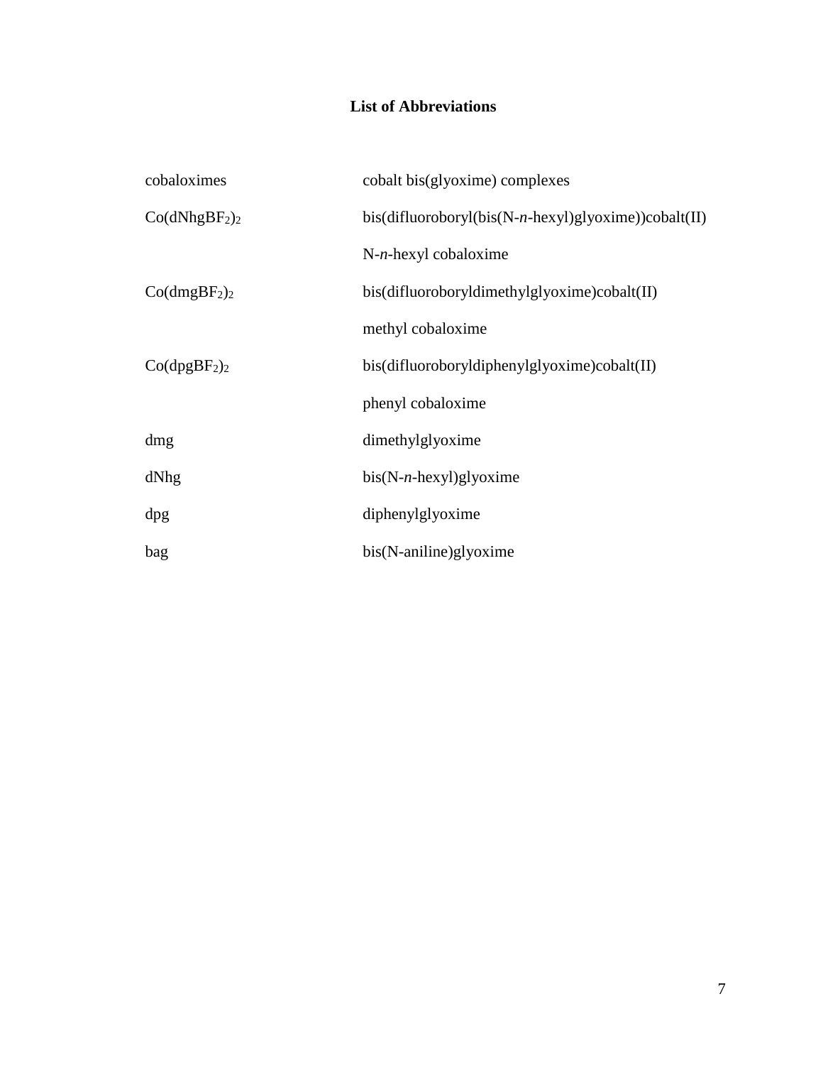# List of Abbreviations

| | |
|---|---|
| cobaloximes | cobalt bis(glyoxime) complexes |
| $Co(dNhgBF_2)_2$ | bis(difluoroboryl(bis(N-*n*-hexyl)glyoxime))cobalt(II) |
| | N-*n*-hexyl cobaloxime |
| $Co(dmgBF_2)_2$ | bis(difluoroboryldimethylglyoxime)cobalt(II) |
| | methyl cobaloxime |
| $Co(dpgBF_2)_2$ | bis(difluoroboryldiphenylglyoxime)cobalt(II) |
| | phenyl cobaloxime |
| dmg | dimethylglyoxime |
| dNhg | bis(N-*n*-hexyl)glyoxime |
| dpg | diphenylglyoxime |
| bag | bis(N-aniline)glyoxime |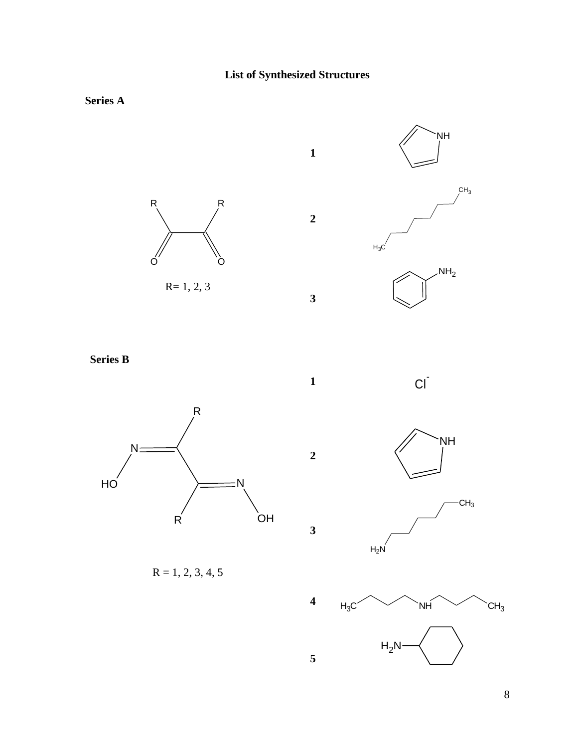**List of Synthesized Structures**

**Series A**

R= 1, 2, 3

1

2

3

**Series B**

R = 1, 2, 3, 4, 5

1 $Cl^-$

2

3

4

5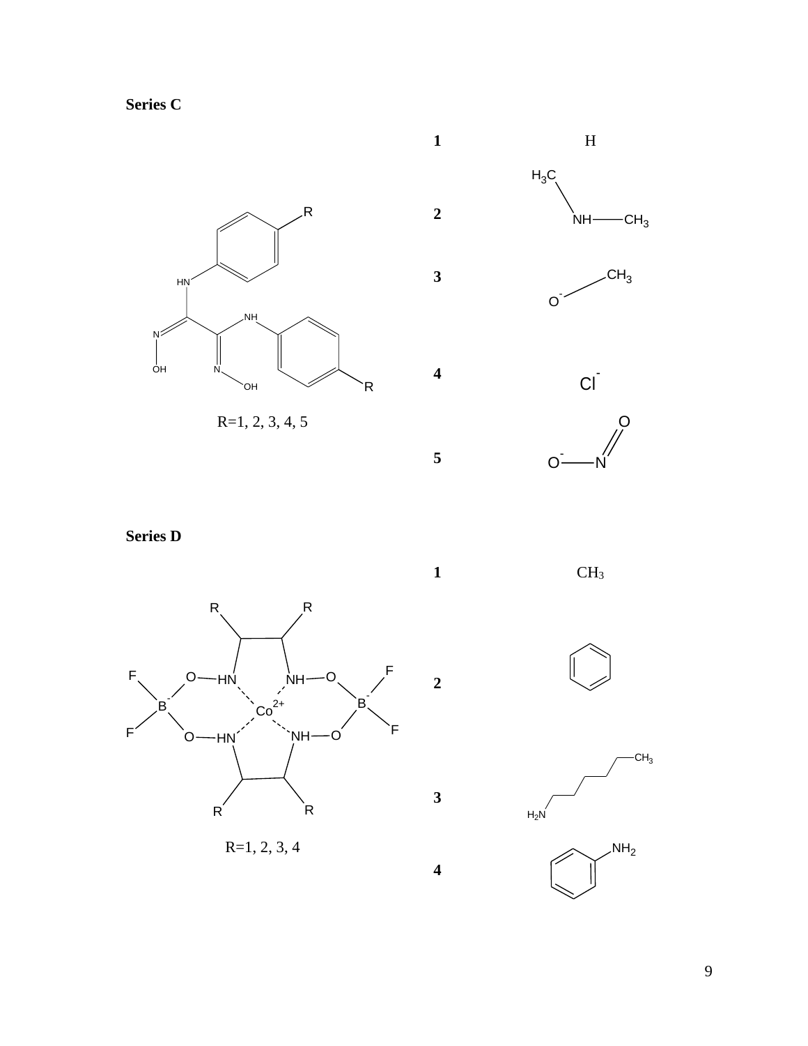**Series C**

R=1, 2, 3, 4, 5

| | R |
|---|---|
| 1 | H |
| 2 | $NH(CH_3)_2$ |
| 3 | $O^-CH_3$ |
| 4 | $Cl^-$ |
| 5 | $O^--N=O$ |

**Series D**

R=1, 2, 3, 4

| | R |
|---|---|
| 1 | $CH_3$ |
| 2 | $C_6H_6$ |
| 3 | $H_2N(CH_2)_5CH_3$ |
| 4 | $C_6H_5NH_2$ |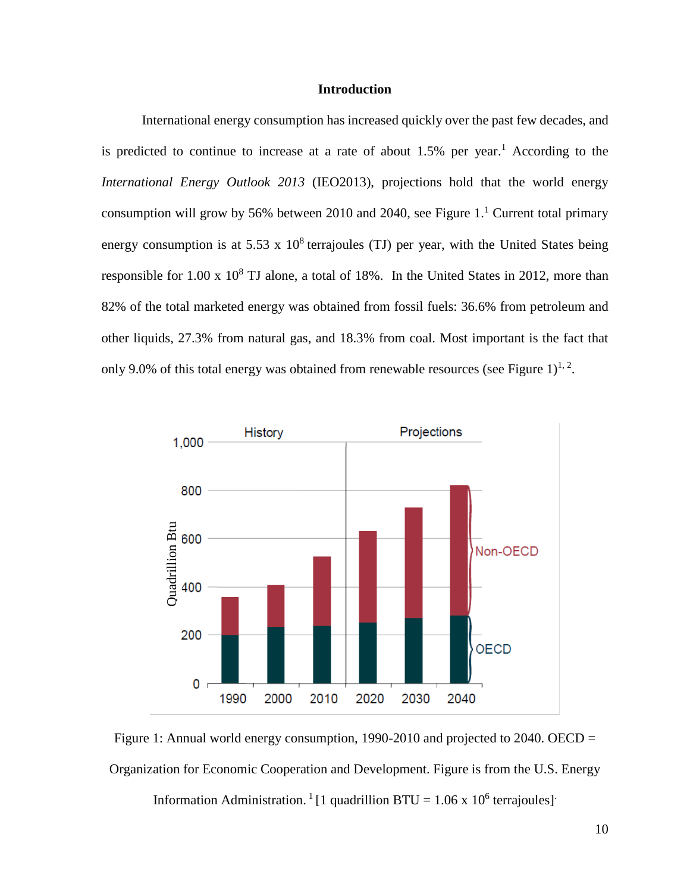# Introduction

International energy consumption has increased quickly over the past few decades, and is predicted to continue to increase at a rate of about 1.5% per year.[1] According to the *International Energy Outlook 2013* (IEO2013), projections hold that the world energy consumption will grow by 56% between 2010 and 2040, see Figure 1.[1] Current total primary energy consumption is at $5.53 \times 10^8$ terrajoules (TJ) per year, with the United States being responsible for $1.00 \times 10^8$ TJ alone, a total of 18%. In the United States in 2012, more than 82% of the total marketed energy was obtained from fossil fuels: 36.6% from petroleum and other liquids, 27.3% from natural gas, and 18.3% from coal. Most important is the fact that only 9.0% of this total energy was obtained from renewable resources (see Figure 1)[1, 2].

Figure 1: Annual world energy consumption, 1990-2010 and projected to 2040. OECD = Organization for Economic Cooperation and Development. Figure is from the U.S. Energy Information Administration.[1] [1 quadrillion BTU = $1.06 \times 10^6$ terrajoules].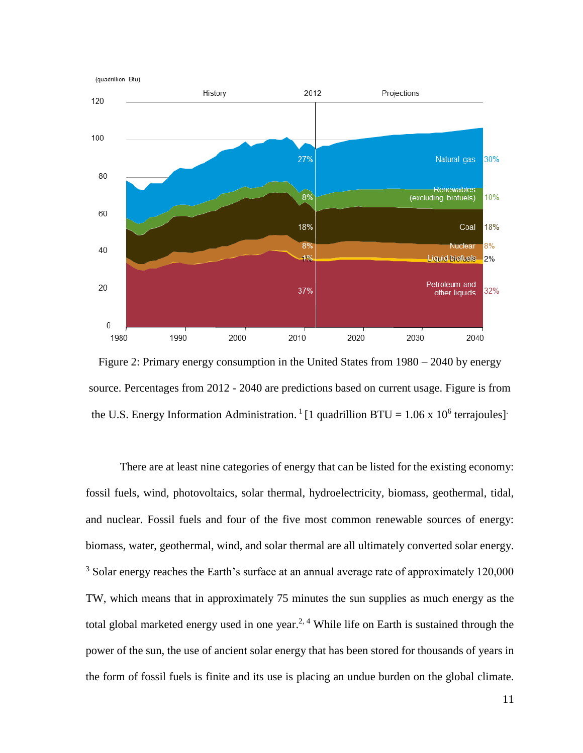Figure 2: Primary energy consumption in the United States from 1980 – 2040 by energy source. Percentages from 2012 - 2040 are predictions based on current usage. Figure is from the U.S. Energy Information Administration. [1] [1 quadrillion BTU = 1.06 x $10^6$ terrajoules].

There are at least nine categories of energy that can be listed for the existing economy: fossil fuels, wind, photovoltaics, solar thermal, hydroelectricity, biomass, geothermal, tidal, and nuclear. Fossil fuels and four of the five most common renewable sources of energy: biomass, water, geothermal, wind, and solar thermal are all ultimately converted solar energy. [3] Solar energy reaches the Earth's surface at an annual average rate of approximately 120,000 TW, which means that in approximately 75 minutes the sun supplies as much energy as the total global marketed energy used in one year.[2, 4] While life on Earth is sustained through the power of the sun, the use of ancient solar energy that has been stored for thousands of years in the form of fossil fuels is finite and its use is placing an undue burden on the global climate.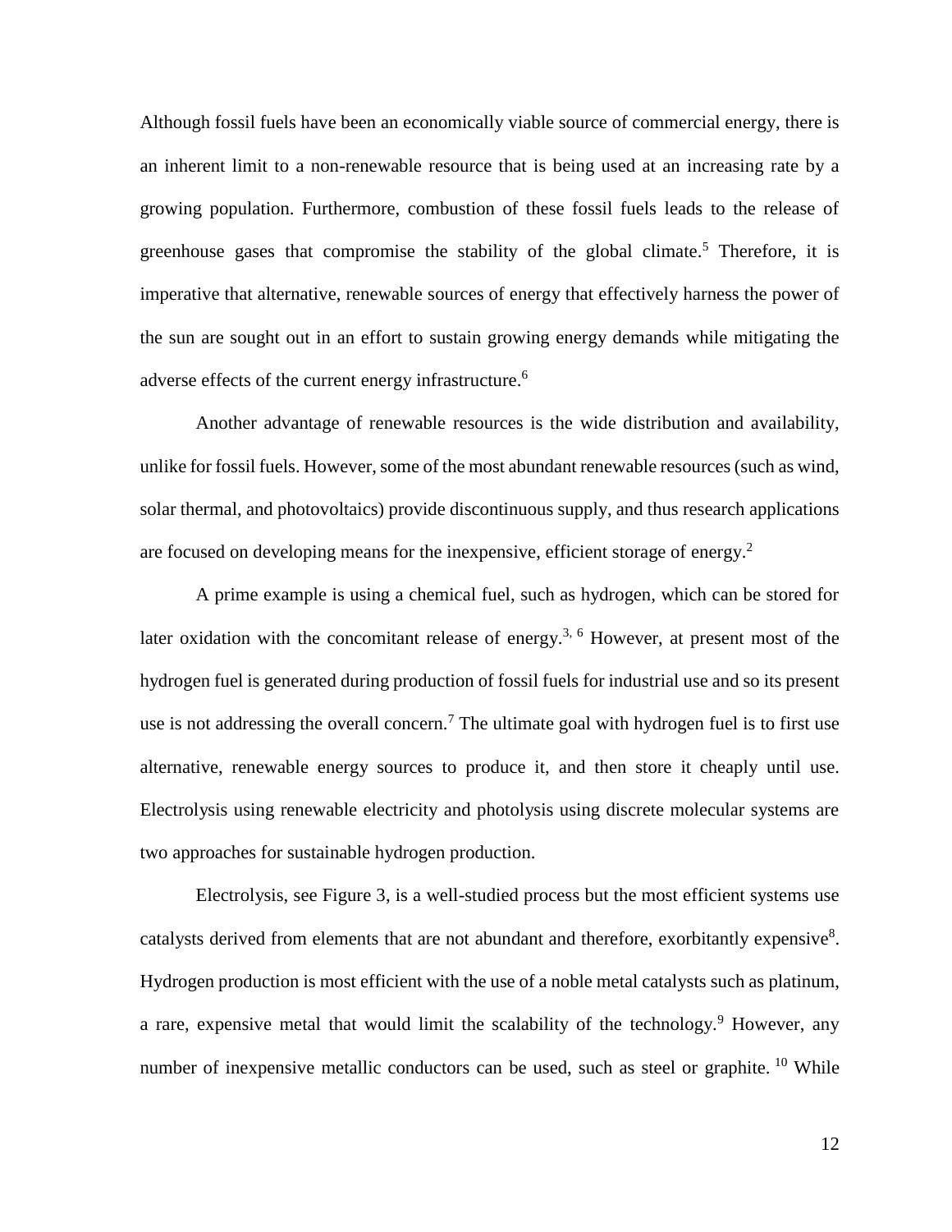Although fossil fuels have been an economically viable source of commercial energy, there is an inherent limit to a non-renewable resource that is being used at an increasing rate by a growing population. Furthermore, combustion of these fossil fuels leads to the release of greenhouse gases that compromise the stability of the global climate.[5] Therefore, it is imperative that alternative, renewable sources of energy that effectively harness the power of the sun are sought out in an effort to sustain growing energy demands while mitigating the adverse effects of the current energy infrastructure.[6]

Another advantage of renewable resources is the wide distribution and availability, unlike for fossil fuels. However, some of the most abundant renewable resources (such as wind, solar thermal, and photovoltaics) provide discontinuous supply, and thus research applications are focused on developing means for the inexpensive, efficient storage of energy.[2]

A prime example is using a chemical fuel, such as hydrogen, which can be stored for later oxidation with the concomitant release of energy.[3, 6] However, at present most of the hydrogen fuel is generated during production of fossil fuels for industrial use and so its present use is not addressing the overall concern.[7] The ultimate goal with hydrogen fuel is to first use alternative, renewable energy sources to produce it, and then store it cheaply until use. Electrolysis using renewable electricity and photolysis using discrete molecular systems are two approaches for sustainable hydrogen production.

Electrolysis, see Figure 3, is a well-studied process but the most efficient systems use catalysts derived from elements that are not abundant and therefore, exorbitantly expensive[8]. Hydrogen production is most efficient with the use of a noble metal catalysts such as platinum, a rare, expensive metal that would limit the scalability of the technology.[9] However, any number of inexpensive metallic conductors can be used, such as steel or graphite. [10] While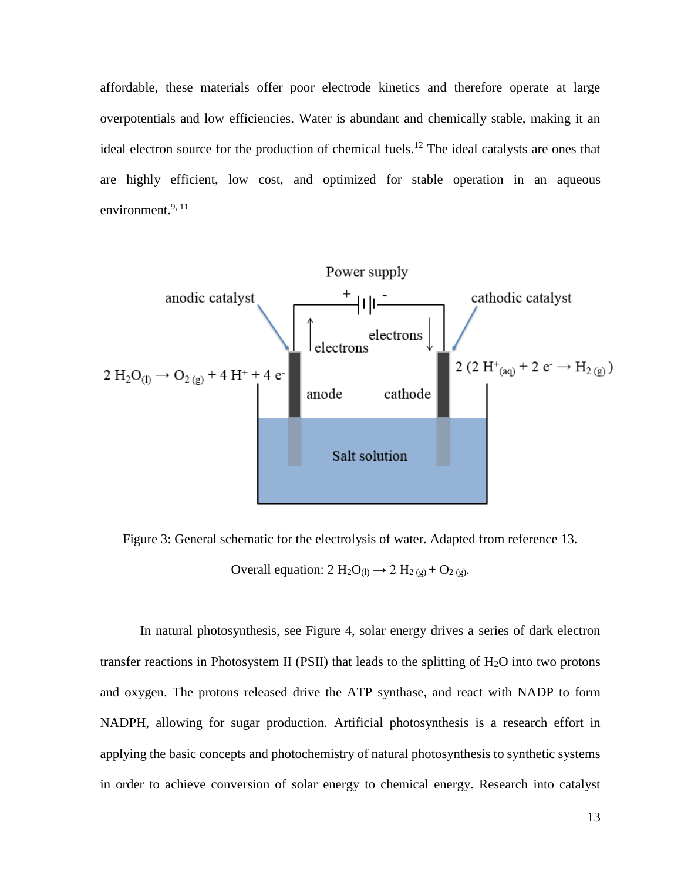affordable, these materials offer poor electrode kinetics and therefore operate at large overpotentials and low efficiencies. Water is abundant and chemically stable, making it an ideal electron source for the production of chemical fuels.[12] The ideal catalysts are ones that are highly efficient, low cost, and optimized for stable operation in an aqueous environment.[9, 11]

Figure 3: General schematic for the electrolysis of water. Adapted from reference 13. Overall equation: $2\ H_2O_{(l)} \rightarrow 2\ H_{2\ (g)} + O_{2\ (g)}$.

In natural photosynthesis, see Figure 4, solar energy drives a series of dark electron transfer reactions in Photosystem II (PSII) that leads to the splitting of $H_2O$ into two protons and oxygen. The protons released drive the ATP synthase, and react with NADP to form NADPH, allowing for sugar production. Artificial photosynthesis is a research effort in applying the basic concepts and photochemistry of natural photosynthesis to synthetic systems in order to achieve conversion of solar energy to chemical energy. Research into catalyst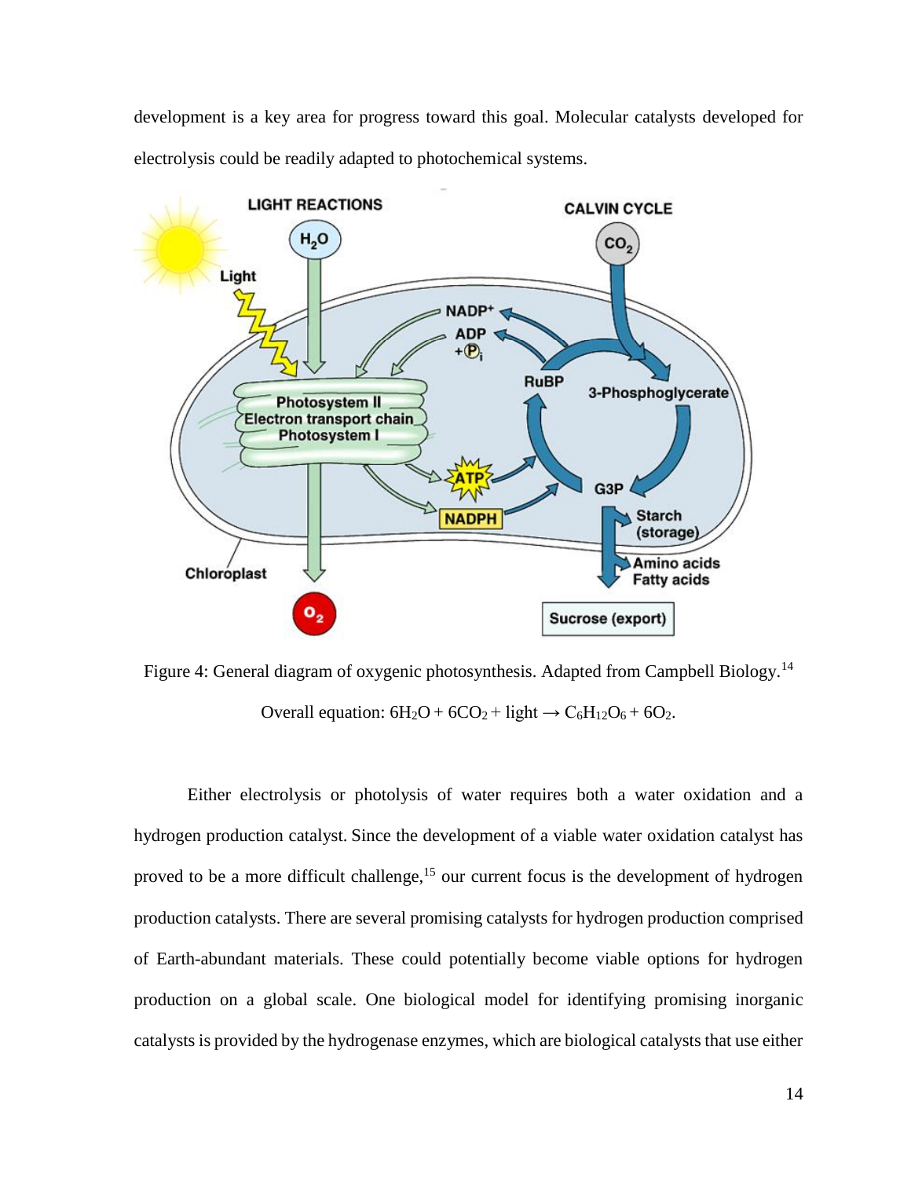development is a key area for progress toward this goal. Molecular catalysts developed for electrolysis could be readily adapted to photochemical systems.

Figure 4: General diagram of oxygenic photosynthesis. Adapted from Campbell Biology.[14]

Overall equation: $6H_2O + 6CO_2 + \text{light} \rightarrow C_6H_{12}O_6 + 6O_2$.

Either electrolysis or photolysis of water requires both a water oxidation and a hydrogen production catalyst. Since the development of a viable water oxidation catalyst has proved to be a more difficult challenge,[15] our current focus is the development of hydrogen production catalysts. There are several promising catalysts for hydrogen production comprised of Earth-abundant materials. These could potentially become viable options for hydrogen production on a global scale. One biological model for identifying promising inorganic catalysts is provided by the hydrogenase enzymes, which are biological catalysts that use either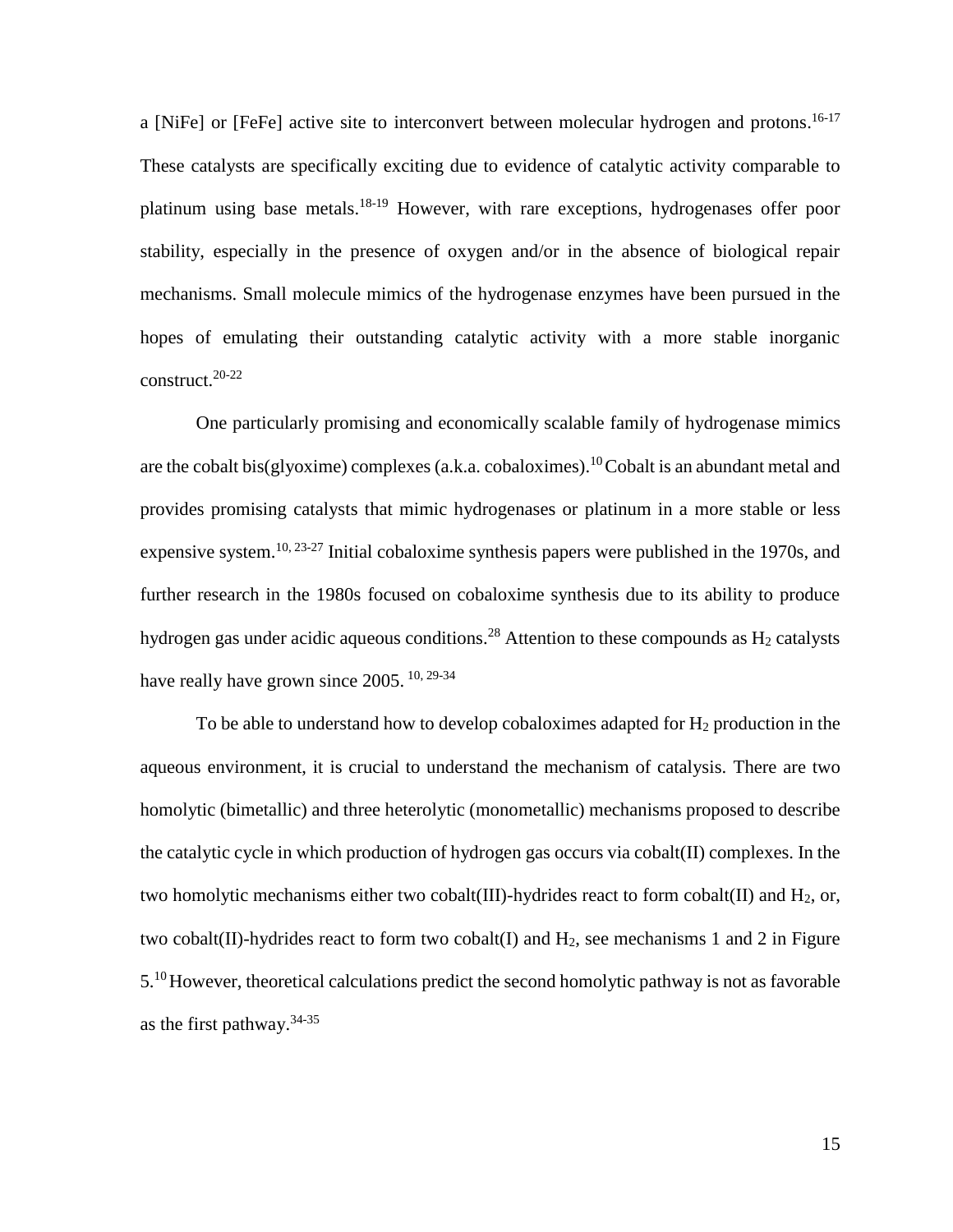a [NiFe] or [FeFe] active site to interconvert between molecular hydrogen and protons.[16-17] These catalysts are specifically exciting due to evidence of catalytic activity comparable to platinum using base metals.[18-19] However, with rare exceptions, hydrogenases offer poor stability, especially in the presence of oxygen and/or in the absence of biological repair mechanisms. Small molecule mimics of the hydrogenase enzymes have been pursued in the hopes of emulating their outstanding catalytic activity with a more stable inorganic construct.[20-22]

One particularly promising and economically scalable family of hydrogenase mimics are the cobalt bis(glyoxime) complexes (a.k.a. cobaloximes).[10] Cobalt is an abundant metal and provides promising catalysts that mimic hydrogenases or platinum in a more stable or less expensive system.[10, 23-27] Initial cobaloxime synthesis papers were published in the 1970s, and further research in the 1980s focused on cobaloxime synthesis due to its ability to produce hydrogen gas under acidic aqueous conditions.[28] Attention to these compounds as $H_2$ catalysts have really have grown since 2005. [10, 29-34]

To be able to understand how to develop cobaloximes adapted for $H_2$ production in the aqueous environment, it is crucial to understand the mechanism of catalysis. There are two homolytic (bimetallic) and three heterolytic (monometallic) mechanisms proposed to describe the catalytic cycle in which production of hydrogen gas occurs via cobalt(II) complexes. In the two homolytic mechanisms either two cobalt(III)-hydrides react to form cobalt(II) and $H_2$, or, two cobalt(II)-hydrides react to form two cobalt(I) and $H_2$, see mechanisms 1 and 2 in Figure 5.[10] However, theoretical calculations predict the second homolytic pathway is not as favorable as the first pathway.[34-35]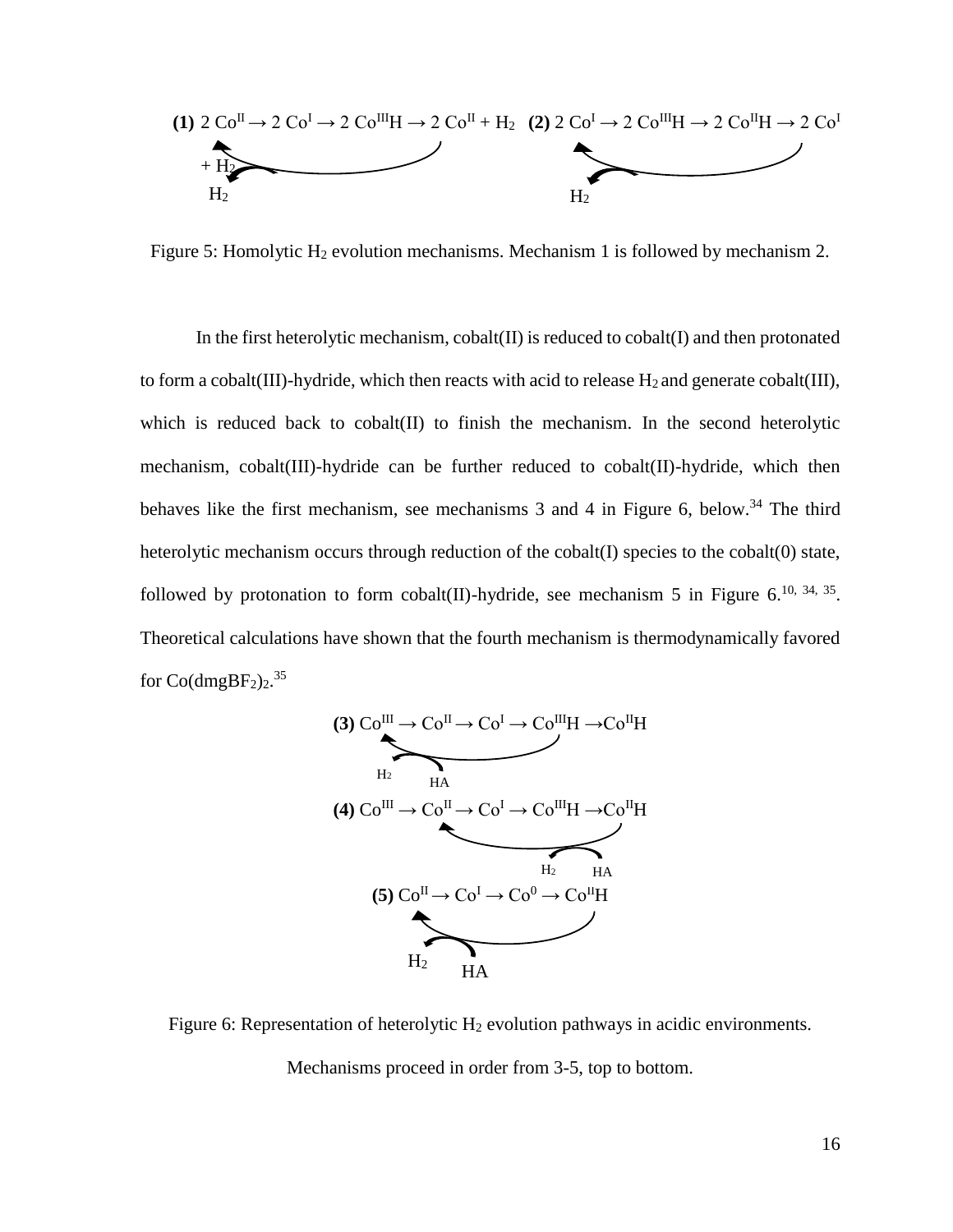$$\textbf{(1)}\ 2\,Co^{II} \rightarrow 2\,Co^{I} \rightarrow 2\,Co^{III}H \rightarrow 2\,Co^{II} + H_2 \quad \textbf{(2)}\ 2\,Co^{I} \rightarrow 2\,Co^{III}H \rightarrow 2\,Co^{II}H \rightarrow 2\,Co^{I}$$

$+ H_2$

$H_2$ $\qquad\qquad\qquad\qquad\qquad\qquad\qquad\qquad$ $H_2$

Figure 5: Homolytic $H_2$ evolution mechanisms. Mechanism 1 is followed by mechanism 2.

In the first heterolytic mechanism, cobalt(II) is reduced to cobalt(I) and then protonated to form a cobalt(III)-hydride, which then reacts with acid to release $H_2$ and generate cobalt(III), which is reduced back to cobalt(II) to finish the mechanism. In the second heterolytic mechanism, cobalt(III)-hydride can be further reduced to cobalt(II)-hydride, which then behaves like the first mechanism, see mechanisms 3 and 4 in Figure 6, below.[34] The third heterolytic mechanism occurs through reduction of the cobalt(I) species to the cobalt(0) state, followed by protonation to form cobalt(II)-hydride, see mechanism 5 in Figure 6.[10, 34, 35]. Theoretical calculations have shown that the fourth mechanism is thermodynamically favored for $Co(dmgBF_2)_2$.[35]

$$\textbf{(3)}\ Co^{III} \rightarrow Co^{II} \rightarrow Co^{I} \rightarrow Co^{III}H \rightarrow Co^{II}H$$

$H_2$ $\quad$ HA

$$\textbf{(4)}\ Co^{III} \rightarrow Co^{II} \rightarrow Co^{I} \rightarrow Co^{III}H \rightarrow Co^{II}H$$

$H_2$ $\quad$ HA

$$\textbf{(5)}\ Co^{II} \rightarrow Co^{I} \rightarrow Co^{0} \rightarrow Co^{II}H$$

$H_2$ $\quad$ HA

Figure 6: Representation of heterolytic $H_2$ evolution pathways in acidic environments. Mechanisms proceed in order from 3-5, top to bottom.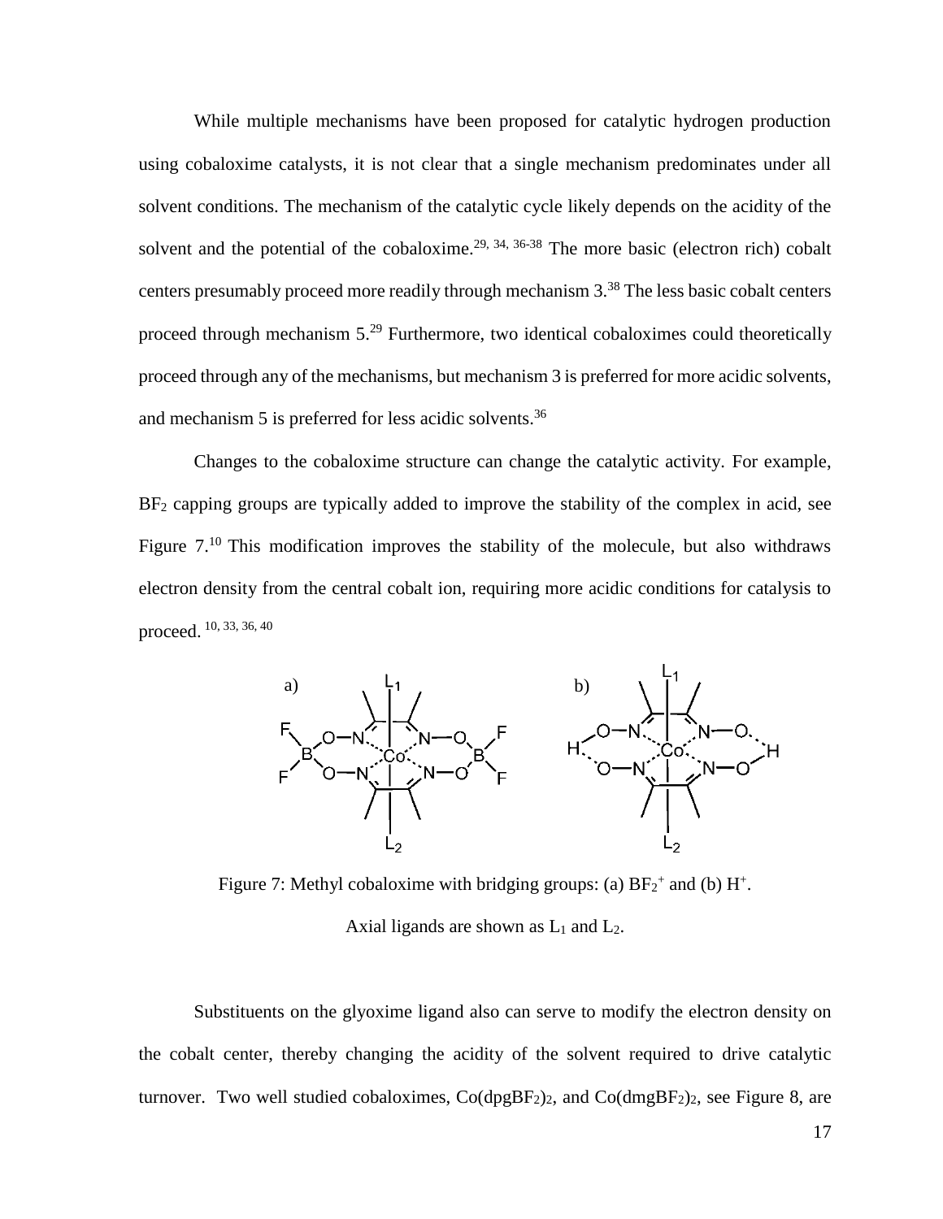While multiple mechanisms have been proposed for catalytic hydrogen production using cobaloxime catalysts, it is not clear that a single mechanism predominates under all solvent conditions. The mechanism of the catalytic cycle likely depends on the acidity of the solvent and the potential of the cobaloxime.[29, 34, 36-38] The more basic (electron rich) cobalt centers presumably proceed more readily through mechanism 3.[38] The less basic cobalt centers proceed through mechanism 5.[29] Furthermore, two identical cobaloximes could theoretically proceed through any of the mechanisms, but mechanism 3 is preferred for more acidic solvents, and mechanism 5 is preferred for less acidic solvents.[36]

Changes to the cobaloxime structure can change the catalytic activity. For example, $BF_2$ capping groups are typically added to improve the stability of the complex in acid, see Figure 7.[10] This modification improves the stability of the molecule, but also withdraws electron density from the central cobalt ion, requiring more acidic conditions for catalysis to proceed.[10, 33, 36, 40]

Figure 7: Methyl cobaloxime with bridging groups: (a) $BF_2^+$ and (b) $H^+$.

Axial ligands are shown as $L_1$ and $L_2$.

Substituents on the glyoxime ligand also can serve to modify the electron density on the cobalt center, thereby changing the acidity of the solvent required to drive catalytic turnover. Two well studied cobaloximes, $Co(dpgBF_2)_2$, and $Co(dmgBF_2)_2$, see Figure 8, are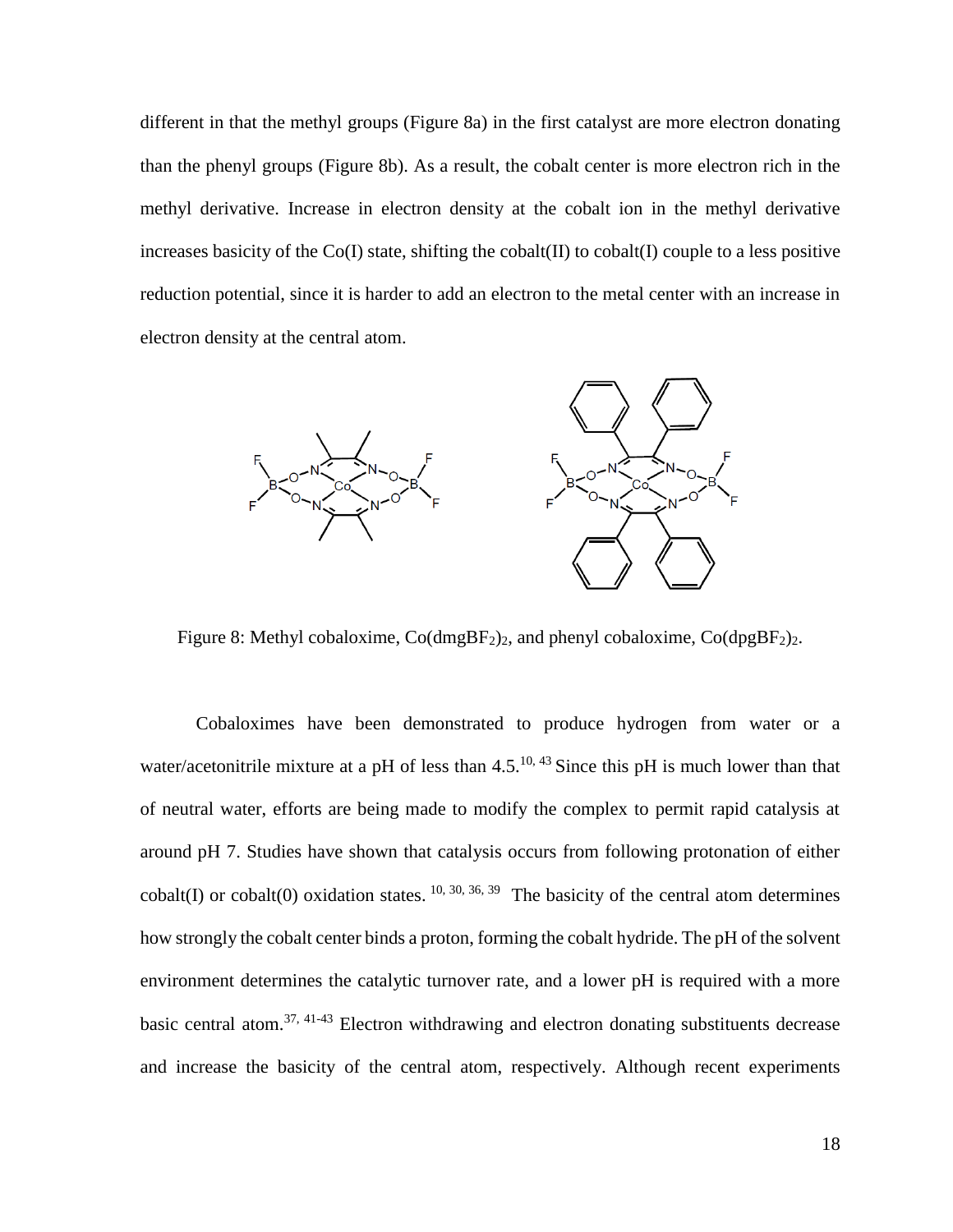different in that the methyl groups (Figure 8a) in the first catalyst are more electron donating than the phenyl groups (Figure 8b). As a result, the cobalt center is more electron rich in the methyl derivative. Increase in electron density at the cobalt ion in the methyl derivative increases basicity of the Co(I) state, shifting the cobalt(II) to cobalt(I) couple to a less positive reduction potential, since it is harder to add an electron to the metal center with an increase in electron density at the central atom.

Figure 8: Methyl cobaloxime, $Co(dmgBF_2)_2$, and phenyl cobaloxime, $Co(dpgBF_2)_2$.

Cobaloximes have been demonstrated to produce hydrogen from water or a water/acetonitrile mixture at a pH of less than 4.5.[10, 43] Since this pH is much lower than that of neutral water, efforts are being made to modify the complex to permit rapid catalysis at around pH 7. Studies have shown that catalysis occurs from following protonation of either cobalt(I) or cobalt(0) oxidation states. [10, 30, 36, 39] The basicity of the central atom determines how strongly the cobalt center binds a proton, forming the cobalt hydride. The pH of the solvent environment determines the catalytic turnover rate, and a lower pH is required with a more basic central atom.[37, 41-43] Electron withdrawing and electron donating substituents decrease and increase the basicity of the central atom, respectively. Although recent experiments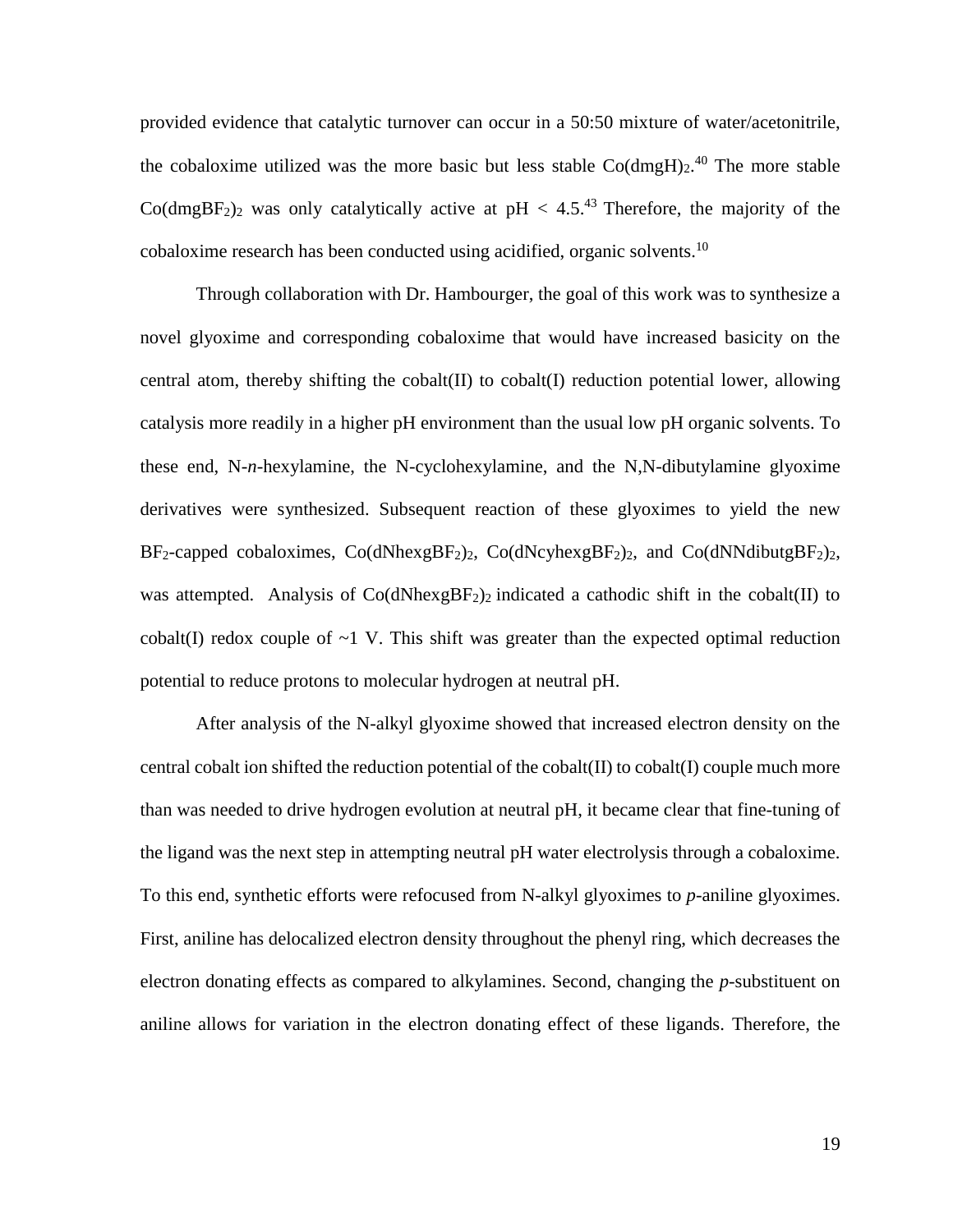provided evidence that catalytic turnover can occur in a 50:50 mixture of water/acetonitrile, the cobaloxime utilized was the more basic but less stable $Co(dmgH)_2$.[40] The more stable $Co(dmgBF_2)_2$ was only catalytically active at $pH < 4.5$.[43] Therefore, the majority of the cobaloxime research has been conducted using acidified, organic solvents.[10]

Through collaboration with Dr. Hambourger, the goal of this work was to synthesize a novel glyoxime and corresponding cobaloxime that would have increased basicity on the central atom, thereby shifting the cobalt(II) to cobalt(I) reduction potential lower, allowing catalysis more readily in a higher pH environment than the usual low pH organic solvents. To these end, N-*n*-hexylamine, the N-cyclohexylamine, and the N,N-dibutylamine glyoxime derivatives were synthesized. Subsequent reaction of these glyoximes to yield the new $BF_2$-capped cobaloximes, $Co(dNhexgBF_2)_2$, $Co(dNcyhexgBF_2)_2$, and $Co(dNNdibutgBF_2)_2$, was attempted. Analysis of $Co(dNhexgBF_2)_2$ indicated a cathodic shift in the cobalt(II) to cobalt(I) redox couple of ~1 V. This shift was greater than the expected optimal reduction potential to reduce protons to molecular hydrogen at neutral pH.

After analysis of the N-alkyl glyoxime showed that increased electron density on the central cobalt ion shifted the reduction potential of the cobalt(II) to cobalt(I) couple much more than was needed to drive hydrogen evolution at neutral pH, it became clear that fine-tuning of the ligand was the next step in attempting neutral pH water electrolysis through a cobaloxime. To this end, synthetic efforts were refocused from N-alkyl glyoximes to *p*-aniline glyoximes. First, aniline has delocalized electron density throughout the phenyl ring, which decreases the electron donating effects as compared to alkylamines. Second, changing the *p*-substituent on aniline allows for variation in the electron donating effect of these ligands. Therefore, the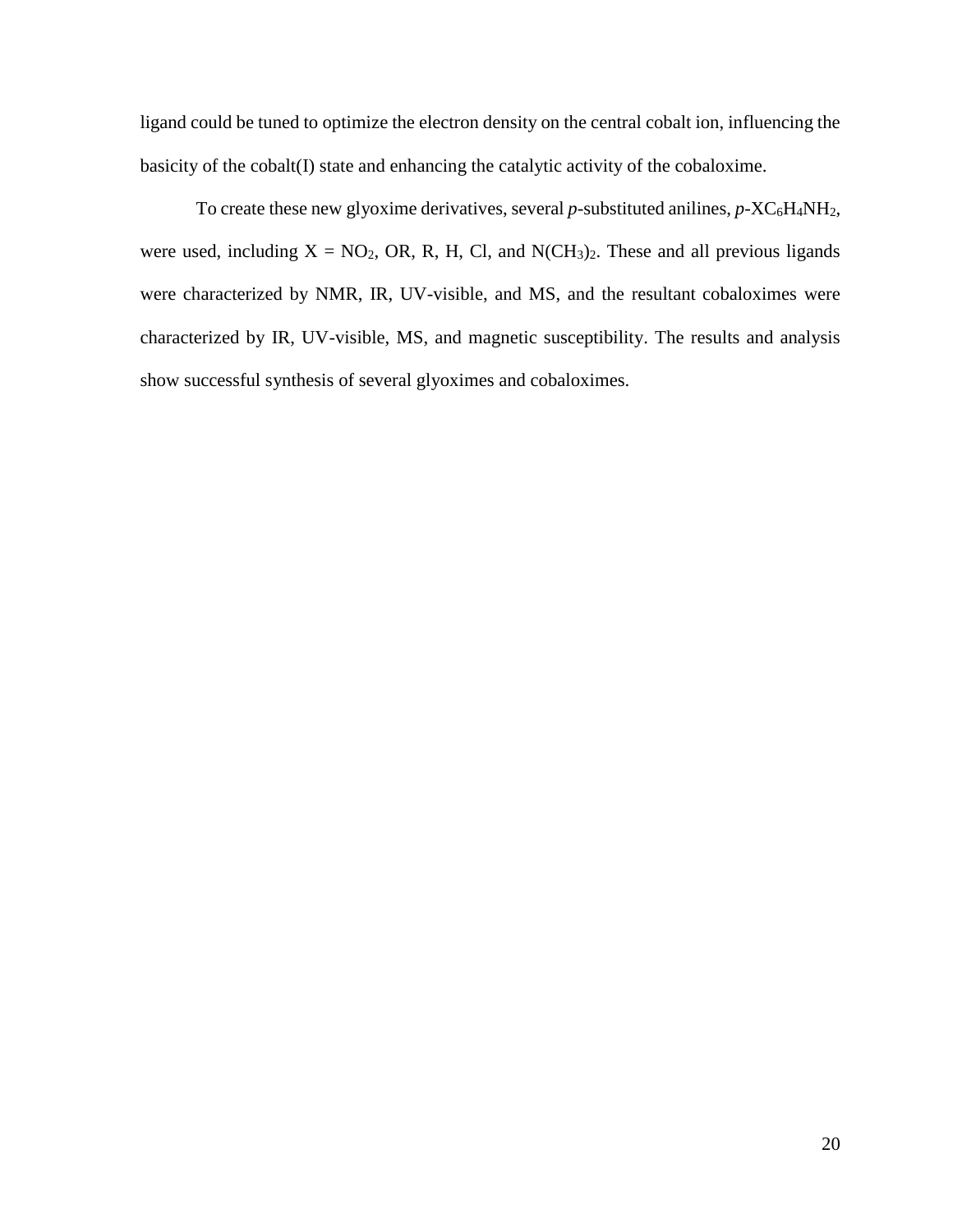ligand could be tuned to optimize the electron density on the central cobalt ion, influencing the basicity of the cobalt(I) state and enhancing the catalytic activity of the cobaloxime.

To create these new glyoxime derivatives, several *p*-substituted anilines, *p*-$XC_6H_4NH_2$, were used, including X = $NO_2$, OR, R, H, Cl, and $N(CH_3)_2$. These and all previous ligands were characterized by NMR, IR, UV-visible, and MS, and the resultant cobaloximes were characterized by IR, UV-visible, MS, and magnetic susceptibility. The results and analysis show successful synthesis of several glyoximes and cobaloximes.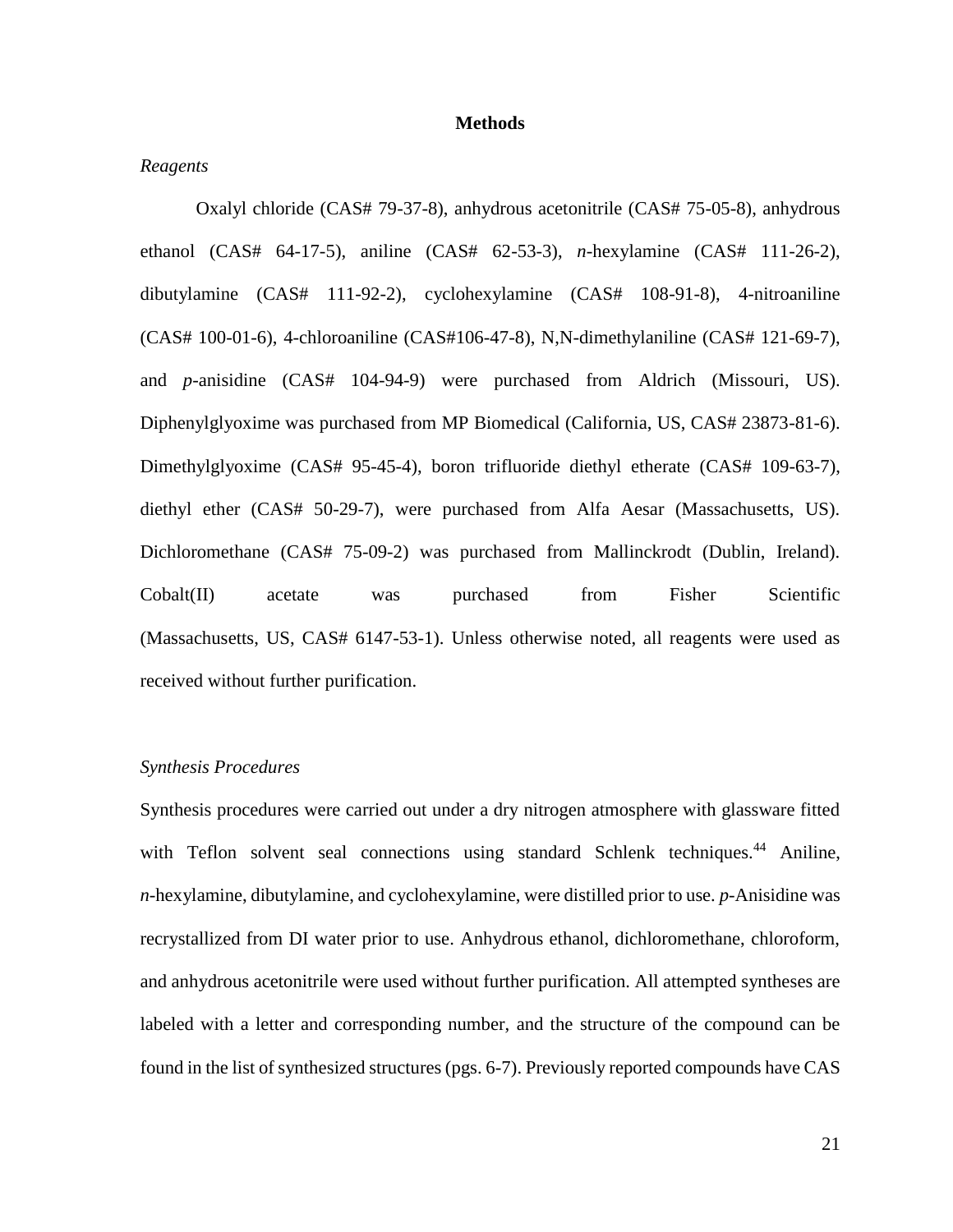# Methods

*Reagents*

Oxalyl chloride (CAS# 79-37-8), anhydrous acetonitrile (CAS# 75-05-8), anhydrous ethanol (CAS# 64-17-5), aniline (CAS# 62-53-3), *n*-hexylamine (CAS# 111-26-2), dibutylamine (CAS# 111-92-2), cyclohexylamine (CAS# 108-91-8), 4-nitroaniline (CAS# 100-01-6), 4-chloroaniline (CAS#106-47-8), N,N-dimethylaniline (CAS# 121-69-7), and *p*-anisidine (CAS# 104-94-9) were purchased from Aldrich (Missouri, US). Diphenylglyoxime was purchased from MP Biomedical (California, US, CAS# 23873-81-6). Dimethylglyoxime (CAS# 95-45-4), boron trifluoride diethyl etherate (CAS# 109-63-7), diethyl ether (CAS# 50-29-7), were purchased from Alfa Aesar (Massachusetts, US). Dichloromethane (CAS# 75-09-2) was purchased from Mallinckrodt (Dublin, Ireland). Cobalt(II) acetate was purchased from Fisher Scientific (Massachusetts, US, CAS# 6147-53-1). Unless otherwise noted, all reagents were used as received without further purification.

*Synthesis Procedures*

Synthesis procedures were carried out under a dry nitrogen atmosphere with glassware fitted with Teflon solvent seal connections using standard Schlenk techniques.[44] Aniline, *n*-hexylamine, dibutylamine, and cyclohexylamine, were distilled prior to use. *p*-Anisidine was recrystallized from DI water prior to use. Anhydrous ethanol, dichloromethane, chloroform, and anhydrous acetonitrile were used without further purification. All attempted syntheses are labeled with a letter and corresponding number, and the structure of the compound can be found in the list of synthesized structures (pgs. 6-7). Previously reported compounds have CAS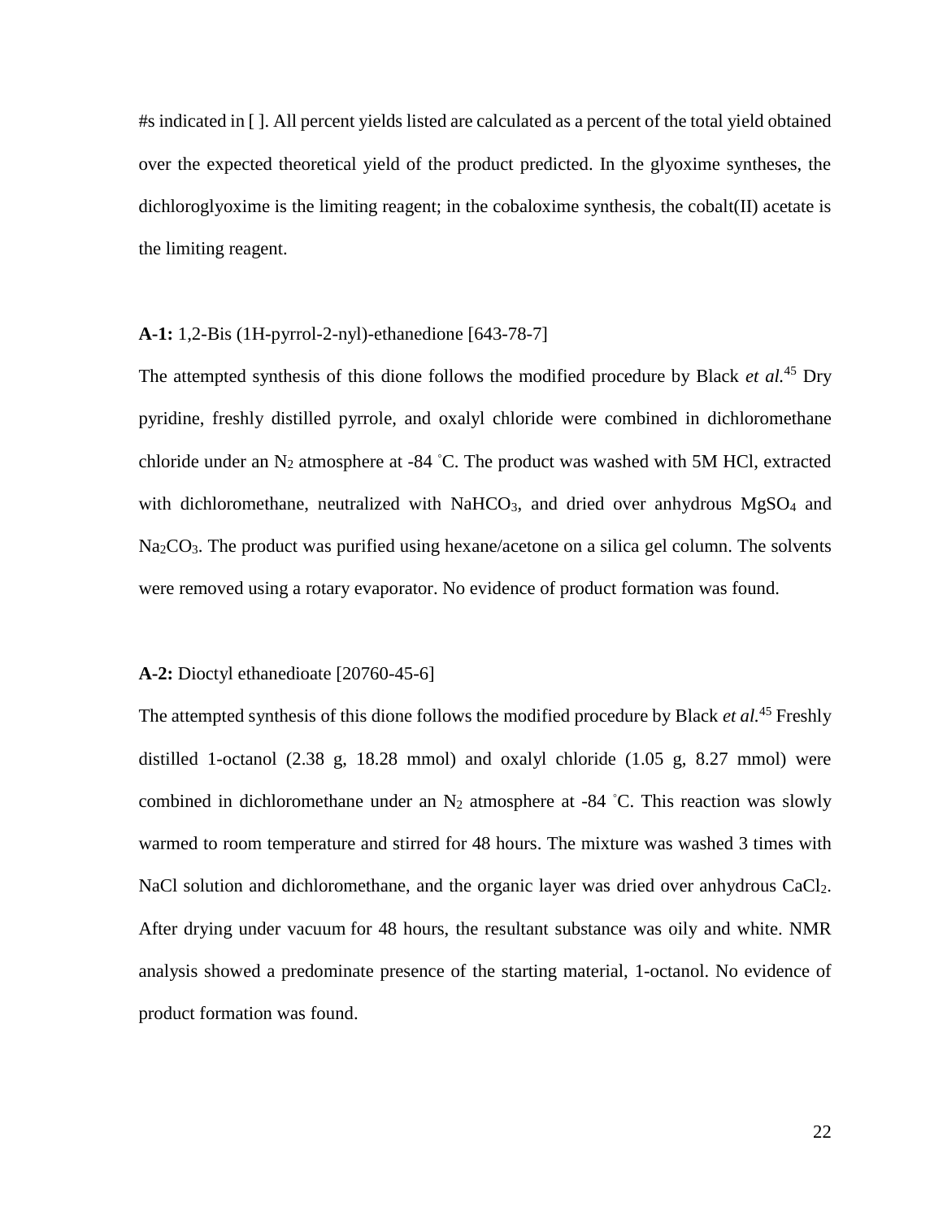#s indicated in [ ]. All percent yields listed are calculated as a percent of the total yield obtained over the expected theoretical yield of the product predicted. In the glyoxime syntheses, the dichloroglyoxime is the limiting reagent; in the cobaloxime synthesis, the cobalt(II) acetate is the limiting reagent.

**A-1:** 1,2-Bis (1H-pyrrol-2-nyl)-ethanedione [643-78-7]

The attempted synthesis of this dione follows the modified procedure by Black *et al.*[45] Dry pyridine, freshly distilled pyrrole, and oxalyl chloride were combined in dichloromethane chloride under an $N_2$ atmosphere at -84 ˚C. The product was washed with 5M HCl, extracted with dichloromethane, neutralized with $NaHCO_3$, and dried over anhydrous $MgSO_4$ and $Na_2CO_3$. The product was purified using hexane/acetone on a silica gel column. The solvents were removed using a rotary evaporator. No evidence of product formation was found.

**A-2:** Dioctyl ethanedioate [20760-45-6]

The attempted synthesis of this dione follows the modified procedure by Black *et al.*[45] Freshly distilled 1-octanol (2.38 g, 18.28 mmol) and oxalyl chloride (1.05 g, 8.27 mmol) were combined in dichloromethane under an $N_2$ atmosphere at -84 ˚C. This reaction was slowly warmed to room temperature and stirred for 48 hours. The mixture was washed 3 times with NaCl solution and dichloromethane, and the organic layer was dried over anhydrous $CaCl_2$. After drying under vacuum for 48 hours, the resultant substance was oily and white. NMR analysis showed a predominate presence of the starting material, 1-octanol. No evidence of product formation was found.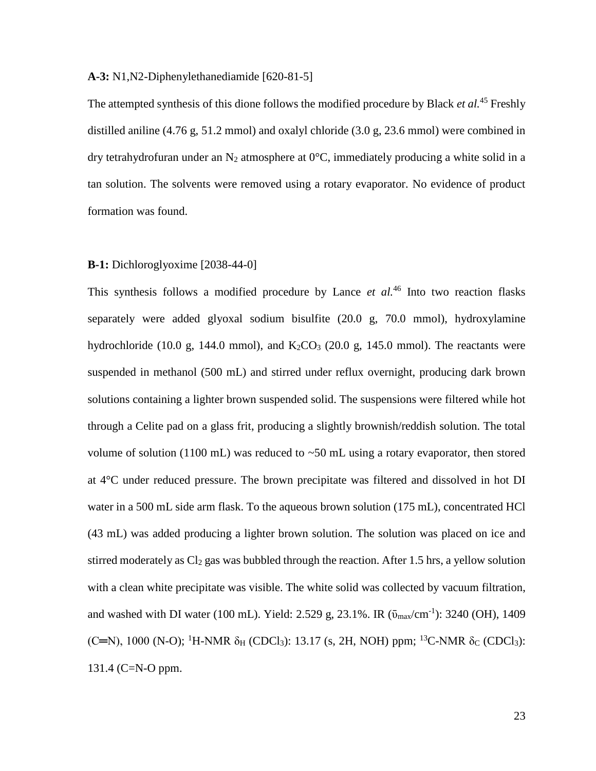**A-3:** N1,N2-Diphenylethanediamide [620-81-5]

The attempted synthesis of this dione follows the modified procedure by Black *et al.*[45] Freshly distilled aniline (4.76 g, 51.2 mmol) and oxalyl chloride (3.0 g, 23.6 mmol) were combined in dry tetrahydrofuran under an $N_2$ atmosphere at 0°C, immediately producing a white solid in a tan solution. The solvents were removed using a rotary evaporator. No evidence of product formation was found.

**B-1:** Dichloroglyoxime [2038-44-0]

This synthesis follows a modified procedure by Lance *et al.*[46] Into two reaction flasks separately were added glyoxal sodium bisulfite (20.0 g, 70.0 mmol), hydroxylamine hydrochloride (10.0 g, 144.0 mmol), and $K_2CO_3$ (20.0 g, 145.0 mmol). The reactants were suspended in methanol (500 mL) and stirred under reflux overnight, producing dark brown solutions containing a lighter brown suspended solid. The suspensions were filtered while hot through a Celite pad on a glass frit, producing a slightly brownish/reddish solution. The total volume of solution (1100 mL) was reduced to ~50 mL using a rotary evaporator, then stored at 4°C under reduced pressure. The brown precipitate was filtered and dissolved in hot DI water in a 500 mL side arm flask. To the aqueous brown solution (175 mL), concentrated HCl (43 mL) was added producing a lighter brown solution. The solution was placed on ice and stirred moderately as $Cl_2$ gas was bubbled through the reaction. After 1.5 hrs, a yellow solution with a clean white precipitate was visible. The white solid was collected by vacuum filtration, and washed with DI water (100 mL). Yield: 2.529 g, 23.1%. IR ($\tilde{\upsilon}_{max}$/cm$^{-1}$): 3240 (OH), 1409 (C═N), 1000 (N-O); $^1$H-NMR $\delta_H$ ($CDCl_3$): 13.17 (s, 2H, NOH) ppm; $^{13}$C-NMR $\delta_C$ ($CDCl_3$): 131.4 (C=N-O ppm.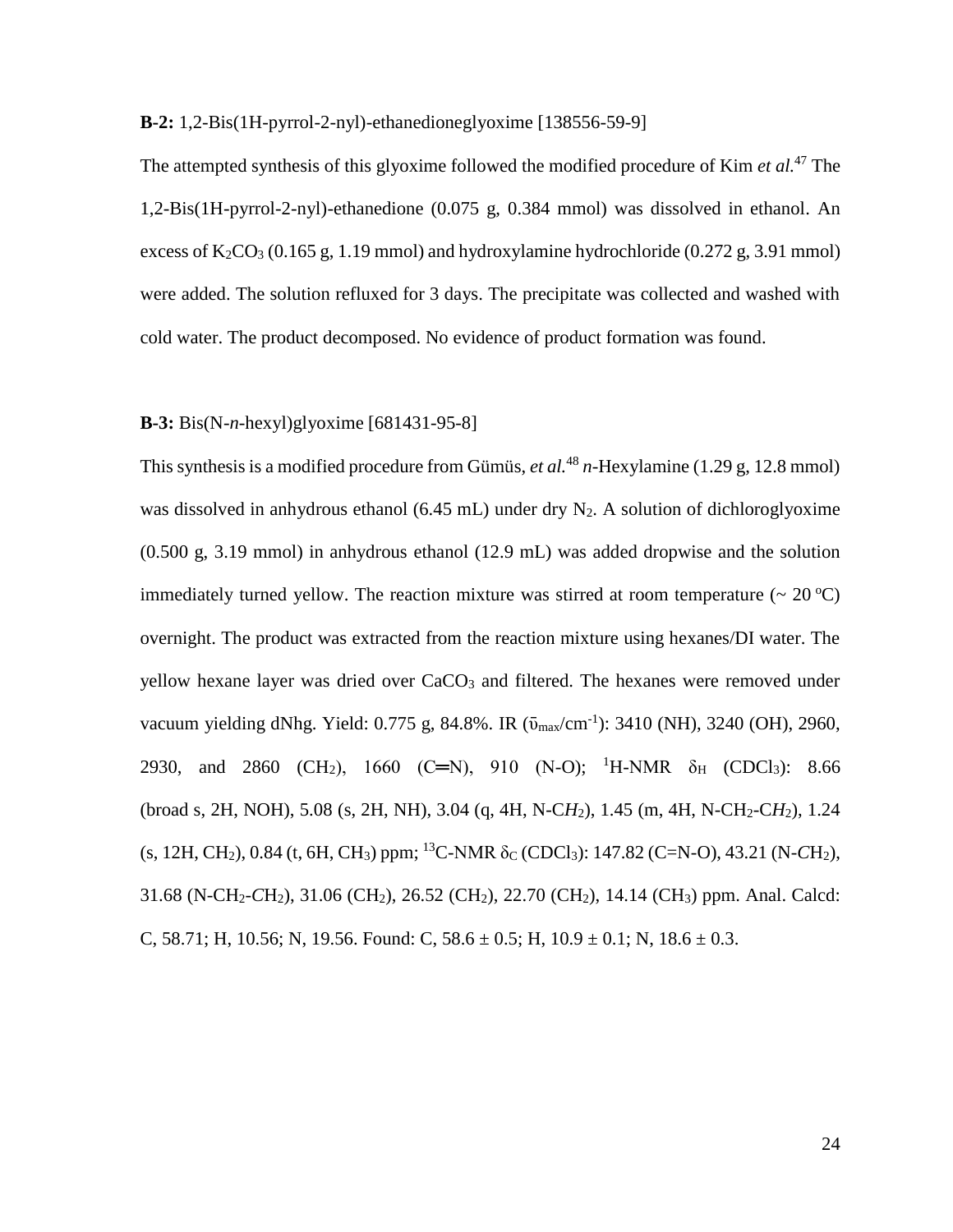**B-2:** 1,2-Bis(1H-pyrrol-2-nyl)-ethanedioneglyoxime [138556-59-9]

The attempted synthesis of this glyoxime followed the modified procedure of Kim *et al.*[47] The 1,2-Bis(1H-pyrrol-2-nyl)-ethanedione (0.075 g, 0.384 mmol) was dissolved in ethanol. An excess of $K_2CO_3$ (0.165 g, 1.19 mmol) and hydroxylamine hydrochloride (0.272 g, 3.91 mmol) were added. The solution refluxed for 3 days. The precipitate was collected and washed with cold water. The product decomposed. No evidence of product formation was found.

**B-3:** Bis(N-*n*-hexyl)glyoxime [681431-95-8]

This synthesis is a modified procedure from Gümüs, *et al.*[48] *n*-Hexylamine (1.29 g, 12.8 mmol) was dissolved in anhydrous ethanol (6.45 mL) under dry $N_2$. A solution of dichloroglyoxime (0.500 g, 3.19 mmol) in anhydrous ethanol (12.9 mL) was added dropwise and the solution immediately turned yellow. The reaction mixture was stirred at room temperature (~ 20 $^{o}$C) overnight. The product was extracted from the reaction mixture using hexanes/DI water. The yellow hexane layer was dried over $CaCO_3$ and filtered. The hexanes were removed under vacuum yielding dNhg. Yield: 0.775 g, 84.8%. IR ($\bar{\upsilon}_{max}$/cm$^{-1}$): 3410 (NH), 3240 (OH), 2960, 2930, and 2860 ($CH_2$), 1660 (C═N), 910 (N-O); $^{1}$H-NMR $\delta_H$ ($CDCl_3$): 8.66 (broad s, 2H, NOH), 5.08 (s, 2H, NH), 3.04 (q, 4H, N-C*H*$_2$), 1.45 (m, 4H, N-CH$_2$-C*H*$_2$), 1.24 (s, 12H, $CH_2$), 0.84 (t, 6H, $CH_3$) ppm; $^{13}$C-NMR $\delta_C$ ($CDCl_3$): 147.82 (C=N-O), 43.21 (N-*C*H$_2$), 31.68 (N-CH$_2$-*C*H$_2$), 31.06 ($CH_2$), 26.52 ($CH_2$), 22.70 ($CH_2$), 14.14 ($CH_3$) ppm. Anal. Calcd: C, 58.71; H, 10.56; N, 19.56. Found: C, 58.6 ± 0.5; H, 10.9 ± 0.1; N, 18.6 ± 0.3.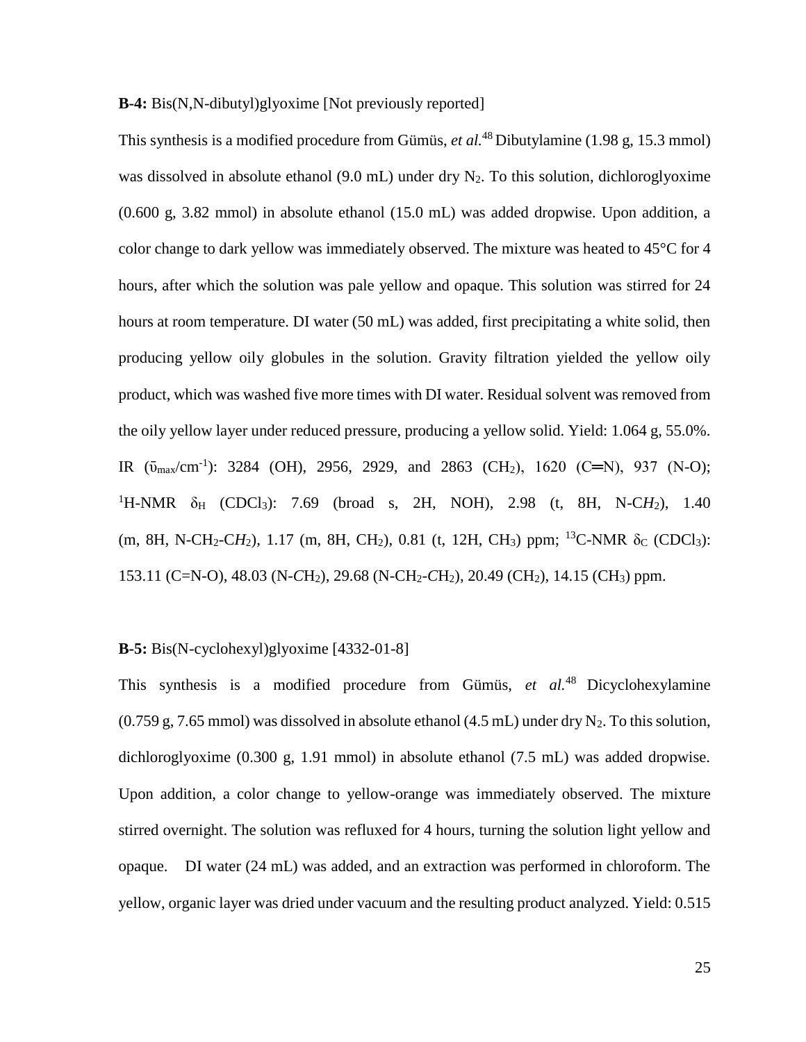**B-4:** Bis(N,N-dibutyl)glyoxime [Not previously reported]

This synthesis is a modified procedure from Gümüs, *et al.*[48] Dibutylamine (1.98 g, 15.3 mmol) was dissolved in absolute ethanol (9.0 mL) under dry $N_2$. To this solution, dichloroglyoxime (0.600 g, 3.82 mmol) in absolute ethanol (15.0 mL) was added dropwise. Upon addition, a color change to dark yellow was immediately observed. The mixture was heated to 45°C for 4 hours, after which the solution was pale yellow and opaque. This solution was stirred for 24 hours at room temperature. DI water (50 mL) was added, first precipitating a white solid, then producing yellow oily globules in the solution. Gravity filtration yielded the yellow oily product, which was washed five more times with DI water. Residual solvent was removed from the oily yellow layer under reduced pressure, producing a yellow solid. Yield: 1.064 g, 55.0%. IR ($\bar{\upsilon}_{max}$/cm$^{-1}$): 3284 (OH), 2956, 2929, and 2863 ($CH_2$), 1620 (C═N), 937 (N-O); $^1$H-NMR $\delta_H$ ($CDCl_3$): 7.69 (broad s, 2H, NOH), 2.98 (t, 8H, N-C$H_2$), 1.40 (m, 8H, N-$CH_2$-C$H_2$), 1.17 (m, 8H, $CH_2$), 0.81 (t, 12H, $CH_3$) ppm; $^{13}$C-NMR $\delta_C$ ($CDCl_3$): 153.11 (C=N-O), 48.03 (N-*C*$H_2$), 29.68 (N-$CH_2$-*C*$H_2$), 20.49 ($CH_2$), 14.15 ($CH_3$) ppm.

**B-5:** Bis(N-cyclohexyl)glyoxime [4332-01-8]

This synthesis is a modified procedure from Gümüs, *et al.*[48] Dicyclohexylamine (0.759 g, 7.65 mmol) was dissolved in absolute ethanol (4.5 mL) under dry $N_2$. To this solution, dichloroglyoxime (0.300 g, 1.91 mmol) in absolute ethanol (7.5 mL) was added dropwise. Upon addition, a color change to yellow-orange was immediately observed. The mixture stirred overnight. The solution was refluxed for 4 hours, turning the solution light yellow and opaque. DI water (24 mL) was added, and an extraction was performed in chloroform. The yellow, organic layer was dried under vacuum and the resulting product analyzed. Yield: 0.515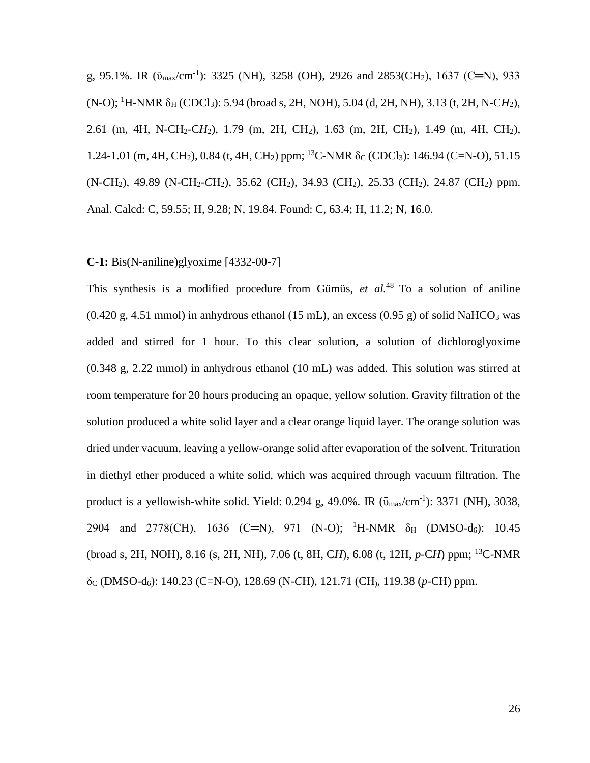g, 95.1%. IR ($\bar{\upsilon}_{max}$/cm$^{-1}$): 3325 (NH), 3258 (OH), 2926 and 2853($CH_2$), 1637 (C═N), 933 (N-O); $^{1}$H-NMR $\delta_H$ ($CDCl_3$): 5.94 (broad s, 2H, NOH), 5.04 (d, 2H, NH), 3.13 (t, 2H, N-C*H*$_2$), 2.61 (m, 4H, N-$CH_2$-C*H*$_2$), 1.79 (m, 2H, $CH_2$), 1.63 (m, 2H, $CH_2$), 1.49 (m, 4H, $CH_2$), 1.24-1.01 (m, 4H, $CH_2$), 0.84 (t, 4H, $CH_2$) ppm; $^{13}$C-NMR $\delta_C$ ($CDCl_3$): 146.94 (C=N-O), 51.15 (N-*C*H$_2$), 49.89 (N-$CH_2$-*C*H$_2$), 35.62 ($CH_2$), 34.93 ($CH_2$), 25.33 ($CH_2$), 24.87 ($CH_2$) ppm. Anal. Calcd: C, 59.55; H, 9.28; N, 19.84. Found: C, 63.4; H, 11.2; N, 16.0.

**C-1:** Bis(N-aniline)glyoxime [4332-00-7]

This synthesis is a modified procedure from Gümüs, *et al.*[48] To a solution of aniline (0.420 g, 4.51 mmol) in anhydrous ethanol (15 mL), an excess (0.95 g) of solid $NaHCO_3$ was added and stirred for 1 hour. To this clear solution, a solution of dichloroglyoxime (0.348 g, 2.22 mmol) in anhydrous ethanol (10 mL) was added. This solution was stirred at room temperature for 20 hours producing an opaque, yellow solution. Gravity filtration of the solution produced a white solid layer and a clear orange liquid layer. The orange solution was dried under vacuum, leaving a yellow-orange solid after evaporation of the solvent. Trituration in diethyl ether produced a white solid, which was acquired through vacuum filtration. The product is a yellowish-white solid. Yield: 0.294 g, 49.0%. IR ($\bar{\upsilon}_{max}$/cm$^{-1}$): 3371 (NH), 3038, 2904 and 2778(CH), 1636 (C═N), 971 (N-O); $^{1}$H-NMR $\delta_H$ (DMSO-$d_6$): 10.45 (broad s, 2H, NOH), 8.16 (s, 2H, NH), 7.06 (t, 8H, C*H*), 6.08 (t, 12H, *p*-C*H*) ppm; $^{13}$C-NMR $\delta_C$ (DMSO-$d_6$): 140.23 (C=N-O), 128.69 (N-*C*H), 121.71 (CH), 119.38 (*p*-CH) ppm.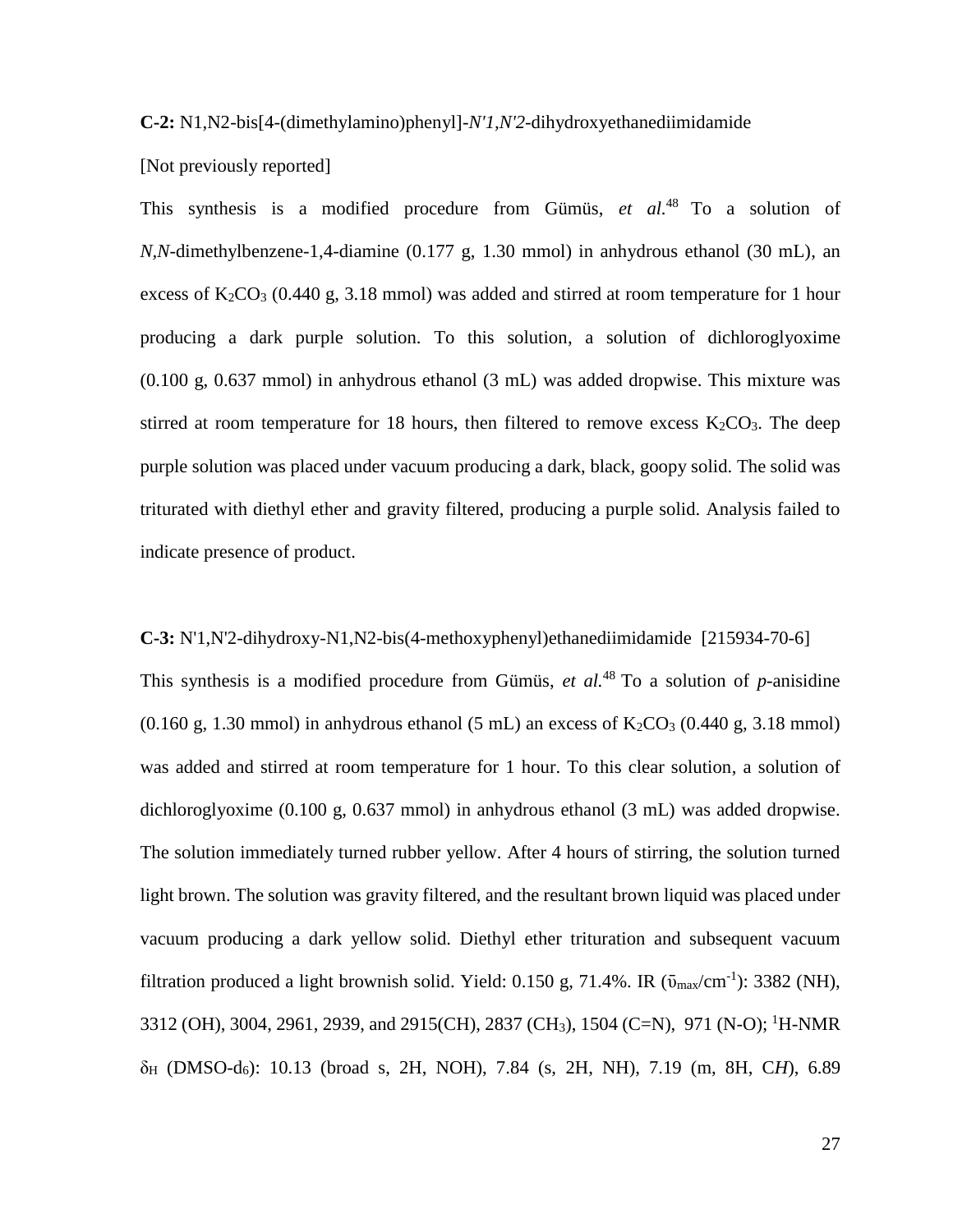**C-2:** N1,N2-bis[4-(dimethylamino)phenyl]-*N'1,N'2*-dihydroxyethanediimidamide

[Not previously reported]

This synthesis is a modified procedure from Gümüs, *et al.*[48] To a solution of *N,N*-dimethylbenzene-1,4-diamine (0.177 g, 1.30 mmol) in anhydrous ethanol (30 mL), an excess of $K_2CO_3$ (0.440 g, 3.18 mmol) was added and stirred at room temperature for 1 hour producing a dark purple solution. To this solution, a solution of dichloroglyoxime (0.100 g, 0.637 mmol) in anhydrous ethanol (3 mL) was added dropwise. This mixture was stirred at room temperature for 18 hours, then filtered to remove excess $K_2CO_3$. The deep purple solution was placed under vacuum producing a dark, black, goopy solid. The solid was triturated with diethyl ether and gravity filtered, producing a purple solid. Analysis failed to indicate presence of product.

**C-3:** N'1,N'2-dihydroxy-N1,N2-bis(4-methoxyphenyl)ethanediimidamide [215934-70-6]

This synthesis is a modified procedure from Gümüs, *et al.*[48] To a solution of *p*-anisidine (0.160 g, 1.30 mmol) in anhydrous ethanol (5 mL) an excess of $K_2CO_3$ (0.440 g, 3.18 mmol) was added and stirred at room temperature for 1 hour. To this clear solution, a solution of dichloroglyoxime (0.100 g, 0.637 mmol) in anhydrous ethanol (3 mL) was added dropwise. The solution immediately turned rubber yellow. After 4 hours of stirring, the solution turned light brown. The solution was gravity filtered, and the resultant brown liquid was placed under vacuum producing a dark yellow solid. Diethyl ether trituration and subsequent vacuum filtration produced a light brownish solid. Yield: 0.150 g, 71.4%. IR ($\bar{\upsilon}_{max}$/cm$^{-1}$): 3382 (NH), 3312 (OH), 3004, 2961, 2939, and 2915(CH), 2837 ($CH_3$), 1504 (C=N), 971 (N-O); $^1$H-NMR $\delta_H$ (DMSO-d$_6$): 10.13 (broad s, 2H, NOH), 7.84 (s, 2H, NH), 7.19 (m, 8H, C*H*), 6.89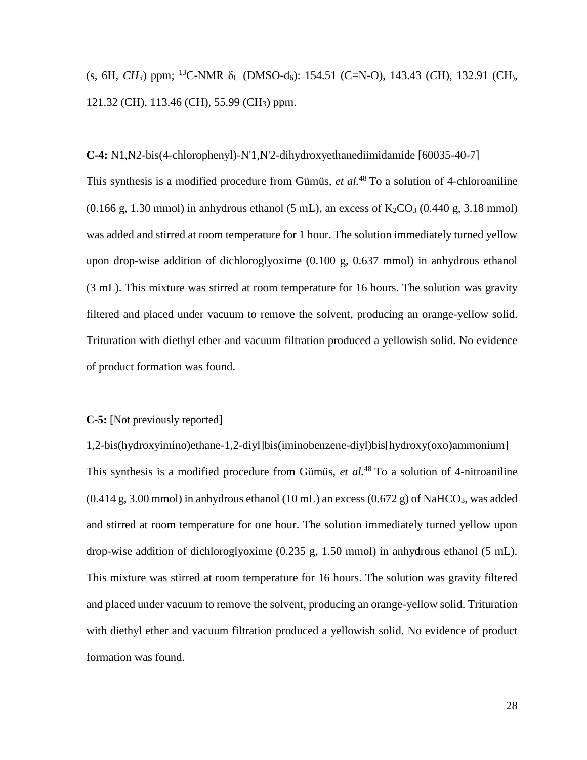(s, 6H, *CH₃*) ppm; $^{13}$C-NMR $\delta_C$ (DMSO-d$_6$): 154.51 (C=N-O), 143.43 (*C*H), 132.91 (CH), 121.32 (CH), 113.46 (CH), 55.99 ($CH_3$) ppm.

**C-4:** N1,N2-bis(4-chlorophenyl)-N'1,N'2-dihydroxyethanediimidamide [60035-40-7]

This synthesis is a modified procedure from Gümüs, *et al.*[48] To a solution of 4-chloroaniline (0.166 g, 1.30 mmol) in anhydrous ethanol (5 mL), an excess of $K_2CO_3$ (0.440 g, 3.18 mmol) was added and stirred at room temperature for 1 hour. The solution immediately turned yellow upon drop-wise addition of dichloroglyoxime (0.100 g, 0.637 mmol) in anhydrous ethanol (3 mL). This mixture was stirred at room temperature for 16 hours. The solution was gravity filtered and placed under vacuum to remove the solvent, producing an orange-yellow solid. Trituration with diethyl ether and vacuum filtration produced a yellowish solid. No evidence of product formation was found.

**C-5:** [Not previously reported]

1,2-bis(hydroxyimino)ethane-1,2-diyl]bis(iminobenzene-diyl)bis[hydroxy(oxo)ammonium]

This synthesis is a modified procedure from Gümüs, *et al.*[48] To a solution of 4-nitroaniline (0.414 g, 3.00 mmol) in anhydrous ethanol (10 mL) an excess (0.672 g) of $NaHCO_3$, was added and stirred at room temperature for one hour. The solution immediately turned yellow upon drop-wise addition of dichloroglyoxime (0.235 g, 1.50 mmol) in anhydrous ethanol (5 mL). This mixture was stirred at room temperature for 16 hours. The solution was gravity filtered and placed under vacuum to remove the solvent, producing an orange-yellow solid. Trituration with diethyl ether and vacuum filtration produced a yellowish solid. No evidence of product formation was found.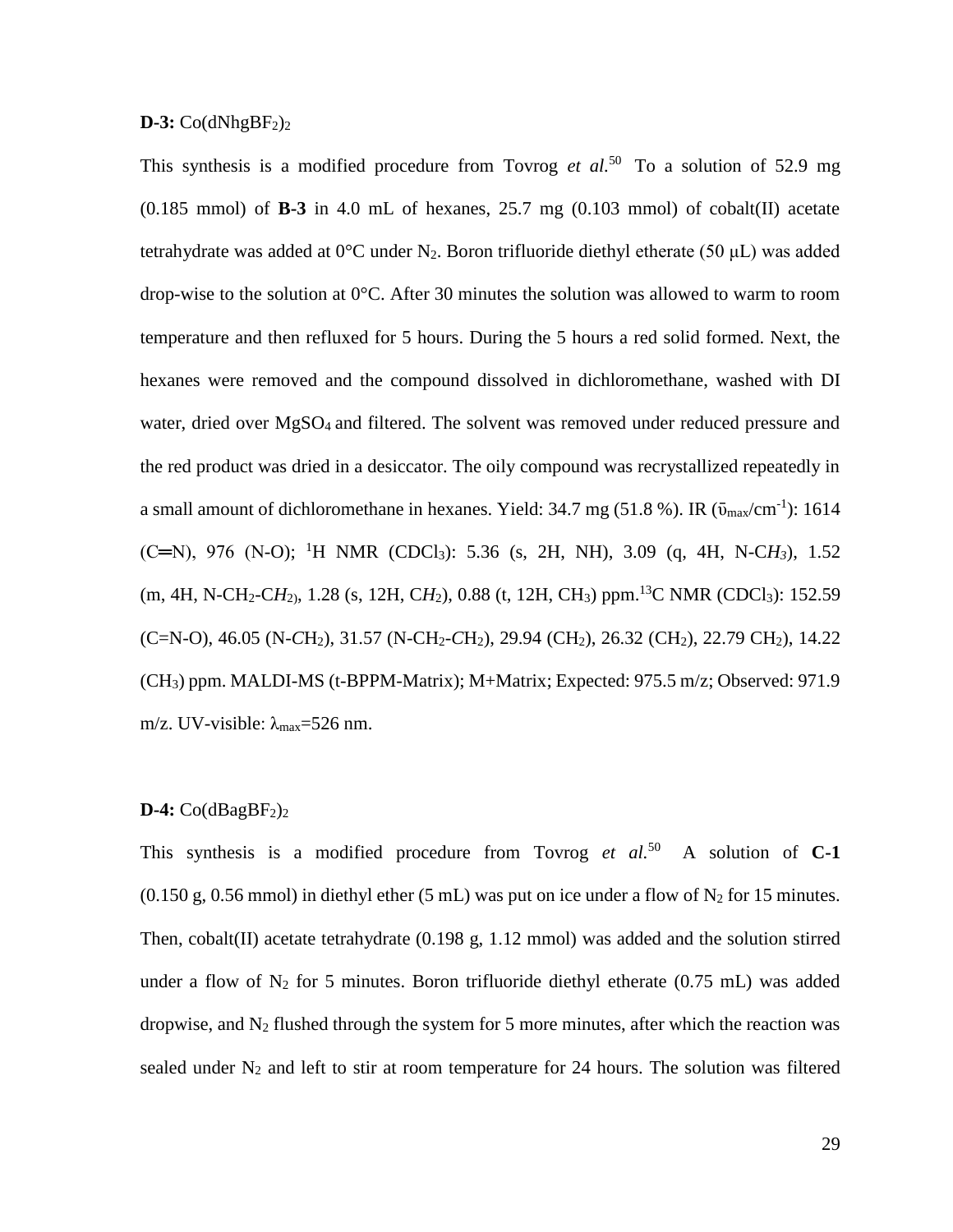**D-3:** $Co(dNhgBF_2)_2$

This synthesis is a modified procedure from Tovrog *et al.*[50] To a solution of 52.9 mg (0.185 mmol) of **B-3** in 4.0 mL of hexanes, 25.7 mg (0.103 mmol) of cobalt(II) acetate tetrahydrate was added at 0°C under $N_2$. Boron trifluoride diethyl etherate (50 μL) was added drop-wise to the solution at 0°C. After 30 minutes the solution was allowed to warm to room temperature and then refluxed for 5 hours. During the 5 hours a red solid formed. Next, the hexanes were removed and the compound dissolved in dichloromethane, washed with DI water, dried over $MgSO_4$ and filtered. The solvent was removed under reduced pressure and the red product was dried in a desiccator. The oily compound was recrystallized repeatedly in a small amount of dichloromethane in hexanes. Yield: 34.7 mg (51.8 %). IR ($\tilde{\upsilon}_{max}$/cm$^{-1}$): 1614 (C═N), 976 (N-O); $^1$H NMR ($CDCl_3$): 5.36 (s, 2H, NH), 3.09 (q, 4H, N-C*H$_3$*), 1.52 (m, 4H, N-CH$_2$-C*H$_2$*), 1.28 (s, 12H, C*H$_2$*), 0.88 (t, 12H, CH$_3$) ppm.$^{13}$C NMR ($CDCl_3$): 152.59 (C=N-O), 46.05 (N-*C*H$_2$), 31.57 (N-CH$_2$-*C*H$_2$), 29.94 (CH$_2$), 26.32 (CH$_2$), 22.79 CH$_2$), 14.22 (CH$_3$) ppm. MALDI-MS (t-BPPM-Matrix); M+Matrix; Expected: 975.5 m/z; Observed: 971.9 m/z. UV-visible: $\lambda_{max}$=526 nm.

**D-4:** $Co(dBagBF_2)_2$

This synthesis is a modified procedure from Tovrog *et al.*[50] A solution of **C-1** (0.150 g, 0.56 mmol) in diethyl ether (5 mL) was put on ice under a flow of $N_2$ for 15 minutes. Then, cobalt(II) acetate tetrahydrate (0.198 g, 1.12 mmol) was added and the solution stirred under a flow of $N_2$ for 5 minutes. Boron trifluoride diethyl etherate (0.75 mL) was added dropwise, and $N_2$ flushed through the system for 5 more minutes, after which the reaction was sealed under $N_2$ and left to stir at room temperature for 24 hours. The solution was filtered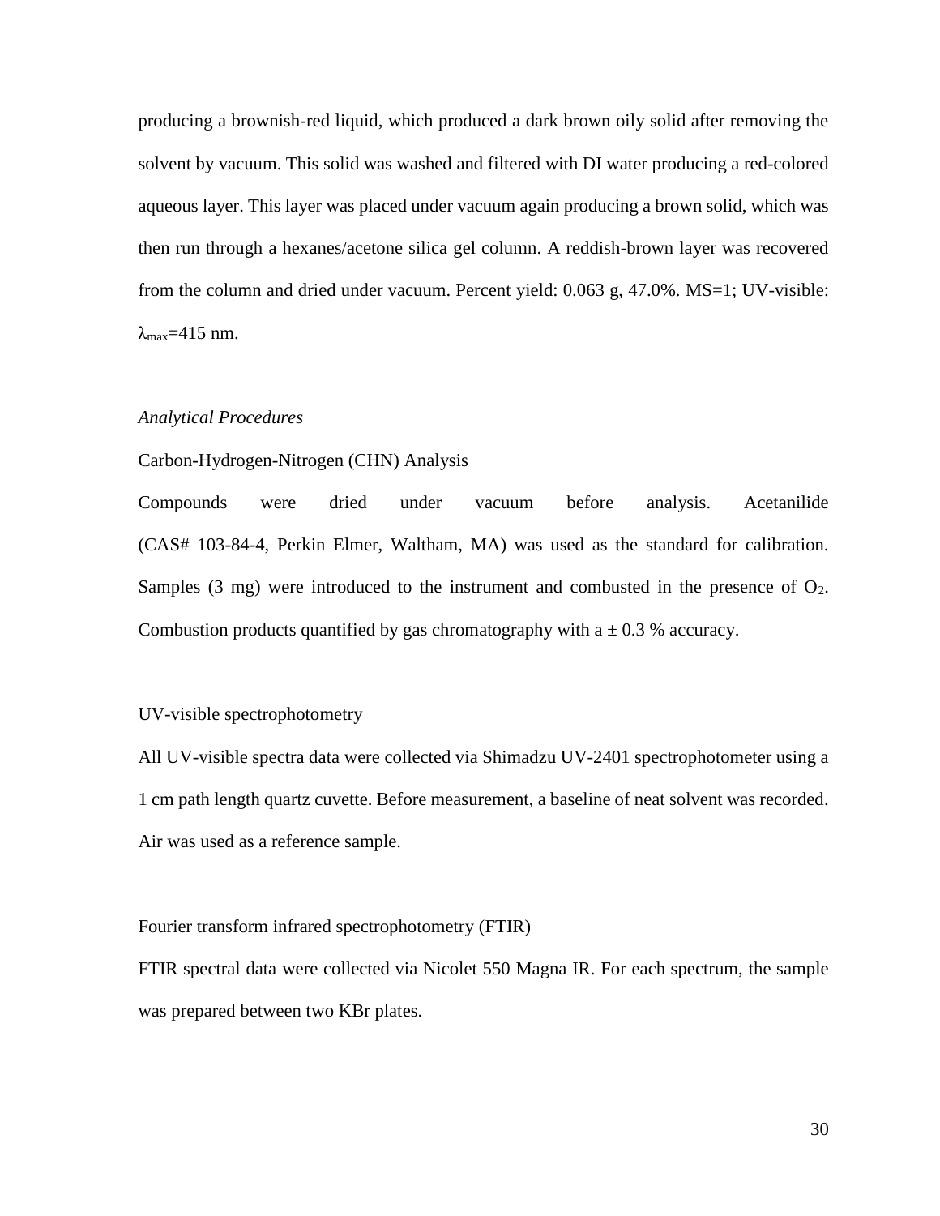producing a brownish-red liquid, which produced a dark brown oily solid after removing the solvent by vacuum. This solid was washed and filtered with DI water producing a red-colored aqueous layer. This layer was placed under vacuum again producing a brown solid, which was then run through a hexanes/acetone silica gel column. A reddish-brown layer was recovered from the column and dried under vacuum. Percent yield: 0.063 g, 47.0%. MS=1; UV-visible: $\lambda_{max}$=415 nm.

### *Analytical Procedures*

#### Carbon-Hydrogen-Nitrogen (CHN) Analysis

Compounds were dried under vacuum before analysis. Acetanilide (CAS# 103-84-4, Perkin Elmer, Waltham, MA) was used as the standard for calibration. Samples (3 mg) were introduced to the instrument and combusted in the presence of $O_2$. Combustion products quantified by gas chromatography with a ± 0.3 % accuracy.

#### UV-visible spectrophotometry

All UV-visible spectra data were collected via Shimadzu UV-2401 spectrophotometer using a 1 cm path length quartz cuvette. Before measurement, a baseline of neat solvent was recorded. Air was used as a reference sample.

#### Fourier transform infrared spectrophotometry (FTIR)

FTIR spectral data were collected via Nicolet 550 Magna IR. For each spectrum, the sample was prepared between two KBr plates.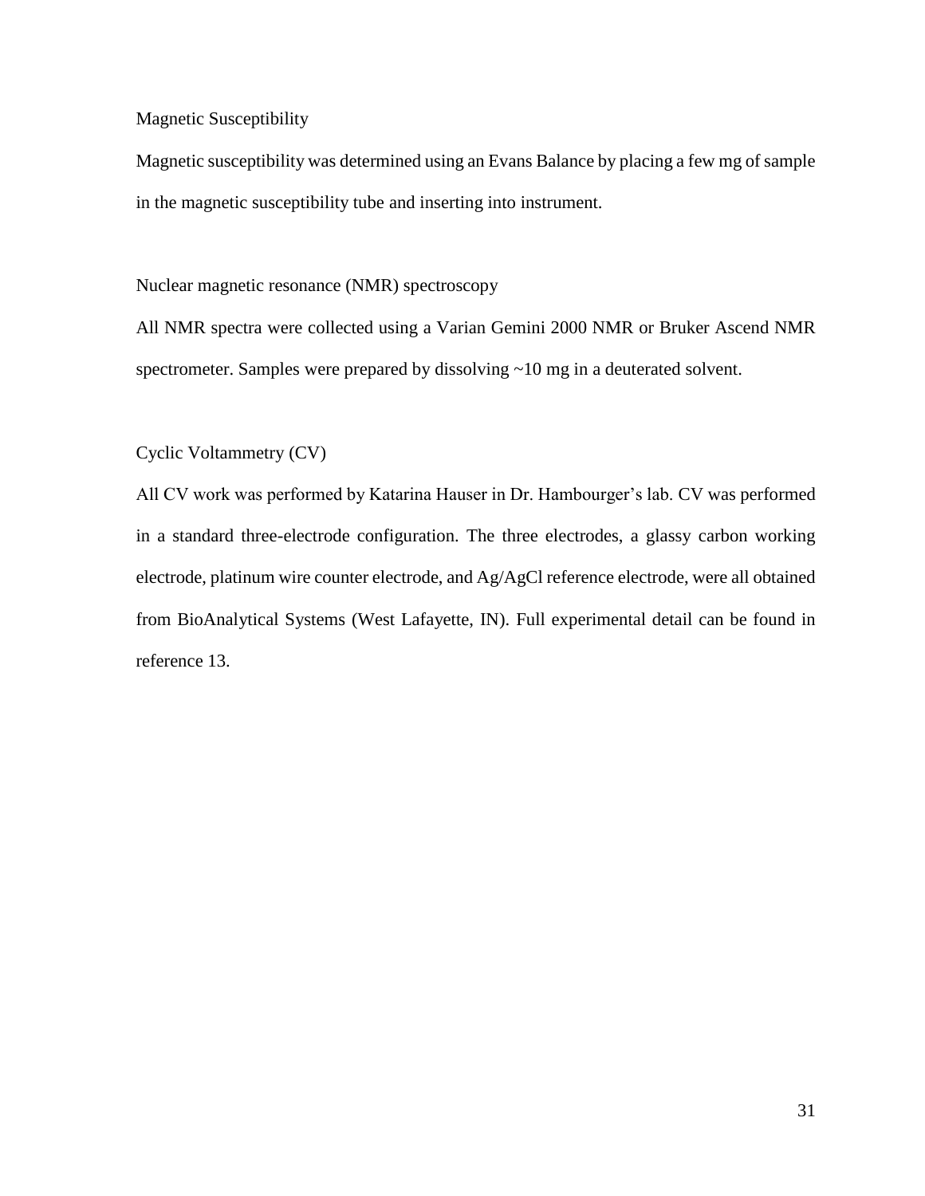### Magnetic Susceptibility

Magnetic susceptibility was determined using an Evans Balance by placing a few mg of sample in the magnetic susceptibility tube and inserting into instrument.

### Nuclear magnetic resonance (NMR) spectroscopy

All NMR spectra were collected using a Varian Gemini 2000 NMR or Bruker Ascend NMR spectrometer. Samples were prepared by dissolving ~10 mg in a deuterated solvent.

### Cyclic Voltammetry (CV)

All CV work was performed by Katarina Hauser in Dr. Hambourger's lab. CV was performed in a standard three-electrode configuration. The three electrodes, a glassy carbon working electrode, platinum wire counter electrode, and Ag/AgCl reference electrode, were all obtained from BioAnalytical Systems (West Lafayette, IN). Full experimental detail can be found in reference 13.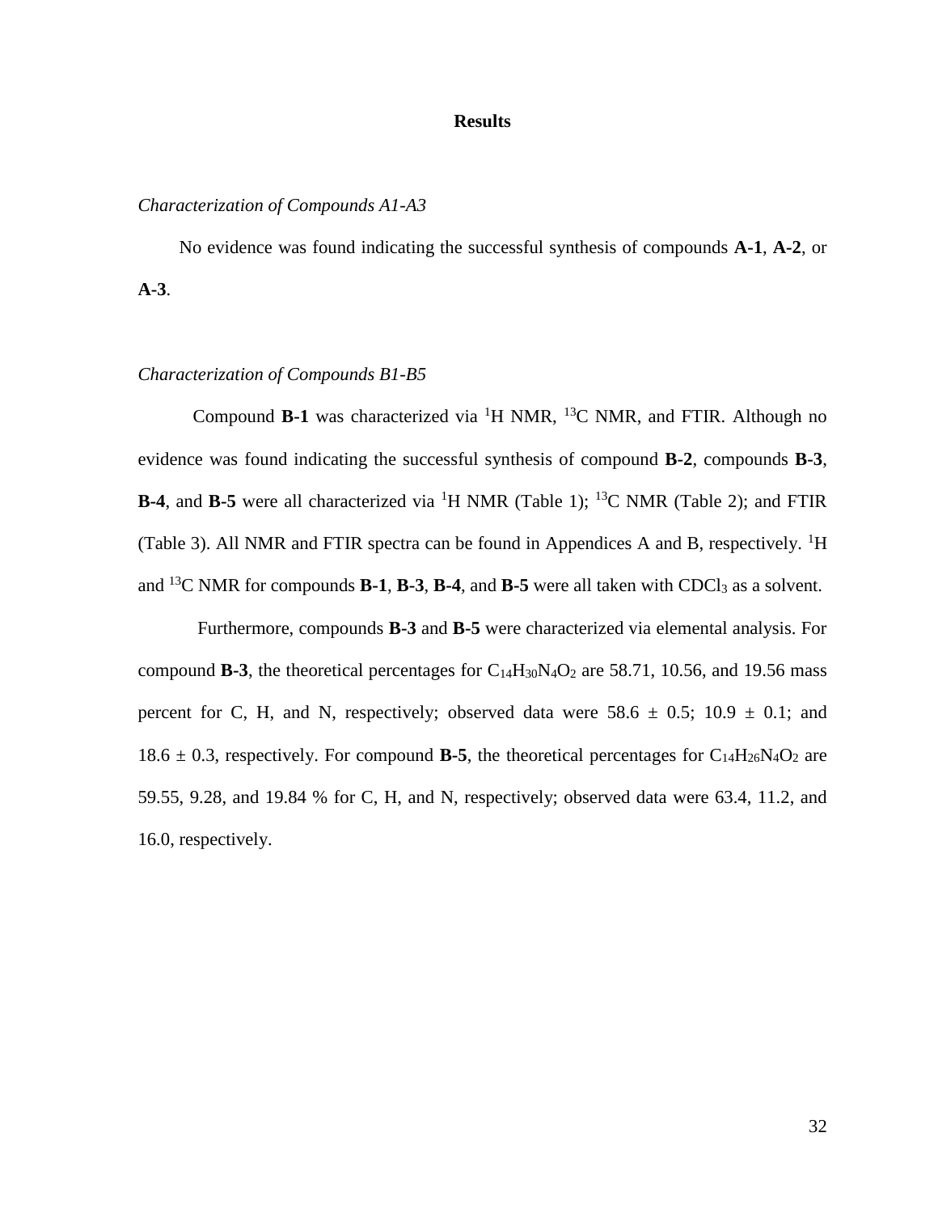## Results

### *Characterization of Compounds A1-A3*

No evidence was found indicating the successful synthesis of compounds **A-1**, **A-2**, or **A-3**.

### *Characterization of Compounds B1-B5*

Compound **B-1** was characterized via $^{1}H$ NMR, $^{13}C$ NMR, and FTIR. Although no evidence was found indicating the successful synthesis of compound **B-2**, compounds **B-3**, **B-4**, and **B-5** were all characterized via $^{1}H$ NMR (Table 1); $^{13}C$ NMR (Table 2); and FTIR (Table 3). All NMR and FTIR spectra can be found in Appendices A and B, respectively. $^{1}H$ and $^{13}C$ NMR for compounds **B-1**, **B-3**, **B-4**, and **B-5** were all taken with $CDCl_3$ as a solvent.

Furthermore, compounds **B-3** and **B-5** were characterized via elemental analysis. For compound **B-3**, the theoretical percentages for $C_{14}H_{30}N_4O_2$ are 58.71, 10.56, and 19.56 mass percent for C, H, and N, respectively; observed data were $58.6 \pm 0.5$; $10.9 \pm 0.1$; and $18.6 \pm 0.3$, respectively. For compound **B-5**, the theoretical percentages for $C_{14}H_{26}N_4O_2$ are 59.55, 9.28, and 19.84 % for C, H, and N, respectively; observed data were 63.4, 11.2, and 16.0, respectively.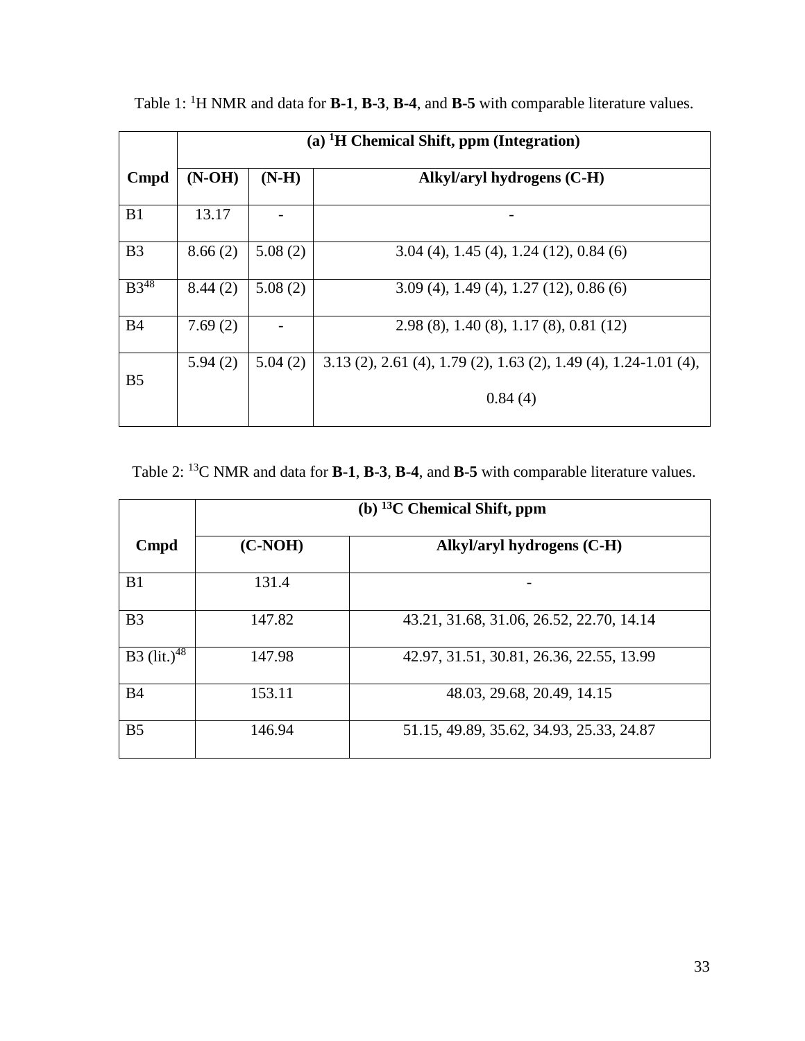Table 1: $^{1}$H NMR and data for **B-1**, **B-3**, **B-4**, and **B-5** with comparable literature values.

| | (a) $^{1}$H Chemical Shift, ppm (Integration) | | |
|---|---|---|---|
| **Cmpd** | **(N-OH)** | **(N-H)** | **Alkyl/aryl hydrogens (C-H)** |
| B1 | 13.17 | - | - |
| B3 | 8.66 (2) | 5.08 (2) | 3.04 (4), 1.45 (4), 1.24 (12), 0.84 (6) |
| B3[48] | 8.44 (2) | 5.08 (2) | 3.09 (4), 1.49 (4), 1.27 (12), 0.86 (6) |
| B4 | 7.69 (2) | - | 2.98 (8), 1.40 (8), 1.17 (8), 0.81 (12) |
| B5 | 5.94 (2) | 5.04 (2) | 3.13 (2), 2.61 (4), 1.79 (2), 1.63 (2), 1.49 (4), 1.24-1.01 (4), 0.84 (4) |

Table 2: $^{13}$C NMR and data for **B-1**, **B-3**, **B-4**, and **B-5** with comparable literature values.

| | (b) $^{13}$C Chemical Shift, ppm | |
|---|---|---|
| **Cmpd** | **(C-NOH)** | **Alkyl/aryl hydrogens (C-H)** |
| B1 | 131.4 | - |
| B3 | 147.82 | 43.21, 31.68, 31.06, 26.52, 22.70, 14.14 |
| B3 (lit.)[48] | 147.98 | 42.97, 31.51, 30.81, 26.36, 22.55, 13.99 |
| B4 | 153.11 | 48.03, 29.68, 20.49, 14.15 |
| B5 | 146.94 | 51.15, 49.89, 35.62, 34.93, 25.33, 24.87 |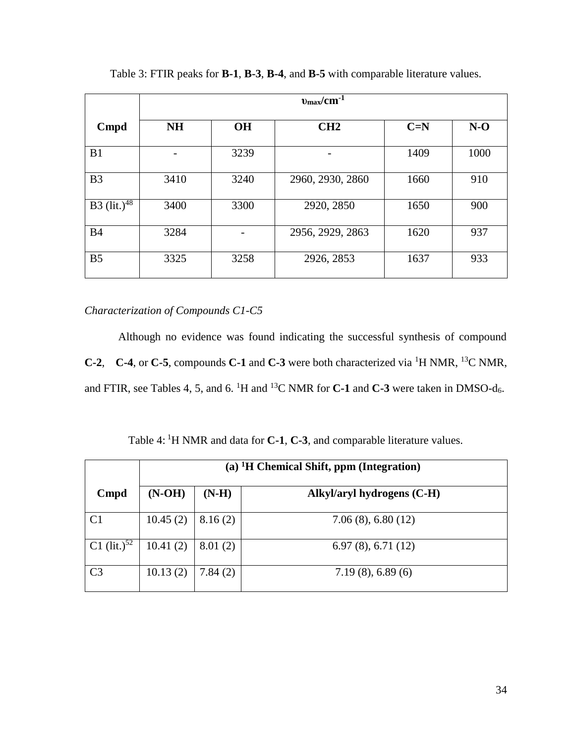Table 3: FTIR peaks for **B-1**, **B-3**, **B-4**, and **B-5** with comparable literature values.

| | $\upsilon_{max}/cm^{-1}$ | | | | |
|---|---|---|---|---|---|
| **Cmpd** | **NH** | **OH** | **CH2** | **C=N** | **N-O** |
| B1 | - | 3239 | - | 1409 | 1000 |
| B3 | 3410 | 3240 | 2960, 2930, 2860 | 1660 | 910 |
| B3 (lit.)[48] | 3400 | 3300 | 2920, 2850 | 1650 | 900 |
| B4 | 3284 | - | 2956, 2929, 2863 | 1620 | 937 |
| B5 | 3325 | 3258 | 2926, 2853 | 1637 | 933 |

*Characterization of Compounds C1-C5*

Although no evidence was found indicating the successful synthesis of compound **C-2**, **C-4**, or **C-5**, compounds **C-1** and **C-3** were both characterized via $^{1}H$ NMR, $^{13}C$ NMR, and FTIR, see Tables 4, 5, and 6. $^{1}H$ and $^{13}C$ NMR for **C-1** and **C-3** were taken in DMSO-$d_6$.

Table 4: $^{1}H$ NMR and data for **C-1**, **C-3**, and comparable literature values.

| | **(a) $^{1}H$ Chemical Shift, ppm (Integration)** | | |
|---|---|---|---|
| **Cmpd** | **(N-OH)** | **(N-H)** | **Alkyl/aryl hydrogens (C-H)** |
| C1 | 10.45 (2) | 8.16 (2) | 7.06 (8), 6.80 (12) |
| C1 (lit.)[52] | 10.41 (2) | 8.01 (2) | 6.97 (8), 6.71 (12) |
| C3 | 10.13 (2) | 7.84 (2) | 7.19 (8), 6.89 (6) |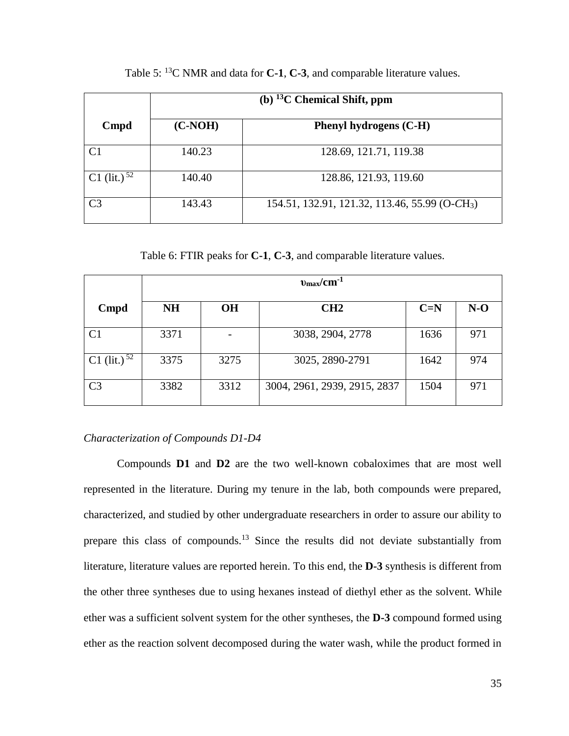Table 5: $^{13}$C NMR and data for **C-1**, **C-3**, and comparable literature values.

| **Cmpd** | **(b) $^{13}$C Chemical Shift, ppm** | |
|---|---|---|
| | **(C-NOH)** | **Phenyl hydrogens (C-H)** |
| C1 | 140.23 | 128.69, 121.71, 119.38 |
| C1 (lit.) [52] | 140.40 | 128.86, 121.93, 119.60 |
| C3 | 143.43 | 154.51, 132.91, 121.32, 113.46, 55.99 (O-$CH_3$) |

Table 6: FTIR peaks for **C-1**, **C-3**, and comparable literature values.

| **Cmpd** | **$\upsilon_{max}$/cm$^{-1}$** | | | | |
|---|---|---|---|---|---|
| | **NH** | **OH** | **CH2** | **C=N** | **N-O** |
| C1 | 3371 | - | 3038, 2904, 2778 | 1636 | 971 |
| C1 (lit.) [52] | 3375 | 3275 | 3025, 2890-2791 | 1642 | 974 |
| C3 | 3382 | 3312 | 3004, 2961, 2939, 2915, 2837 | 1504 | 971 |

*Characterization of Compounds D1-D4*

Compounds **D1** and **D2** are the two well-known cobaloximes that are most well represented in the literature. During my tenure in the lab, both compounds were prepared, characterized, and studied by other undergraduate researchers in order to assure our ability to prepare this class of compounds.[13] Since the results did not deviate substantially from literature, literature values are reported herein. To this end, the **D-3** synthesis is different from the other three syntheses due to using hexanes instead of diethyl ether as the solvent. While ether was a sufficient solvent system for the other syntheses, the **D-3** compound formed using ether as the reaction solvent decomposed during the water wash, while the product formed in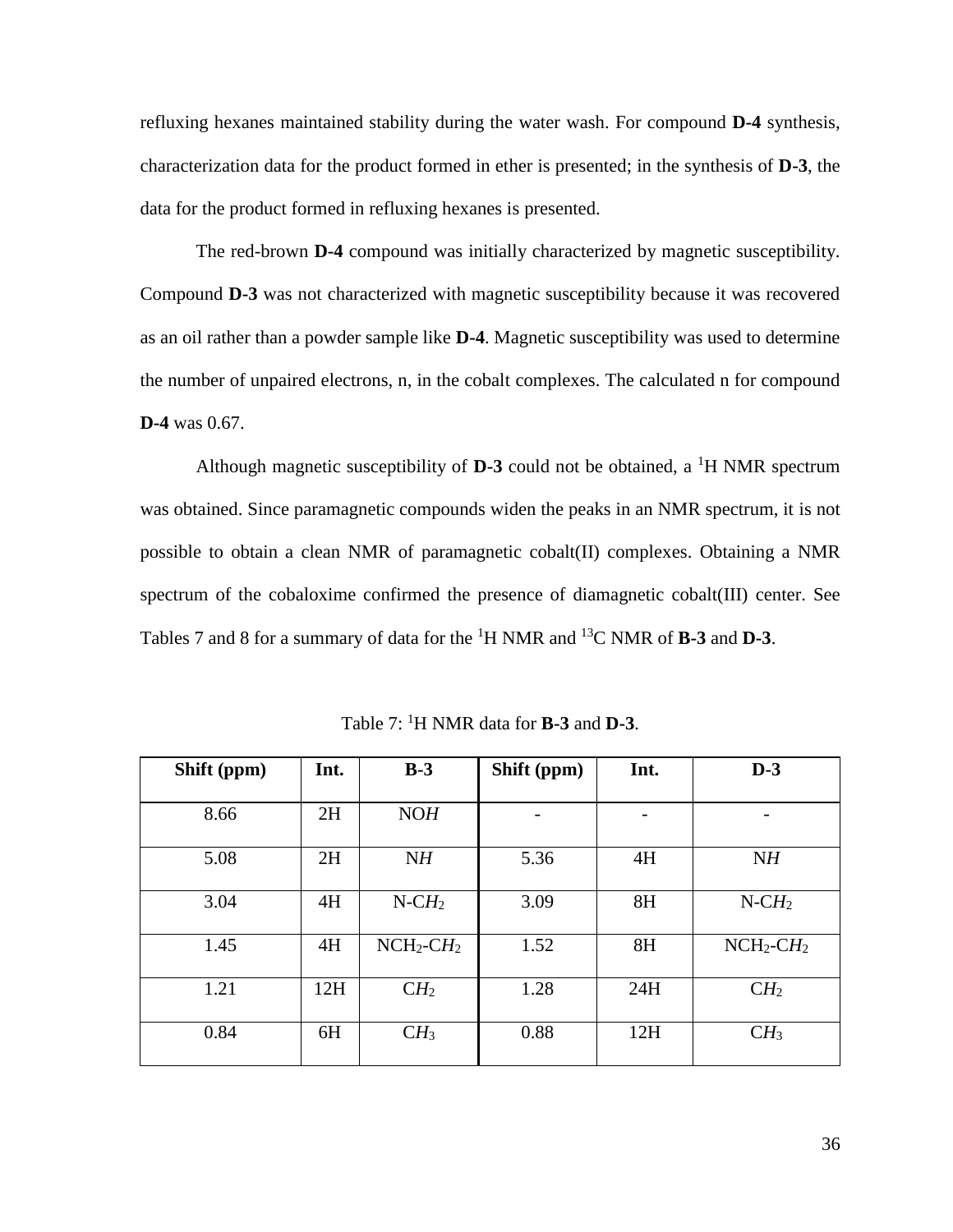refluxing hexanes maintained stability during the water wash. For compound **D-4** synthesis, characterization data for the product formed in ether is presented; in the synthesis of **D-3**, the data for the product formed in refluxing hexanes is presented.

The red-brown **D-4** compound was initially characterized by magnetic susceptibility. Compound **D-3** was not characterized with magnetic susceptibility because it was recovered as an oil rather than a powder sample like **D-4**. Magnetic susceptibility was used to determine the number of unpaired electrons, n, in the cobalt complexes. The calculated n for compound **D-4** was 0.67.

Although magnetic susceptibility of **D-3** could not be obtained, a $^{1}$H NMR spectrum was obtained. Since paramagnetic compounds widen the peaks in an NMR spectrum, it is not possible to obtain a clean NMR of paramagnetic cobalt(II) complexes. Obtaining a NMR spectrum of the cobaloxime confirmed the presence of diamagnetic cobalt(III) center. See Tables 7 and 8 for a summary of data for the $^{1}$H NMR and $^{13}$C NMR of **B-3** and **D-3**.

Table 7: $^{1}$H NMR data for **B-3** and **D-3**.

| Shift (ppm) | Int. | B-3 | Shift (ppm) | Int. | D-3 |
|---|---|---|---|---|---|
| 8.66 | 2H | NO*H* | - | - | - |
| 5.08 | 2H | N*H* | 5.36 | 4H | N*H* |
| 3.04 | 4H | N-C$H_2$ | 3.09 | 8H | N-C$H_2$ |
| 1.45 | 4H | N$CH_2$-C$H_2$ | 1.52 | 8H | N$CH_2$-C$H_2$ |
| 1.21 | 12H | C$H_2$ | 1.28 | 24H | C$H_2$ |
| 0.84 | 6H | C$H_3$ | 0.88 | 12H | C$H_3$ |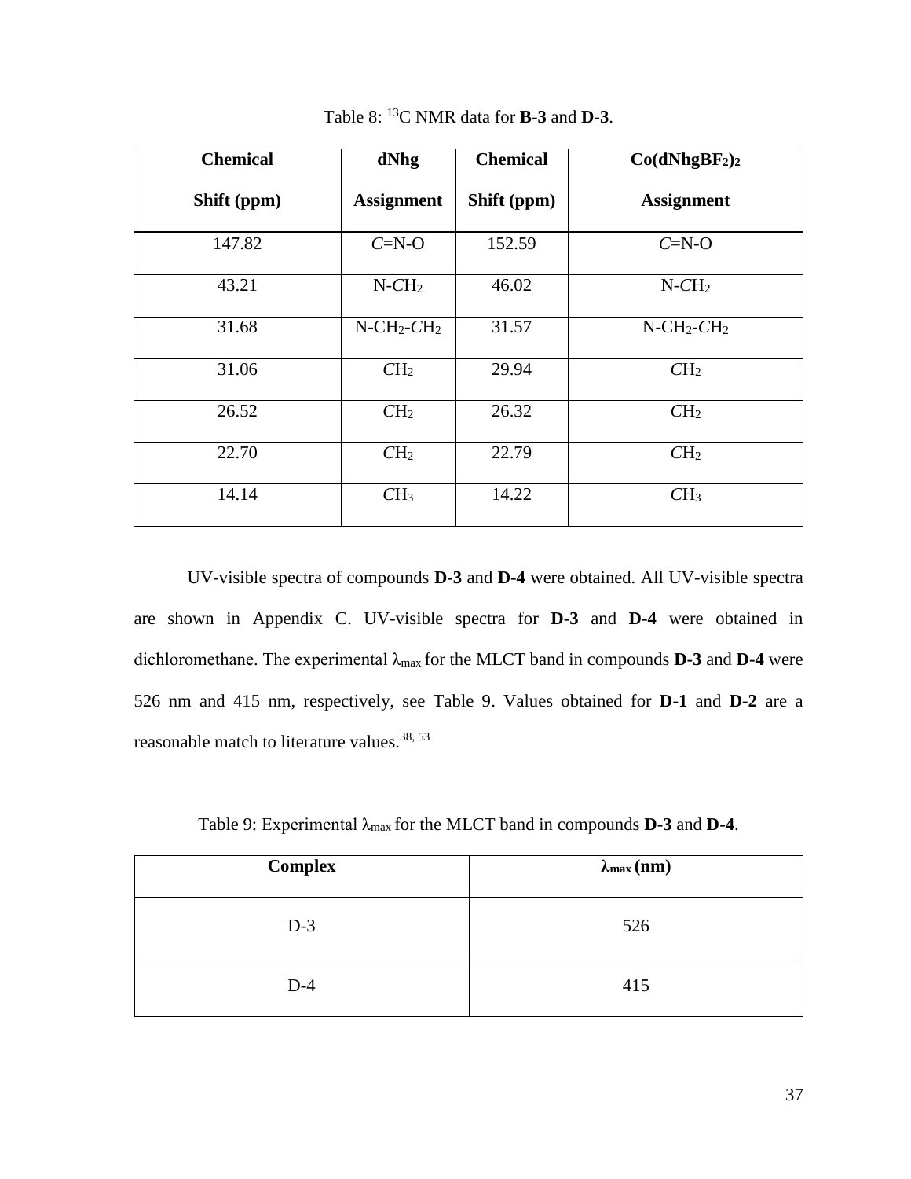Table 8: $^{13}$C NMR data for **B-3** and **D-3**.

| **Chemical Shift (ppm)** | **dNhg Assignment** | **Chemical Shift (ppm)** | **$Co(dNhgBF_2)_2$ Assignment** |
|---|---|---|---|
| 147.82 | *C*=N-O | 152.59 | *C*=N-O |
| 43.21 | N-$CH_2$ | 46.02 | N-$CH_2$ |
| 31.68 | N-$CH_2$-$CH_2$ | 31.57 | N-$CH_2$-$CH_2$ |
| 31.06 | $CH_2$ | 29.94 | $CH_2$ |
| 26.52 | $CH_2$ | 26.32 | $CH_2$ |
| 22.70 | $CH_2$ | 22.79 | $CH_2$ |
| 14.14 | $CH_3$ | 14.22 | $CH_3$ |

UV-visible spectra of compounds **D-3** and **D-4** were obtained. All UV-visible spectra are shown in Appendix C. UV-visible spectra for **D-3** and **D-4** were obtained in dichloromethane. The experimental $\lambda_{max}$ for the MLCT band in compounds **D-3** and **D-4** were 526 nm and 415 nm, respectively, see Table 9. Values obtained for **D-1** and **D-2** are a reasonable match to literature values.[38, 53]

Table 9: Experimental $\lambda_{max}$ for the MLCT band in compounds **D-3** and **D-4**.

| **Complex** | **$\lambda_{max}$ (nm)** |
|---|---|
| D-3 | 526 |
| D-4 | 415 |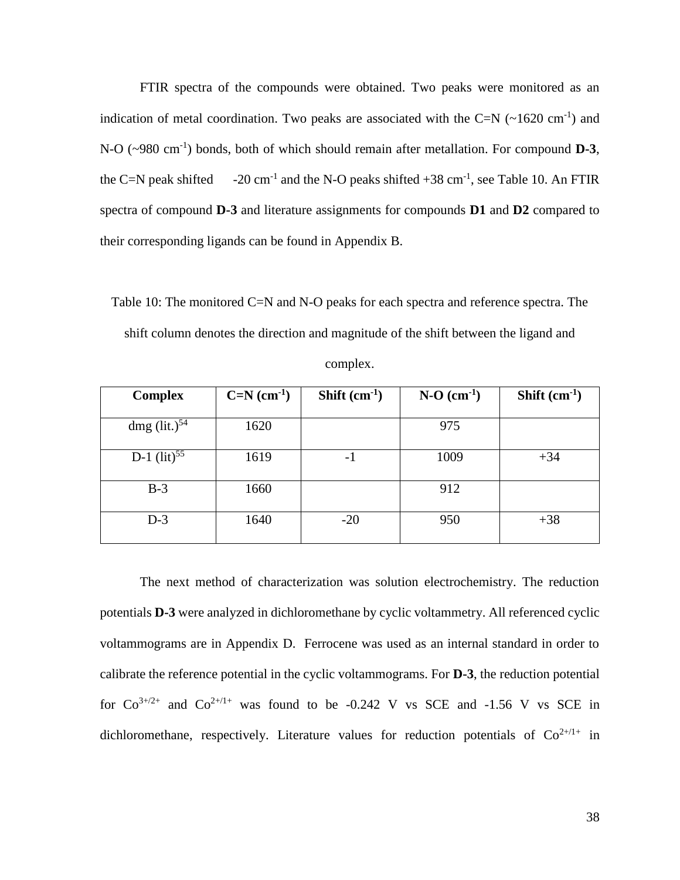FTIR spectra of the compounds were obtained. Two peaks were monitored as an indication of metal coordination. Two peaks are associated with the C=N (~1620 $cm^{-1}$) and N-O (~980 $cm^{-1}$) bonds, both of which should remain after metallation. For compound **D-3**, the C=N peak shifted -20 $cm^{-1}$ and the N-O peaks shifted +38 $cm^{-1}$, see Table 10. An FTIR spectra of compound **D-3** and literature assignments for compounds **D1** and **D2** compared to their corresponding ligands can be found in Appendix B.

Table 10: The monitored C=N and N-O peaks for each spectra and reference spectra. The shift column denotes the direction and magnitude of the shift between the ligand and complex.

| **Complex** | **C=N ($cm^{-1}$)** | **Shift ($cm^{-1}$)** | **N-O ($cm^{-1}$)** | **Shift ($cm^{-1}$)** |
|---|---|---|---|---|
| dmg (lit.)[54] | 1620 | | 975 | |
| D-1 (lit)[55] | 1619 | -1 | 1009 | +34 |
| B-3 | 1660 | | 912 | |
| D-3 | 1640 | -20 | 950 | +38 |

The next method of characterization was solution electrochemistry. The reduction potentials **D-3** were analyzed in dichloromethane by cyclic voltammetry. All referenced cyclic voltammograms are in Appendix D. Ferrocene was used as an internal standard in order to calibrate the reference potential in the cyclic voltammograms. For **D-3**, the reduction potential for $Co^{3+/2+}$ and $Co^{2+/1+}$ was found to be -0.242 V vs SCE and -1.56 V vs SCE in dichloromethane, respectively. Literature values for reduction potentials of $Co^{2+/1+}$ in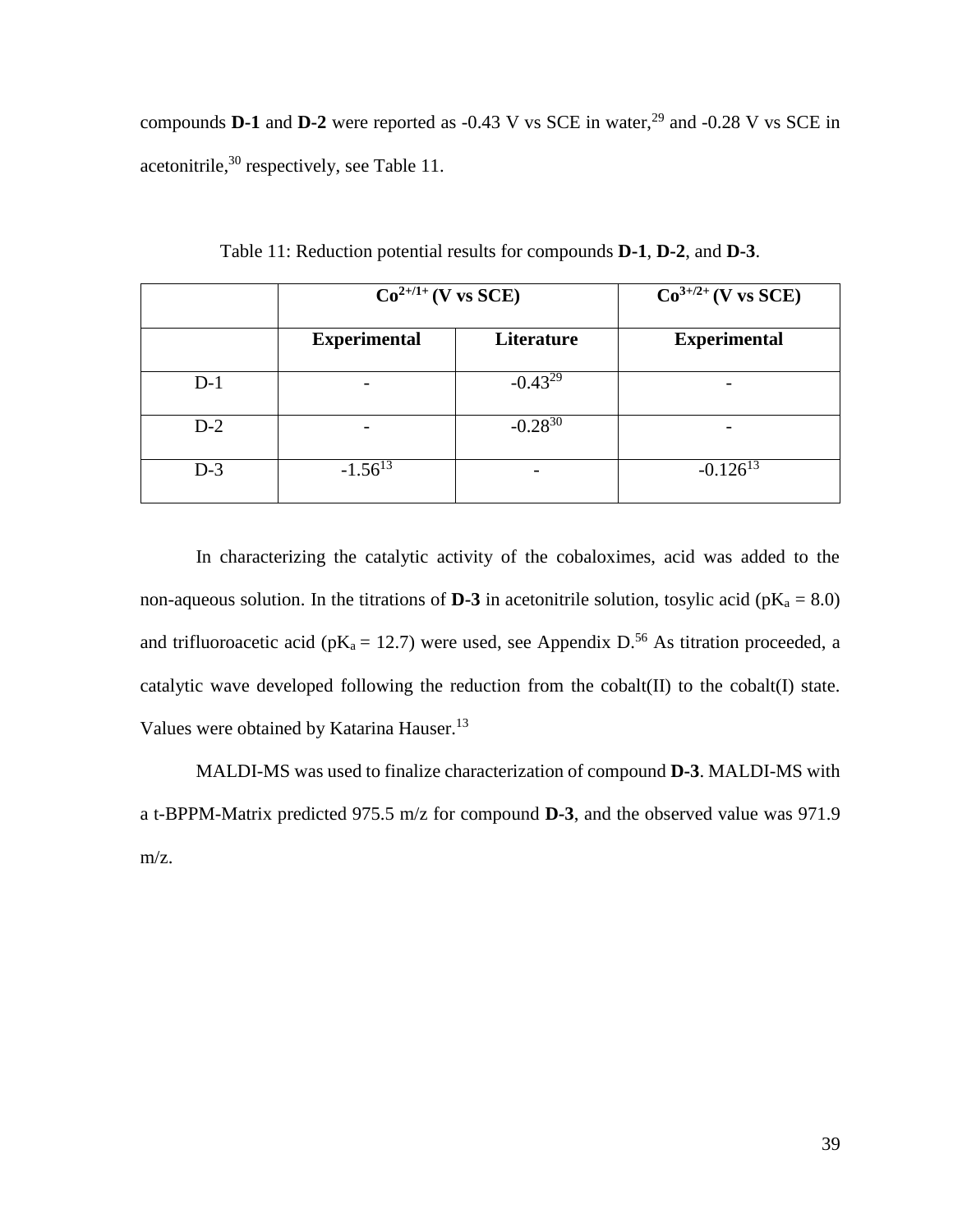compounds **D-1** and **D-2** were reported as -0.43 V vs SCE in water,[29] and -0.28 V vs SCE in acetonitrile,[30] respectively, see Table 11.

Table 11: Reduction potential results for compounds **D-1**, **D-2**, and **D-3**.

| | $Co^{2+/1+}$ (V vs SCE) | | $Co^{3+/2+}$ (V vs SCE) |
|---|---|---|---|
| | **Experimental** | **Literature** | **Experimental** |
| D-1 | - | -0.43[29] | - |
| D-2 | - | -0.28[30] | - |
| D-3 | -1.56[13] | - | -0.126[13] |

In characterizing the catalytic activity of the cobaloximes, acid was added to the non-aqueous solution. In the titrations of **D-3** in acetonitrile solution, tosylic acid ($pK_a = 8.0$) and trifluoroacetic acid ($pK_a = 12.7$) were used, see Appendix D.[56] As titration proceeded, a catalytic wave developed following the reduction from the cobalt(II) to the cobalt(I) state. Values were obtained by Katarina Hauser.[13]

MALDI-MS was used to finalize characterization of compound **D-3**. MALDI-MS with a t-BPPM-Matrix predicted 975.5 m/z for compound **D-3**, and the observed value was 971.9 m/z.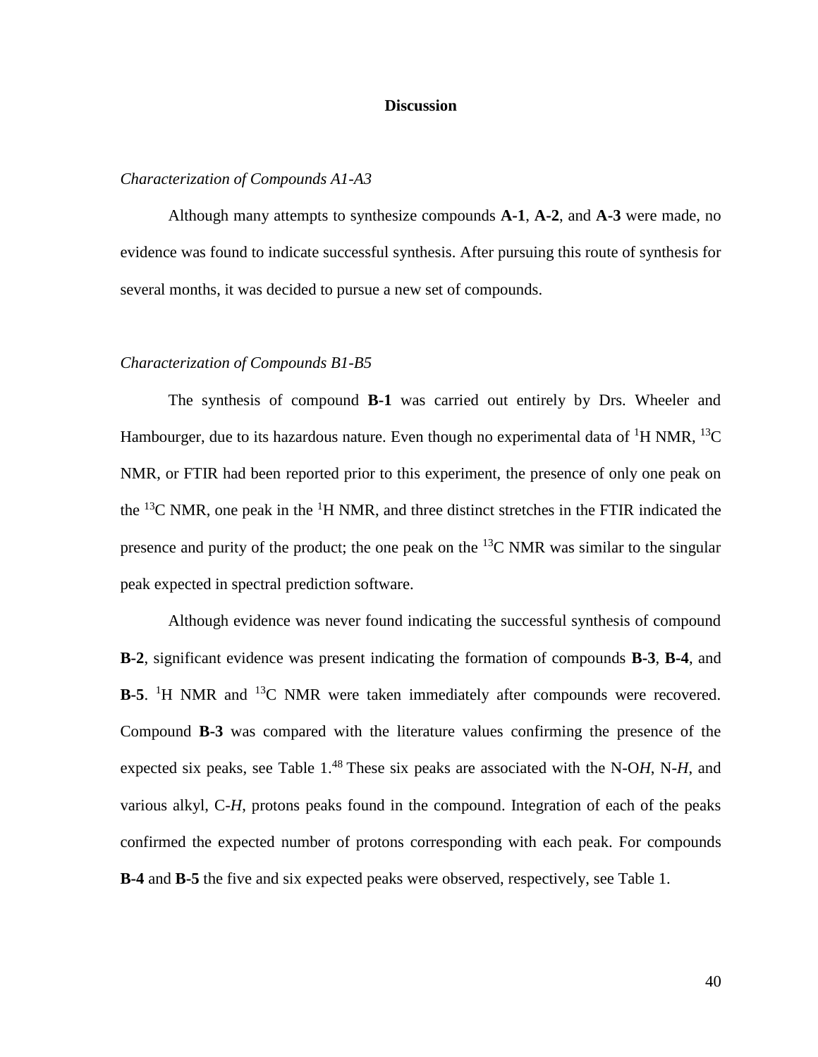## Discussion

*Characterization of Compounds A1-A3*

Although many attempts to synthesize compounds **A-1**, **A-2**, and **A-3** were made, no evidence was found to indicate successful synthesis. After pursuing this route of synthesis for several months, it was decided to pursue a new set of compounds.

*Characterization of Compounds B1-B5*

The synthesis of compound **B-1** was carried out entirely by Drs. Wheeler and Hambourger, due to its hazardous nature. Even though no experimental data of $^{1}H$ NMR, $^{13}C$ NMR, or FTIR had been reported prior to this experiment, the presence of only one peak on the $^{13}C$ NMR, one peak in the $^{1}H$ NMR, and three distinct stretches in the FTIR indicated the presence and purity of the product; the one peak on the $^{13}C$ NMR was similar to the singular peak expected in spectral prediction software.

Although evidence was never found indicating the successful synthesis of compound **B-2**, significant evidence was present indicating the formation of compounds **B-3**, **B-4**, and **B-5**. $^{1}H$ NMR and $^{13}C$ NMR were taken immediately after compounds were recovered. Compound **B-3** was compared with the literature values confirming the presence of the expected six peaks, see Table 1.[48] These six peaks are associated with the N-O*H*, N-*H*, and various alkyl, C-*H*, protons peaks found in the compound. Integration of each of the peaks confirmed the expected number of protons corresponding with each peak. For compounds **B-4** and **B-5** the five and six expected peaks were observed, respectively, see Table 1.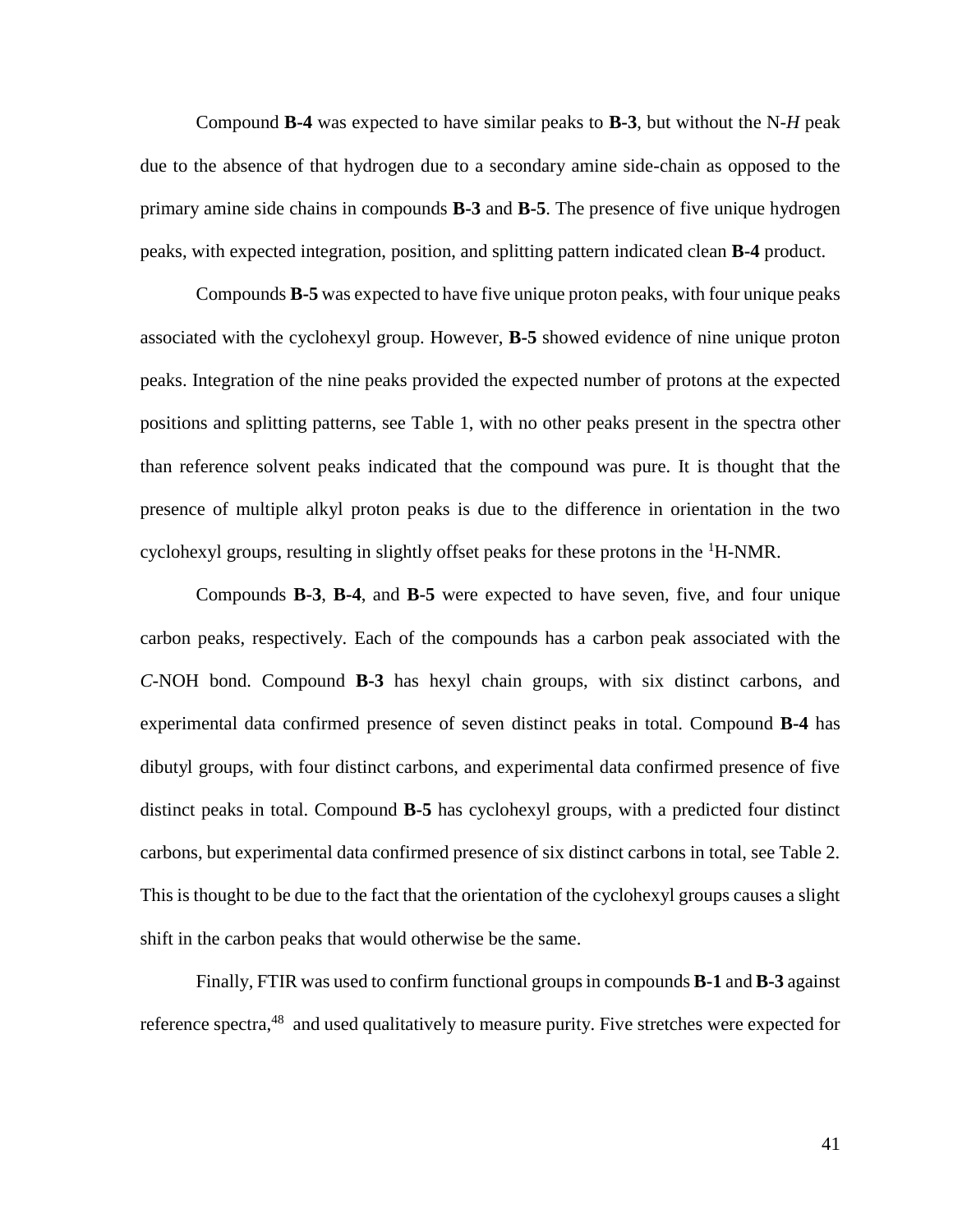Compound **B-4** was expected to have similar peaks to **B-3**, but without the N-*H* peak due to the absence of that hydrogen due to a secondary amine side-chain as opposed to the primary amine side chains in compounds **B-3** and **B-5**. The presence of five unique hydrogen peaks, with expected integration, position, and splitting pattern indicated clean **B-4** product.

Compounds **B-5** was expected to have five unique proton peaks, with four unique peaks associated with the cyclohexyl group. However, **B-5** showed evidence of nine unique proton peaks. Integration of the nine peaks provided the expected number of protons at the expected positions and splitting patterns, see Table 1, with no other peaks present in the spectra other than reference solvent peaks indicated that the compound was pure. It is thought that the presence of multiple alkyl proton peaks is due to the difference in orientation in the two cyclohexyl groups, resulting in slightly offset peaks for these protons in the $^{1}$H-NMR.

Compounds **B-3**, **B-4**, and **B-5** were expected to have seven, five, and four unique carbon peaks, respectively. Each of the compounds has a carbon peak associated with the *C*-NOH bond. Compound **B-3** has hexyl chain groups, with six distinct carbons, and experimental data confirmed presence of seven distinct peaks in total. Compound **B-4** has dibutyl groups, with four distinct carbons, and experimental data confirmed presence of five distinct peaks in total. Compound **B-5** has cyclohexyl groups, with a predicted four distinct carbons, but experimental data confirmed presence of six distinct carbons in total, see Table 2. This is thought to be due to the fact that the orientation of the cyclohexyl groups causes a slight shift in the carbon peaks that would otherwise be the same.

Finally, FTIR was used to confirm functional groups in compounds **B-1** and **B-3** against reference spectra,[48] and used qualitatively to measure purity. Five stretches were expected for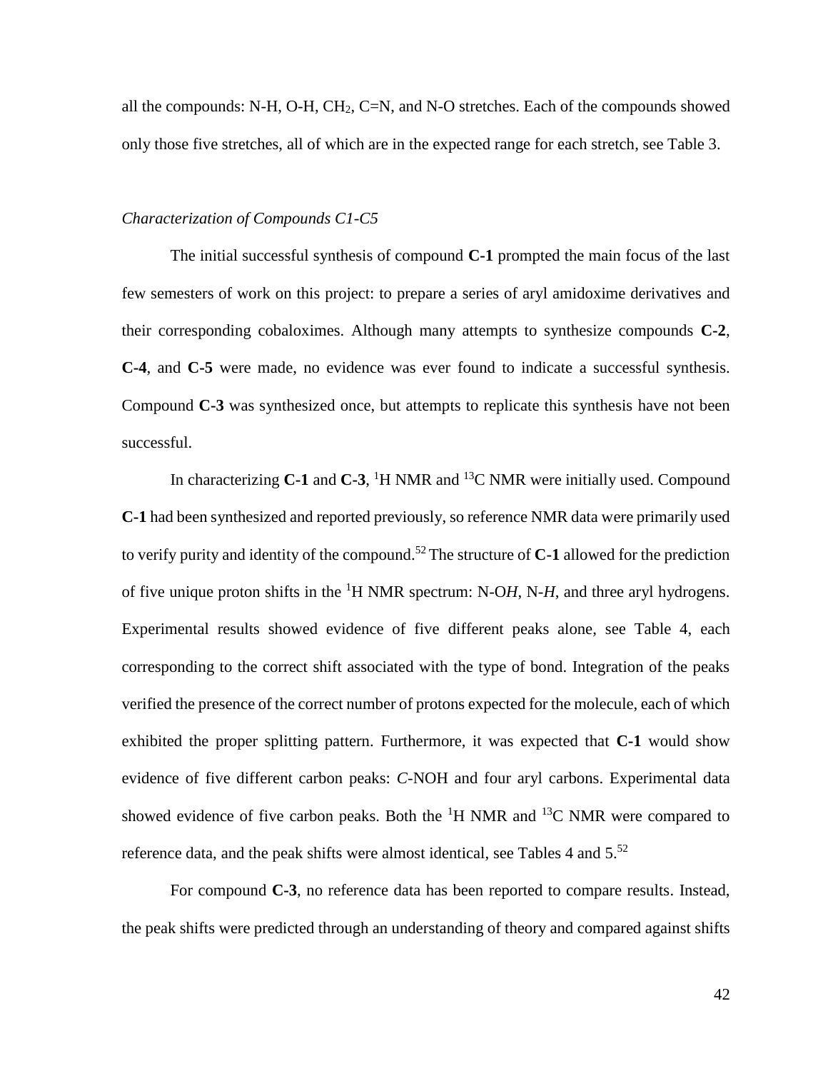all the compounds: N-H, O-H, $CH_2$, C=N, and N-O stretches. Each of the compounds showed only those five stretches, all of which are in the expected range for each stretch, see Table 3.

### *Characterization of Compounds C1-C5*

The initial successful synthesis of compound **C-1** prompted the main focus of the last few semesters of work on this project: to prepare a series of aryl amidoxime derivatives and their corresponding cobaloximes. Although many attempts to synthesize compounds **C-2**, **C-4**, and **C-5** were made, no evidence was ever found to indicate a successful synthesis. Compound **C-3** was synthesized once, but attempts to replicate this synthesis have not been successful.

In characterizing **C-1** and **C-3**, $^{1}H$ NMR and $^{13}C$ NMR were initially used. Compound **C-1** had been synthesized and reported previously, so reference NMR data were primarily used to verify purity and identity of the compound.[52] The structure of **C-1** allowed for the prediction of five unique proton shifts in the $^{1}H$ NMR spectrum: N-O*H*, N-*H*, and three aryl hydrogens. Experimental results showed evidence of five different peaks alone, see Table 4, each corresponding to the correct shift associated with the type of bond. Integration of the peaks verified the presence of the correct number of protons expected for the molecule, each of which exhibited the proper splitting pattern. Furthermore, it was expected that **C-1** would show evidence of five different carbon peaks: *C*-NOH and four aryl carbons. Experimental data showed evidence of five carbon peaks. Both the $^{1}H$ NMR and $^{13}C$ NMR were compared to reference data, and the peak shifts were almost identical, see Tables 4 and 5.[52]

For compound **C-3**, no reference data has been reported to compare results. Instead, the peak shifts were predicted through an understanding of theory and compared against shifts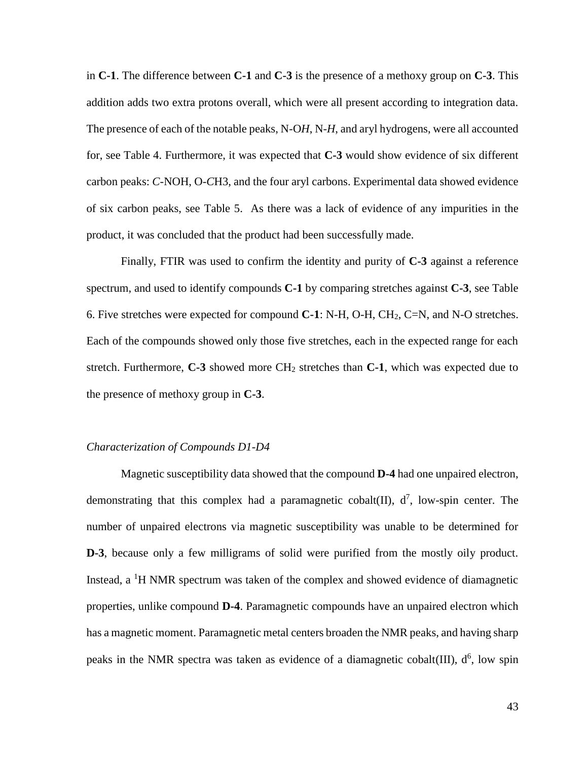in **C-1**. The difference between **C-1** and **C-3** is the presence of a methoxy group on **C-3**. This addition adds two extra protons overall, which were all present according to integration data. The presence of each of the notable peaks, N-O*H*, N-*H*, and aryl hydrogens, were all accounted for, see Table 4. Furthermore, it was expected that **C-3** would show evidence of six different carbon peaks: *C*-NOH, O-*C*H3, and the four aryl carbons. Experimental data showed evidence of six carbon peaks, see Table 5. As there was a lack of evidence of any impurities in the product, it was concluded that the product had been successfully made.

Finally, FTIR was used to confirm the identity and purity of **C-3** against a reference spectrum, and used to identify compounds **C-1** by comparing stretches against **C-3**, see Table 6. Five stretches were expected for compound **C-1**: N-H, O-H, $CH_2$, C=N, and N-O stretches. Each of the compounds showed only those five stretches, each in the expected range for each stretch. Furthermore, **C-3** showed more $CH_2$ stretches than **C-1**, which was expected due to the presence of methoxy group in **C-3**.

*Characterization of Compounds D1-D4*

Magnetic susceptibility data showed that the compound **D-4** had one unpaired electron, demonstrating that this complex had a paramagnetic cobalt(II), $d^7$, low-spin center. The number of unpaired electrons via magnetic susceptibility was unable to be determined for **D-3**, because only a few milligrams of solid were purified from the mostly oily product. Instead, a $^1H$ NMR spectrum was taken of the complex and showed evidence of diamagnetic properties, unlike compound **D-4**. Paramagnetic compounds have an unpaired electron which has a magnetic moment. Paramagnetic metal centers broaden the NMR peaks, and having sharp peaks in the NMR spectra was taken as evidence of a diamagnetic cobalt(III), $d^6$, low spin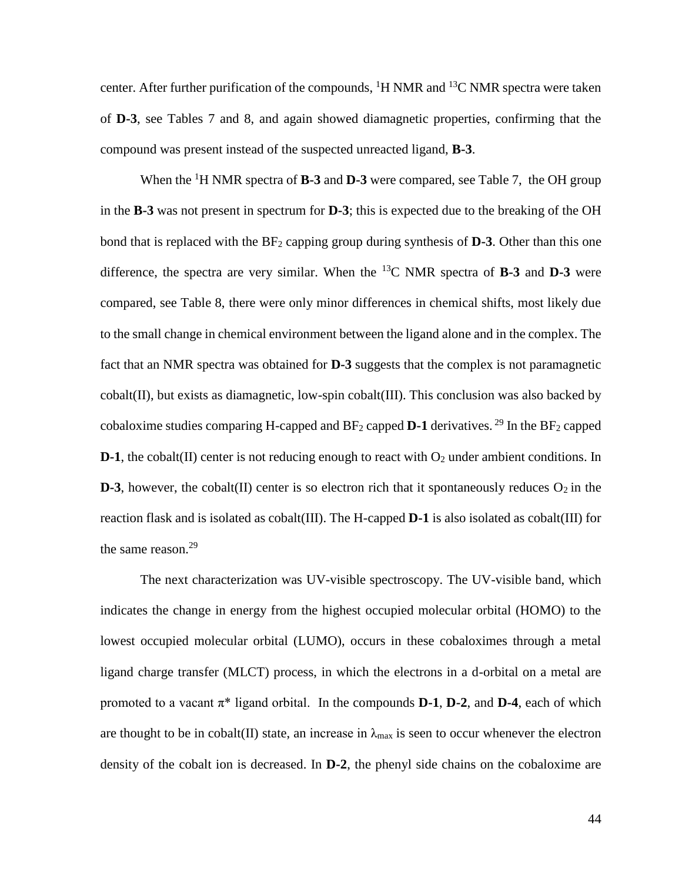center. After further purification of the compounds, $^{1}H$ NMR and $^{13}C$ NMR spectra were taken of **D-3**, see Tables 7 and 8, and again showed diamagnetic properties, confirming that the compound was present instead of the suspected unreacted ligand, **B-3**.

When the $^{1}H$ NMR spectra of **B-3** and **D-3** were compared, see Table 7, the OH group in the **B-3** was not present in spectrum for **D-3**; this is expected due to the breaking of the OH bond that is replaced with the $BF_2$ capping group during synthesis of **D-3**. Other than this one difference, the spectra are very similar. When the $^{13}C$ NMR spectra of **B-3** and **D-3** were compared, see Table 8, there were only minor differences in chemical shifts, most likely due to the small change in chemical environment between the ligand alone and in the complex. The fact that an NMR spectra was obtained for **D-3** suggests that the complex is not paramagnetic cobalt(II), but exists as diamagnetic, low-spin cobalt(III). This conclusion was also backed by cobaloxime studies comparing H-capped and $BF_2$ capped **D-1** derivatives. [29] In the $BF_2$ capped **D-1**, the cobalt(II) center is not reducing enough to react with $O_2$ under ambient conditions. In **D-3**, however, the cobalt(II) center is so electron rich that it spontaneously reduces $O_2$ in the reaction flask and is isolated as cobalt(III). The H-capped **D-1** is also isolated as cobalt(III) for the same reason.[29]

The next characterization was UV-visible spectroscopy. The UV-visible band, which indicates the change in energy from the highest occupied molecular orbital (HOMO) to the lowest occupied molecular orbital (LUMO), occurs in these cobaloximes through a metal ligand charge transfer (MLCT) process, in which the electrons in a d-orbital on a metal are promoted to a vacant π* ligand orbital. In the compounds **D-1**, **D-2**, and **D-4**, each of which are thought to be in cobalt(II) state, an increase in $\lambda_{max}$ is seen to occur whenever the electron density of the cobalt ion is decreased. In **D-2**, the phenyl side chains on the cobaloxime are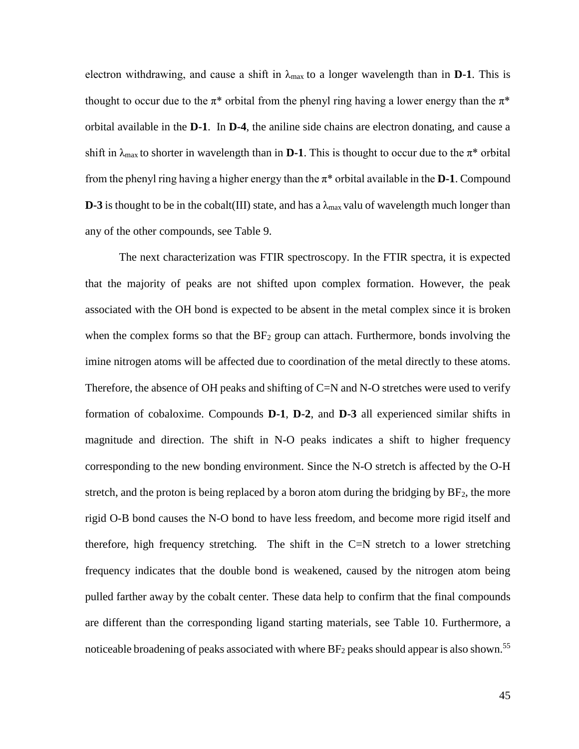electron withdrawing, and cause a shift in $\lambda_{max}$ to a longer wavelength than in **D-1**. This is thought to occur due to the π* orbital from the phenyl ring having a lower energy than the π* orbital available in the **D-1**. In **D-4**, the aniline side chains are electron donating, and cause a shift in $\lambda_{max}$ to shorter in wavelength than in **D-1**. This is thought to occur due to the π* orbital from the phenyl ring having a higher energy than the π* orbital available in the **D-1**. Compound **D-3** is thought to be in the cobalt(III) state, and has a $\lambda_{max}$ valu of wavelength much longer than any of the other compounds, see Table 9.

The next characterization was FTIR spectroscopy. In the FTIR spectra, it is expected that the majority of peaks are not shifted upon complex formation. However, the peak associated with the OH bond is expected to be absent in the metal complex since it is broken when the complex forms so that the $BF_2$ group can attach. Furthermore, bonds involving the imine nitrogen atoms will be affected due to coordination of the metal directly to these atoms. Therefore, the absence of OH peaks and shifting of C=N and N-O stretches were used to verify formation of cobaloxime. Compounds **D-1**, **D-2**, and **D-3** all experienced similar shifts in magnitude and direction. The shift in N-O peaks indicates a shift to higher frequency corresponding to the new bonding environment. Since the N-O stretch is affected by the O-H stretch, and the proton is being replaced by a boron atom during the bridging by $BF_2$, the more rigid O-B bond causes the N-O bond to have less freedom, and become more rigid itself and therefore, high frequency stretching. The shift in the C=N stretch to a lower stretching frequency indicates that the double bond is weakened, caused by the nitrogen atom being pulled farther away by the cobalt center. These data help to confirm that the final compounds are different than the corresponding ligand starting materials, see Table 10. Furthermore, a noticeable broadening of peaks associated with where $BF_2$ peaks should appear is also shown.[55]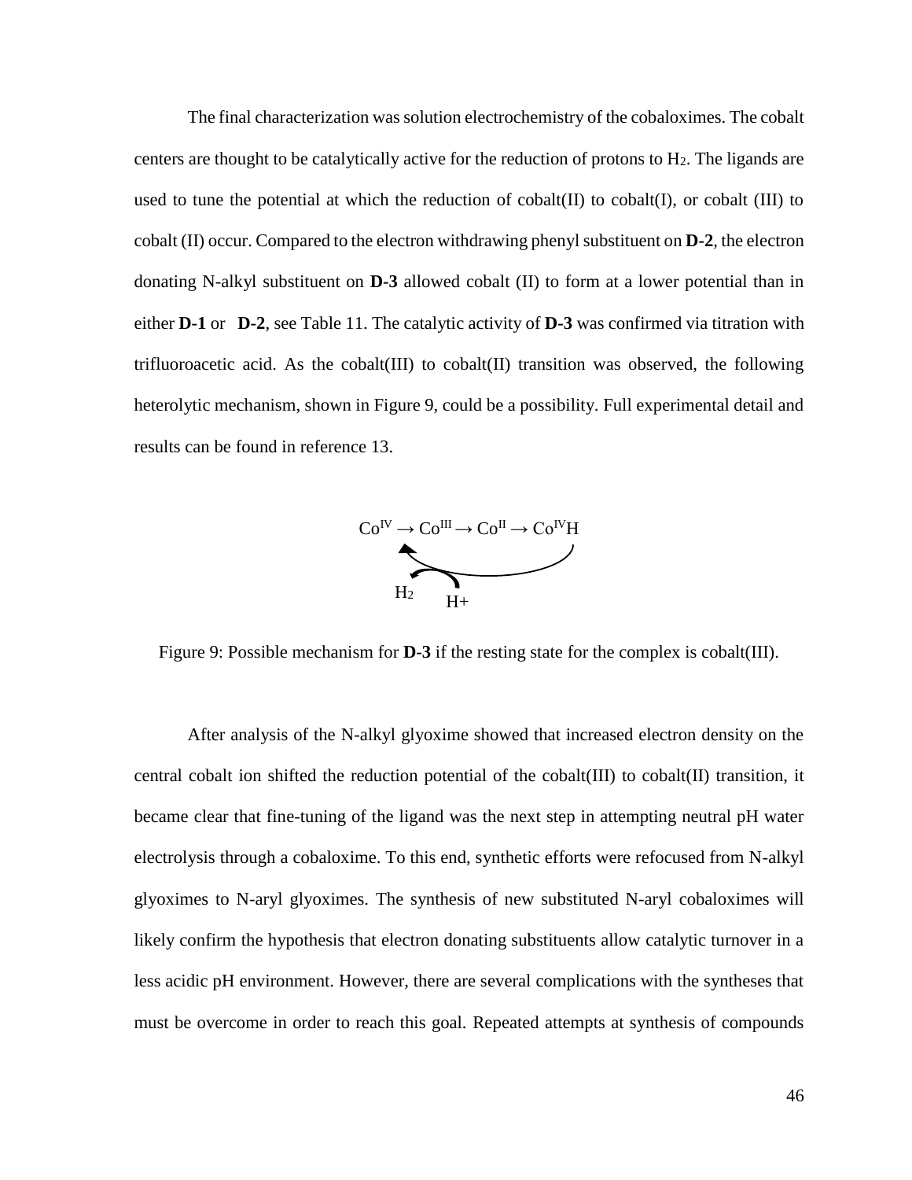The final characterization was solution electrochemistry of the cobaloximes. The cobalt centers are thought to be catalytically active for the reduction of protons to $H_2$. The ligands are used to tune the potential at which the reduction of cobalt(II) to cobalt(I), or cobalt (III) to cobalt (II) occur. Compared to the electron withdrawing phenyl substituent on **D-2**, the electron donating N-alkyl substituent on **D-3** allowed cobalt (II) to form at a lower potential than in either **D-1** or **D-2**, see Table 11. The catalytic activity of **D-3** was confirmed via titration with trifluoroacetic acid. As the cobalt(III) to cobalt(II) transition was observed, the following heterolytic mechanism, shown in Figure 9, could be a possibility. Full experimental detail and results can be found in reference 13.

$$Co^{IV} \rightarrow Co^{III} \rightarrow Co^{II} \rightarrow Co^{IV}H$$

$H_2$ &nbsp;&nbsp; $H^+$

Figure 9: Possible mechanism for **D-3** if the resting state for the complex is cobalt(III).

After analysis of the N-alkyl glyoxime showed that increased electron density on the central cobalt ion shifted the reduction potential of the cobalt(III) to cobalt(II) transition, it became clear that fine-tuning of the ligand was the next step in attempting neutral pH water electrolysis through a cobaloxime. To this end, synthetic efforts were refocused from N-alkyl glyoximes to N-aryl glyoximes. The synthesis of new substituted N-aryl cobaloximes will likely confirm the hypothesis that electron donating substituents allow catalytic turnover in a less acidic pH environment. However, there are several complications with the syntheses that must be overcome in order to reach this goal. Repeated attempts at synthesis of compounds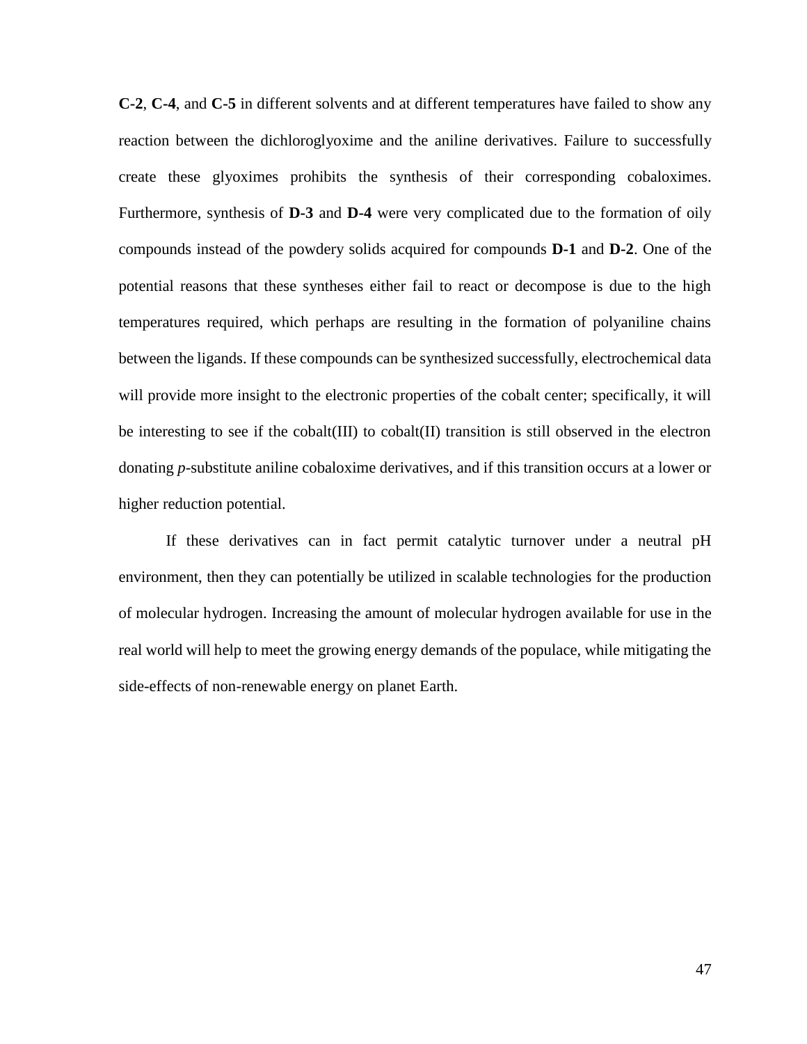**C-2**, **C-4**, and **C-5** in different solvents and at different temperatures have failed to show any reaction between the dichloroglyoxime and the aniline derivatives. Failure to successfully create these glyoximes prohibits the synthesis of their corresponding cobaloximes. Furthermore, synthesis of **D-3** and **D-4** were very complicated due to the formation of oily compounds instead of the powdery solids acquired for compounds **D-1** and **D-2**. One of the potential reasons that these syntheses either fail to react or decompose is due to the high temperatures required, which perhaps are resulting in the formation of polyaniline chains between the ligands. If these compounds can be synthesized successfully, electrochemical data will provide more insight to the electronic properties of the cobalt center; specifically, it will be interesting to see if the cobalt(III) to cobalt(II) transition is still observed in the electron donating *p*-substitute aniline cobaloxime derivatives, and if this transition occurs at a lower or higher reduction potential.

If these derivatives can in fact permit catalytic turnover under a neutral pH environment, then they can potentially be utilized in scalable technologies for the production of molecular hydrogen. Increasing the amount of molecular hydrogen available for use in the real world will help to meet the growing energy demands of the populace, while mitigating the side-effects of non-renewable energy on planet Earth.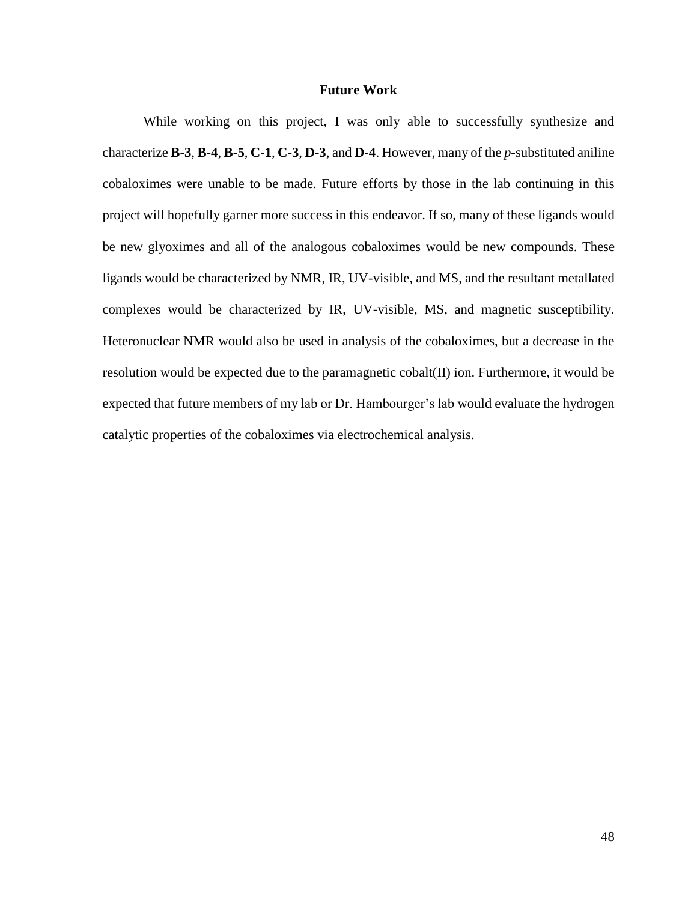## Future Work

While working on this project, I was only able to successfully synthesize and characterize **B-3**, **B-4**, **B-5**, **C-1**, **C-3**, **D-3**, and **D-4**. However, many of the *p*-substituted aniline cobaloximes were unable to be made. Future efforts by those in the lab continuing in this project will hopefully garner more success in this endeavor. If so, many of these ligands would be new glyoximes and all of the analogous cobaloximes would be new compounds. These ligands would be characterized by NMR, IR, UV-visible, and MS, and the resultant metallated complexes would be characterized by IR, UV-visible, MS, and magnetic susceptibility. Heteronuclear NMR would also be used in analysis of the cobaloximes, but a decrease in the resolution would be expected due to the paramagnetic cobalt(II) ion. Furthermore, it would be expected that future members of my lab or Dr. Hambourger's lab would evaluate the hydrogen catalytic properties of the cobaloximes via electrochemical analysis.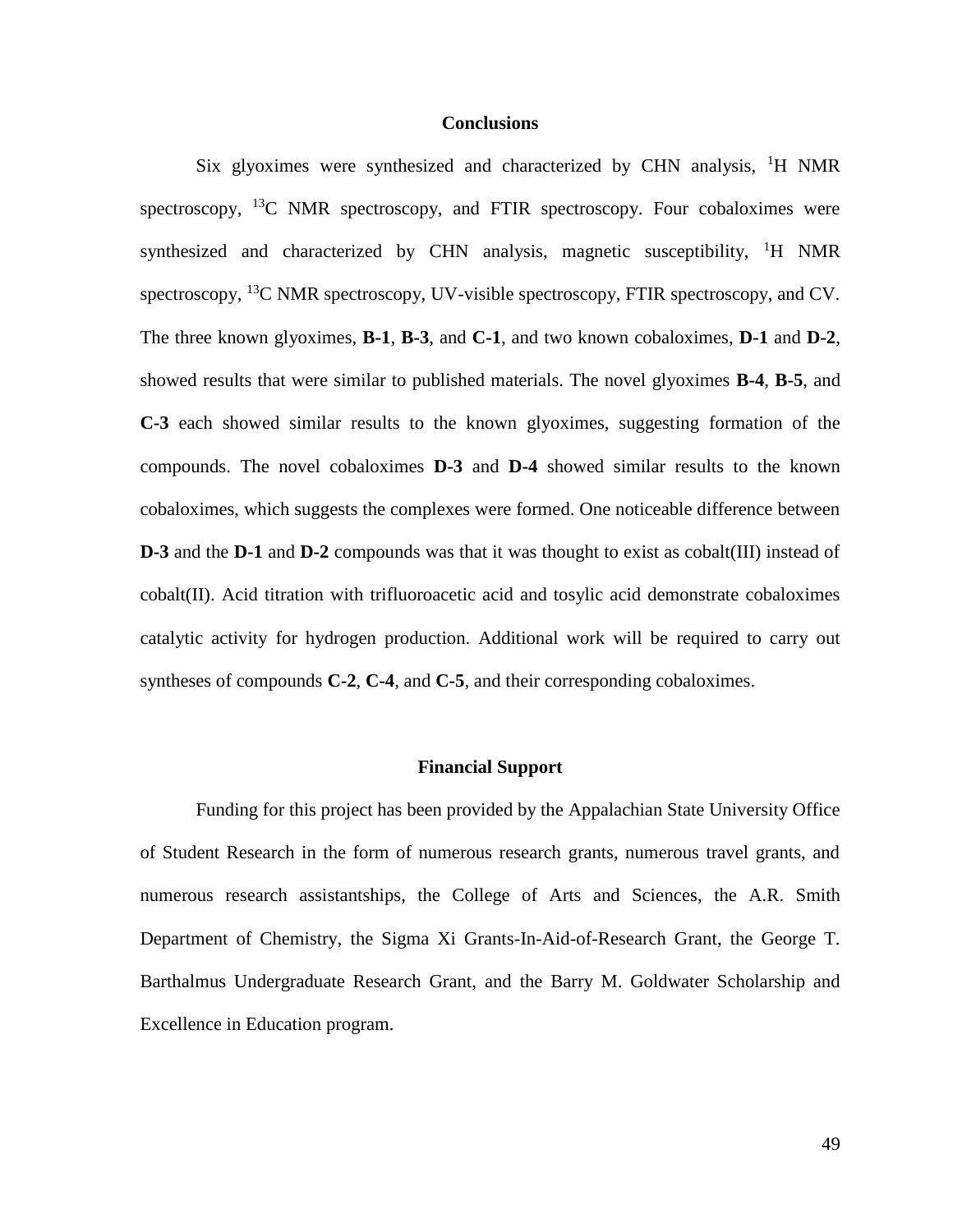## Conclusions

Six glyoximes were synthesized and characterized by CHN analysis, $^{1}H$ NMR spectroscopy, $^{13}C$ NMR spectroscopy, and FTIR spectroscopy. Four cobaloximes were synthesized and characterized by CHN analysis, magnetic susceptibility, $^{1}H$ NMR spectroscopy, $^{13}C$ NMR spectroscopy, UV-visible spectroscopy, FTIR spectroscopy, and CV. The three known glyoximes, **B-1**, **B-3**, and **C-1**, and two known cobaloximes, **D-1** and **D-2**, showed results that were similar to published materials. The novel glyoximes **B-4**, **B-5**, and **C-3** each showed similar results to the known glyoximes, suggesting formation of the compounds. The novel cobaloximes **D-3** and **D-4** showed similar results to the known cobaloximes, which suggests the complexes were formed. One noticeable difference between **D-3** and the **D-1** and **D-2** compounds was that it was thought to exist as cobalt(III) instead of cobalt(II). Acid titration with trifluoroacetic acid and tosylic acid demonstrate cobaloximes catalytic activity for hydrogen production. Additional work will be required to carry out syntheses of compounds **C-2**, **C-4**, and **C-5**, and their corresponding cobaloximes.

## Financial Support

Funding for this project has been provided by the Appalachian State University Office of Student Research in the form of numerous research grants, numerous travel grants, and numerous research assistantships, the College of Arts and Sciences, the A.R. Smith Department of Chemistry, the Sigma Xi Grants-In-Aid-of-Research Grant, the George T. Barthalmus Undergraduate Research Grant, and the Barry M. Goldwater Scholarship and Excellence in Education program.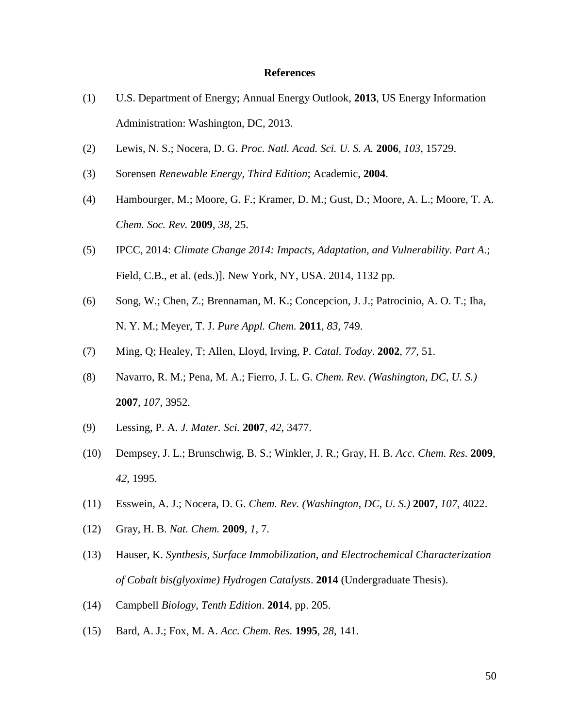## References

(1) U.S. Department of Energy; Annual Energy Outlook, **2013**, US Energy Information Administration: Washington, DC, 2013.

(2) Lewis, N. S.; Nocera, D. G. *Proc. Natl. Acad. Sci. U. S. A.* **2006**, *103*, 15729.

(3) Sorensen *Renewable Energy, Third Edition*; Academic, **2004**.

(4) Hambourger, M.; Moore, G. F.; Kramer, D. M.; Gust, D.; Moore, A. L.; Moore, T. A. *Chem. Soc. Rev.* **2009**, *38*, 25.

(5) IPCC, 2014: *Climate Change 2014: Impacts, Adaptation, and Vulnerability. Part A*.; Field, C.B., et al. (eds.)]. New York, NY, USA. 2014, 1132 pp.

(6) Song, W.; Chen, Z.; Brennaman, M. K.; Concepcion, J. J.; Patrocinio, A. O. T.; Iha, N. Y. M.; Meyer, T. J. *Pure Appl. Chem.* **2011**, *83*, 749.

(7) Ming, Q; Healey, T; Allen, Lloyd, Irving, P. *Catal. Today*. **2002**, *77*, 51.

(8) Navarro, R. M.; Pena, M. A.; Fierro, J. L. G. *Chem. Rev. (Washington, DC, U. S.)* **2007**, *107*, 3952.

(9) Lessing, P. A. *J. Mater. Sci.* **2007**, *42*, 3477.

(10) Dempsey, J. L.; Brunschwig, B. S.; Winkler, J. R.; Gray, H. B. *Acc. Chem. Res.* **2009**, *42*, 1995.

(11) Esswein, A. J.; Nocera, D. G. *Chem. Rev. (Washington, DC, U. S.)* **2007**, *107*, 4022.

(12) Gray, H. B. *Nat. Chem.* **2009**, *1*, 7.

(13) Hauser, K. *Synthesis, Surface Immobilization, and Electrochemical Characterization of Cobalt bis(glyoxime) Hydrogen Catalysts*. **2014** (Undergraduate Thesis).

(14) Campbell *Biology, Tenth Edition*. **2014**, pp. 205.

(15) Bard, A. J.; Fox, M. A. *Acc. Chem. Res.* **1995**, *28*, 141.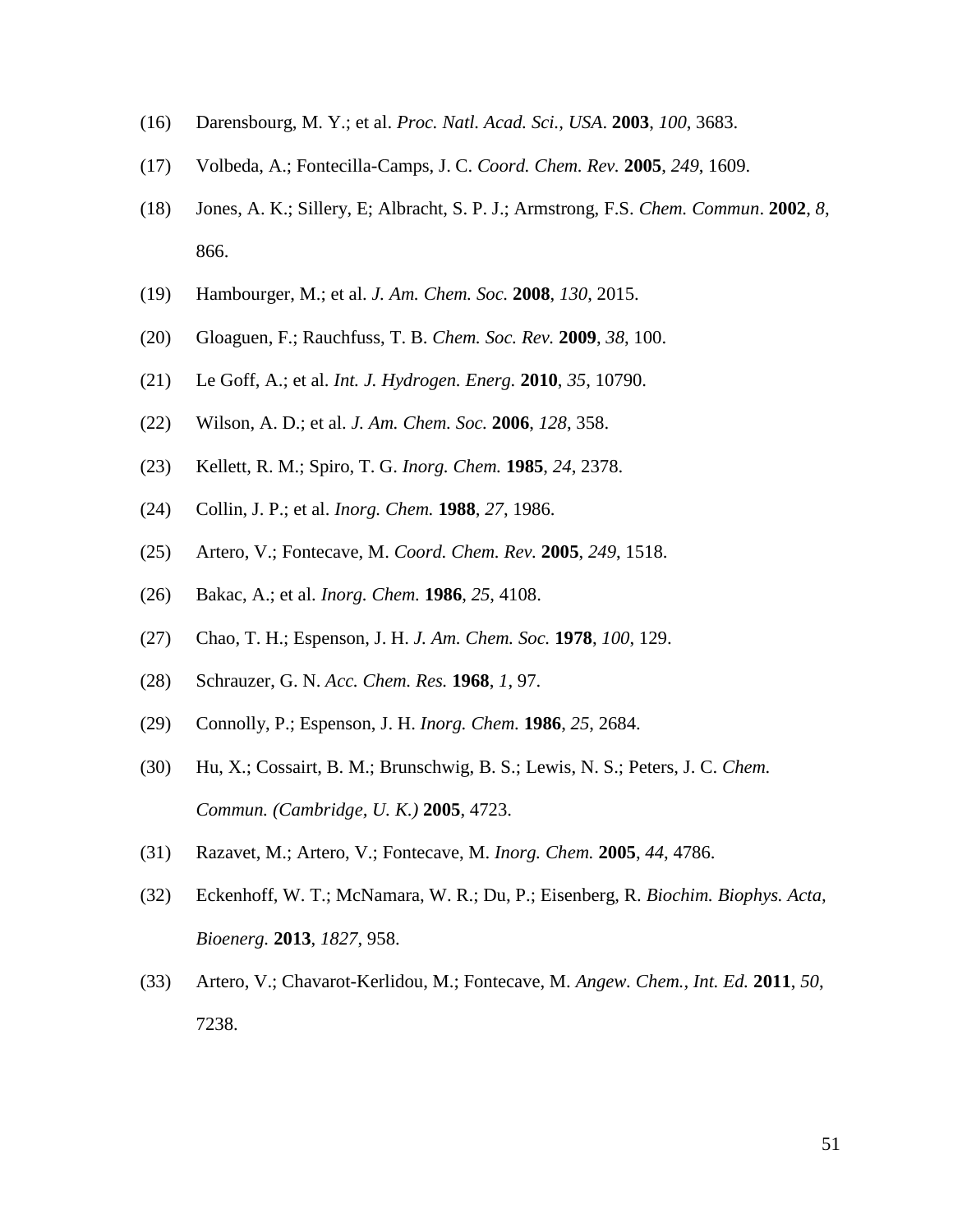(16) Darensbourg, M. Y.; et al. *Proc. Natl. Acad. Sci., USA*. **2003**, *100*, 3683.

(17) Volbeda, A.; Fontecilla-Camps, J. C. *Coord. Chem. Rev.* **2005**, *249*, 1609.

(18) Jones, A. K.; Sillery, E; Albracht, S. P. J.; Armstrong, F.S. *Chem. Commun*. **2002**, *8*, 866.

(19) Hambourger, M.; et al. *J. Am. Chem. Soc.* **2008**, *130*, 2015.

(20) Gloaguen, F.; Rauchfuss, T. B. *Chem. Soc. Rev.* **2009**, *38*, 100.

(21) Le Goff, A.; et al. *Int. J. Hydrogen. Energ.* **2010**, *35*, 10790.

(22) Wilson, A. D.; et al. *J. Am. Chem. Soc.* **2006**, *128*, 358.

(23) Kellett, R. M.; Spiro, T. G. *Inorg. Chem.* **1985**, *24*, 2378.

(24) Collin, J. P.; et al. *Inorg. Chem.* **1988**, *27*, 1986.

(25) Artero, V.; Fontecave, M. *Coord. Chem. Rev.* **2005**, *249*, 1518.

(26) Bakac, A.; et al. *Inorg. Chem.* **1986**, *25*, 4108.

(27) Chao, T. H.; Espenson, J. H. *J. Am. Chem. Soc.* **1978**, *100*, 129.

(28) Schrauzer, G. N. *Acc. Chem. Res.* **1968**, *1*, 97.

(29) Connolly, P.; Espenson, J. H. *Inorg. Chem.* **1986**, *25*, 2684.

(30) Hu, X.; Cossairt, B. M.; Brunschwig, B. S.; Lewis, N. S.; Peters, J. C. *Chem. Commun. (Cambridge, U. K.)* **2005**, 4723.

(31) Razavet, M.; Artero, V.; Fontecave, M. *Inorg. Chem.* **2005**, *44*, 4786.

(32) Eckenhoff, W. T.; McNamara, W. R.; Du, P.; Eisenberg, R. *Biochim. Biophys. Acta, Bioenerg.* **2013**, *1827*, 958.

(33) Artero, V.; Chavarot-Kerlidou, M.; Fontecave, M. *Angew. Chem., Int. Ed.* **2011**, *50*, 7238.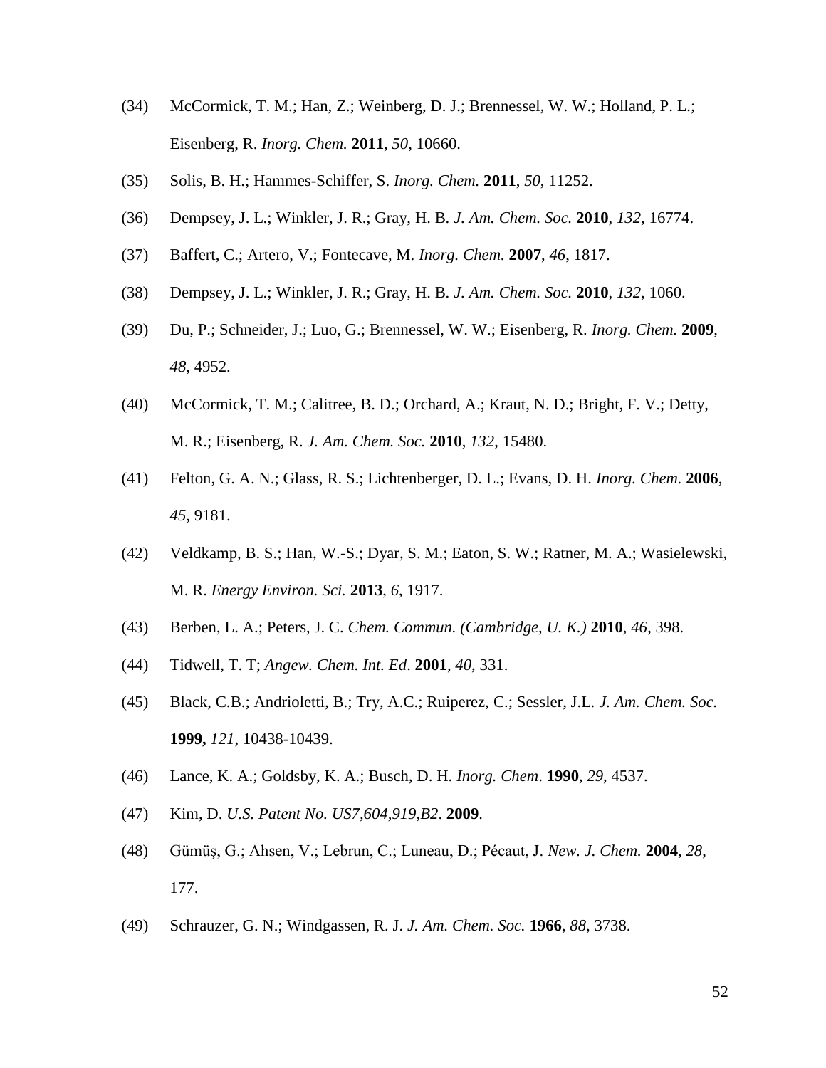(34) McCormick, T. M.; Han, Z.; Weinberg, D. J.; Brennessel, W. W.; Holland, P. L.; Eisenberg, R. *Inorg. Chem.* **2011**, *50*, 10660.

(35) Solis, B. H.; Hammes-Schiffer, S. *Inorg. Chem.* **2011**, *50*, 11252.

(36) Dempsey, J. L.; Winkler, J. R.; Gray, H. B. *J. Am. Chem. Soc.* **2010**, *132*, 16774.

(37) Baffert, C.; Artero, V.; Fontecave, M. *Inorg. Chem.* **2007**, *46*, 1817.

(38) Dempsey, J. L.; Winkler, J. R.; Gray, H. B. *J. Am. Chem. Soc.* **2010**, *132*, 1060.

(39) Du, P.; Schneider, J.; Luo, G.; Brennessel, W. W.; Eisenberg, R. *Inorg. Chem.* **2009**, *48*, 4952.

(40) McCormick, T. M.; Calitree, B. D.; Orchard, A.; Kraut, N. D.; Bright, F. V.; Detty, M. R.; Eisenberg, R. *J. Am. Chem. Soc.* **2010**, *132*, 15480.

(41) Felton, G. A. N.; Glass, R. S.; Lichtenberger, D. L.; Evans, D. H. *Inorg. Chem.* **2006**, *45*, 9181.

(42) Veldkamp, B. S.; Han, W.-S.; Dyar, S. M.; Eaton, S. W.; Ratner, M. A.; Wasielewski, M. R. *Energy Environ. Sci.* **2013**, *6*, 1917.

(43) Berben, L. A.; Peters, J. C. *Chem. Commun. (Cambridge, U. K.)* **2010**, *46*, 398.

(44) Tidwell, T. T; *Angew. Chem. Int. Ed*. **2001**, *40*, 331.

(45) Black, C.B.; Andrioletti, B.; Try, A.C.; Ruiperez, C.; Sessler, J.L. *J. Am. Chem. Soc.* **1999,** *121*, 10438-10439.

(46) Lance, K. A.; Goldsby, K. A.; Busch, D. H. *Inorg. Chem*. **1990**, *29*, 4537.

(47) Kim, D. *U.S. Patent No. US7,604,919,B2*. **2009**.

(48) Gümüş, G.; Ahsen, V.; Lebrun, C.; Luneau, D.; Pécaut, J. *New. J. Chem.* **2004**, *28*, 177.

(49) Schrauzer, G. N.; Windgassen, R. J. *J. Am. Chem. Soc.* **1966**, *88*, 3738.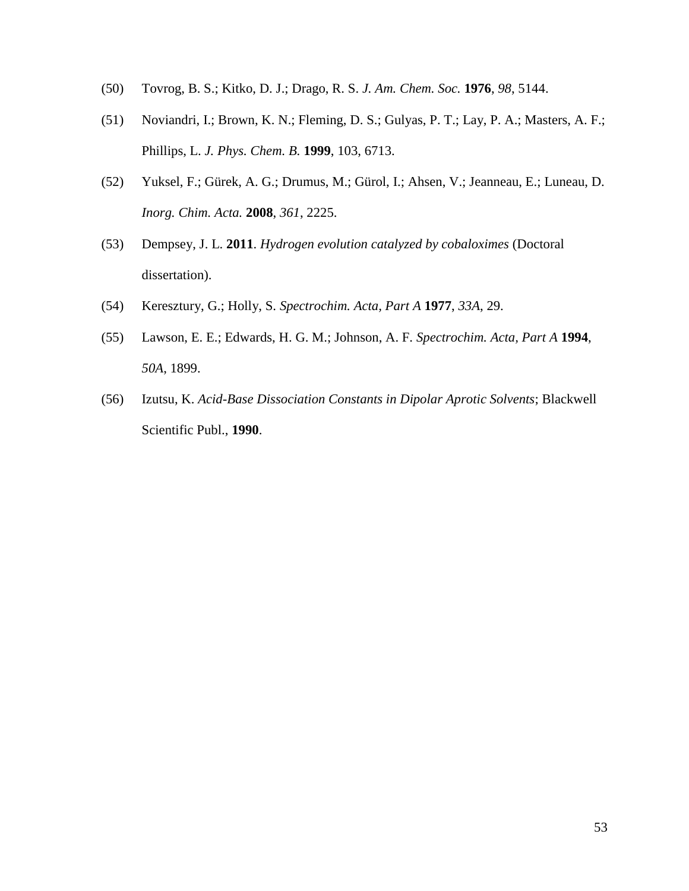(50) Tovrog, B. S.; Kitko, D. J.; Drago, R. S. *J. Am. Chem. Soc.* **1976**, *98*, 5144.

(51) Noviandri, I.; Brown, K. N.; Fleming, D. S.; Gulyas, P. T.; Lay, P. A.; Masters, A. F.; Phillips, L. *J. Phys. Chem. B.* **1999**, 103, 6713.

(52) Yuksel, F.; Gürek, A. G.; Drumus, M.; Gürol, I.; Ahsen, V.; Jeanneau, E.; Luneau, D. *Inorg. Chim. Acta.* **2008**, *361*, 2225.

(53) Dempsey, J. L. **2011**. *Hydrogen evolution catalyzed by cobaloximes* (Doctoral dissertation).

(54) Keresztury, G.; Holly, S. *Spectrochim. Acta, Part A* **1977**, *33A*, 29.

(55) Lawson, E. E.; Edwards, H. G. M.; Johnson, A. F. *Spectrochim. Acta, Part A* **1994**, *50A*, 1899.

(56) Izutsu, K. *Acid-Base Dissociation Constants in Dipolar Aprotic Solvents*; Blackwell Scientific Publ., **1990**.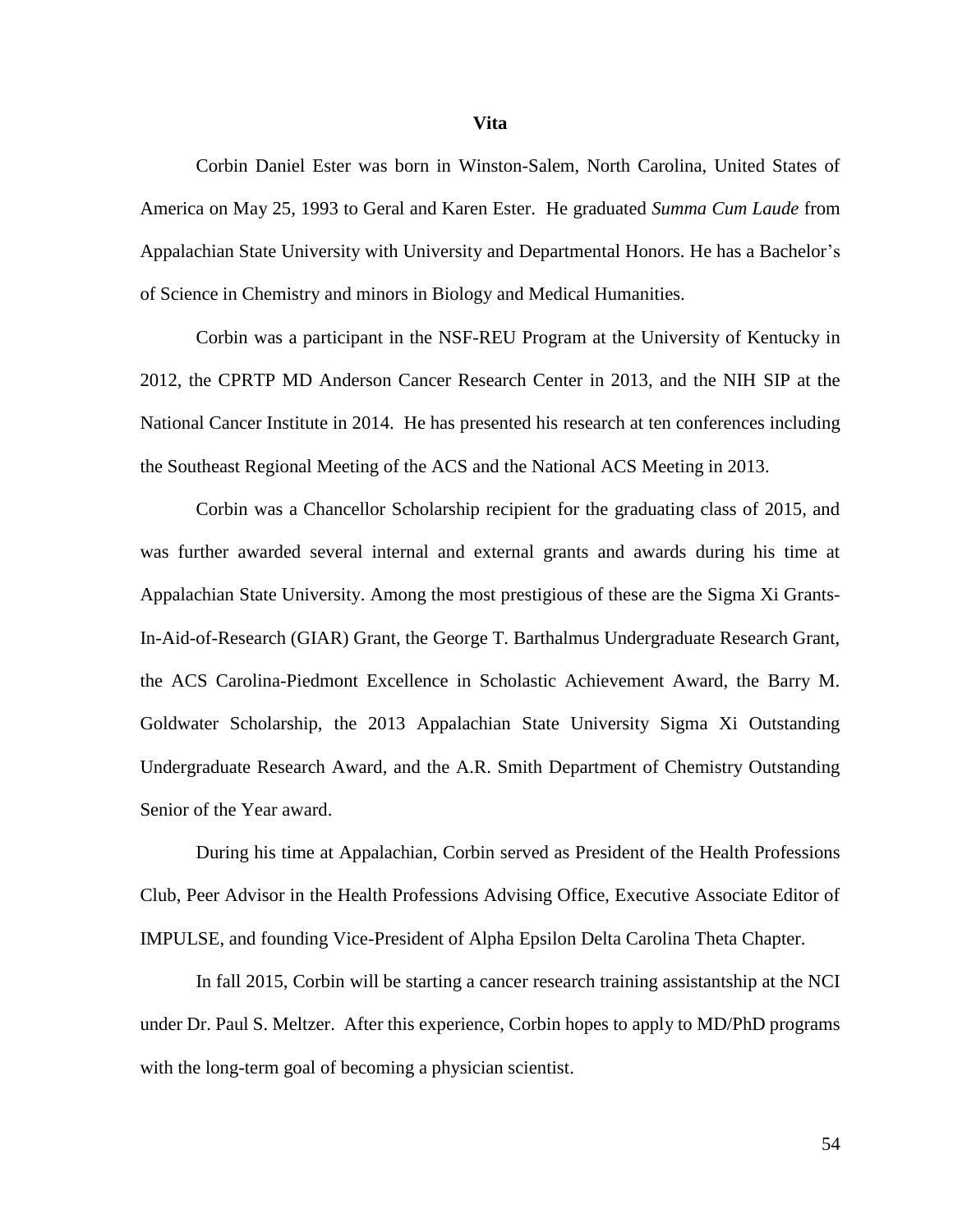**Vita**

Corbin Daniel Ester was born in Winston-Salem, North Carolina, United States of America on May 25, 1993 to Geral and Karen Ester. He graduated *Summa Cum Laude* from Appalachian State University with University and Departmental Honors. He has a Bachelor's of Science in Chemistry and minors in Biology and Medical Humanities.

Corbin was a participant in the NSF-REU Program at the University of Kentucky in 2012, the CPRTP MD Anderson Cancer Research Center in 2013, and the NIH SIP at the National Cancer Institute in 2014. He has presented his research at ten conferences including the Southeast Regional Meeting of the ACS and the National ACS Meeting in 2013.

Corbin was a Chancellor Scholarship recipient for the graduating class of 2015, and was further awarded several internal and external grants and awards during his time at Appalachian State University. Among the most prestigious of these are the Sigma Xi Grants-In-Aid-of-Research (GIAR) Grant, the George T. Barthalmus Undergraduate Research Grant, the ACS Carolina-Piedmont Excellence in Scholastic Achievement Award, the Barry M. Goldwater Scholarship, the 2013 Appalachian State University Sigma Xi Outstanding Undergraduate Research Award, and the A.R. Smith Department of Chemistry Outstanding Senior of the Year award.

During his time at Appalachian, Corbin served as President of the Health Professions Club, Peer Advisor in the Health Professions Advising Office, Executive Associate Editor of IMPULSE, and founding Vice-President of Alpha Epsilon Delta Carolina Theta Chapter.

In fall 2015, Corbin will be starting a cancer research training assistantship at the NCI under Dr. Paul S. Meltzer. After this experience, Corbin hopes to apply to MD/PhD programs with the long-term goal of becoming a physician scientist.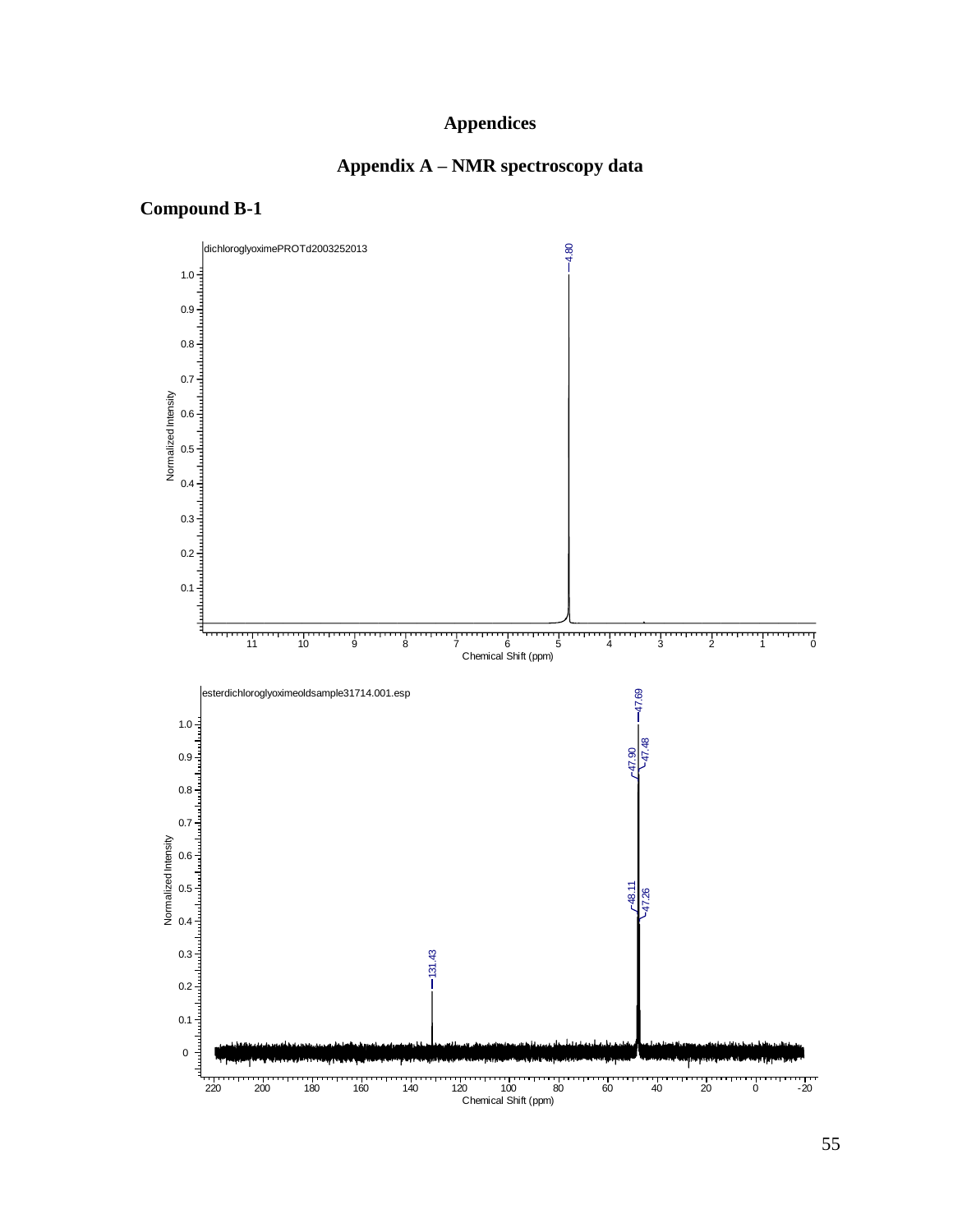# Appendices

## Appendix A – NMR spectroscopy data

### Compound B-1

dichloroglyoximePROTd2003252013

esterdichloroglyoximeoldsample31714.001.esp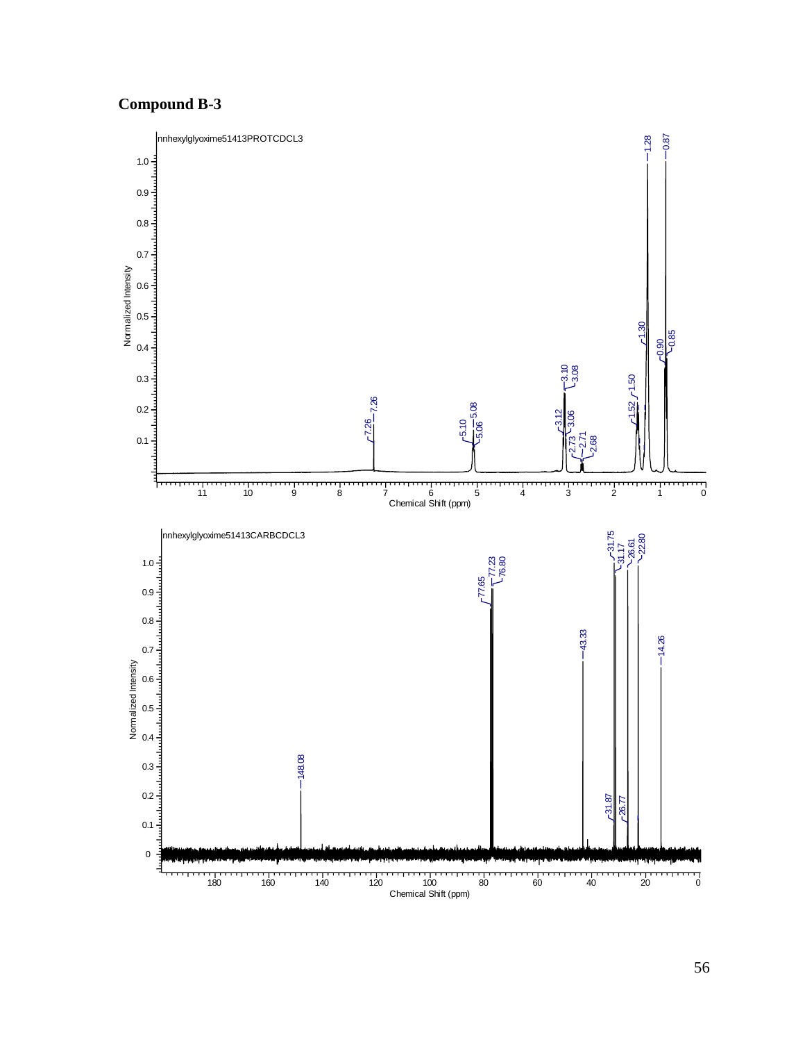**Compound B-3**

nnhexylglyoxime51413PROTCDCL3

nnhexylglyoxime51413CARBCDCL3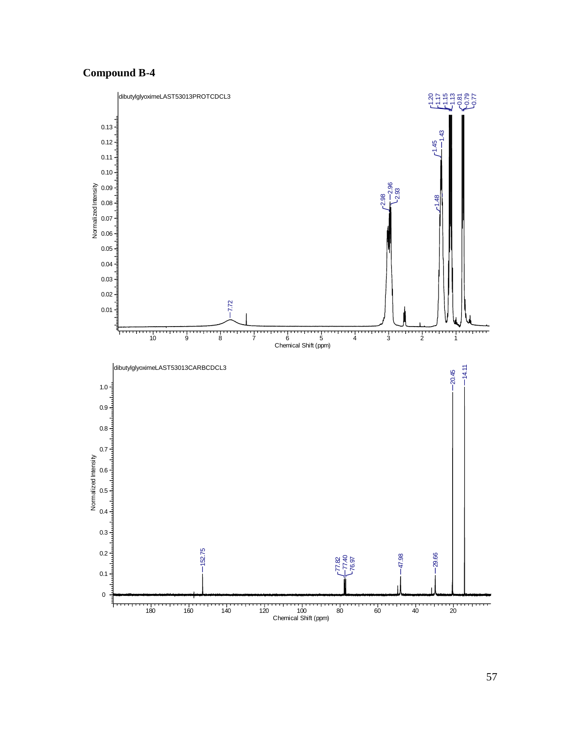**Compound B-4**

dibutylglyoximeLAST53013PROTCDCL3

Peaks: 7.72, 2.98, 2.96, 2.93, 1.48, 1.45, 1.43, 1.20, 1.17, 1.15, 1.13, 0.81, 0.79, 0.77

Normalized Intensity vs. Chemical Shift (ppm)

dibutylglyoximeLAST53013CARBCDCL3

Peaks: 152.75, 77.82, 77.40, 76.97, 47.98, 29.66, 20.45, 14.11

Normalized Intensity vs. Chemical Shift (ppm)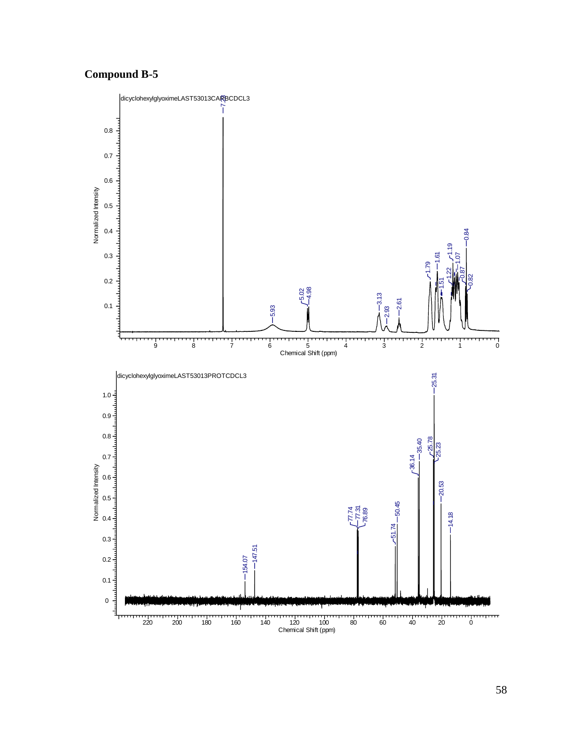## Compound B-5

dicyclohexylglyoximeLAST53013CARBCDCL3

dicyclohexylglyoximeLAST53013PROTCDCL3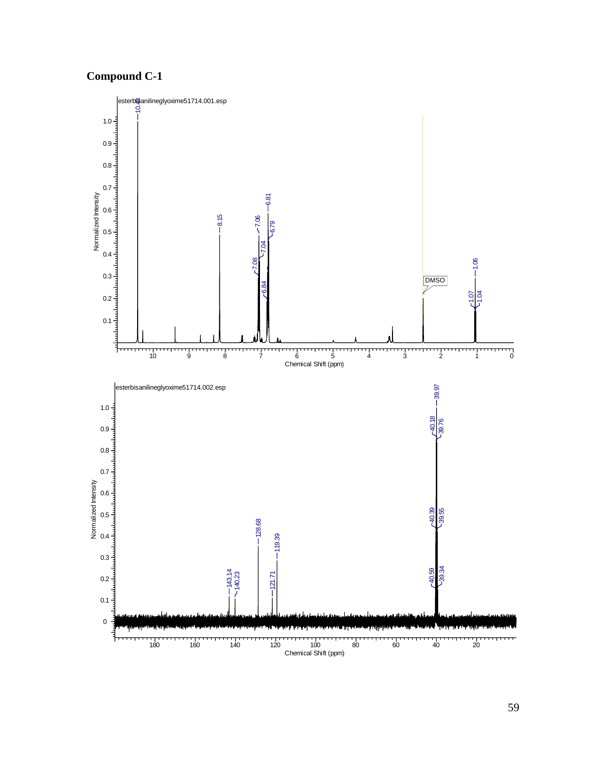**Compound C-1**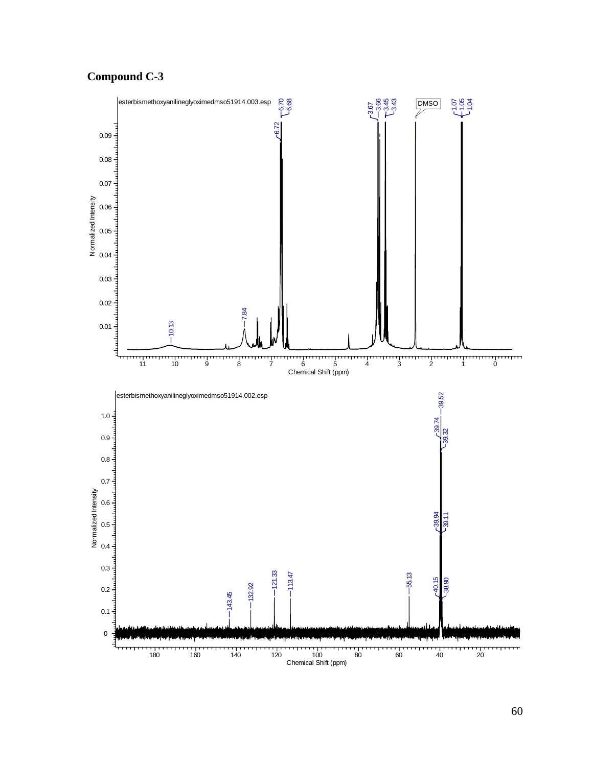**Compound C-3**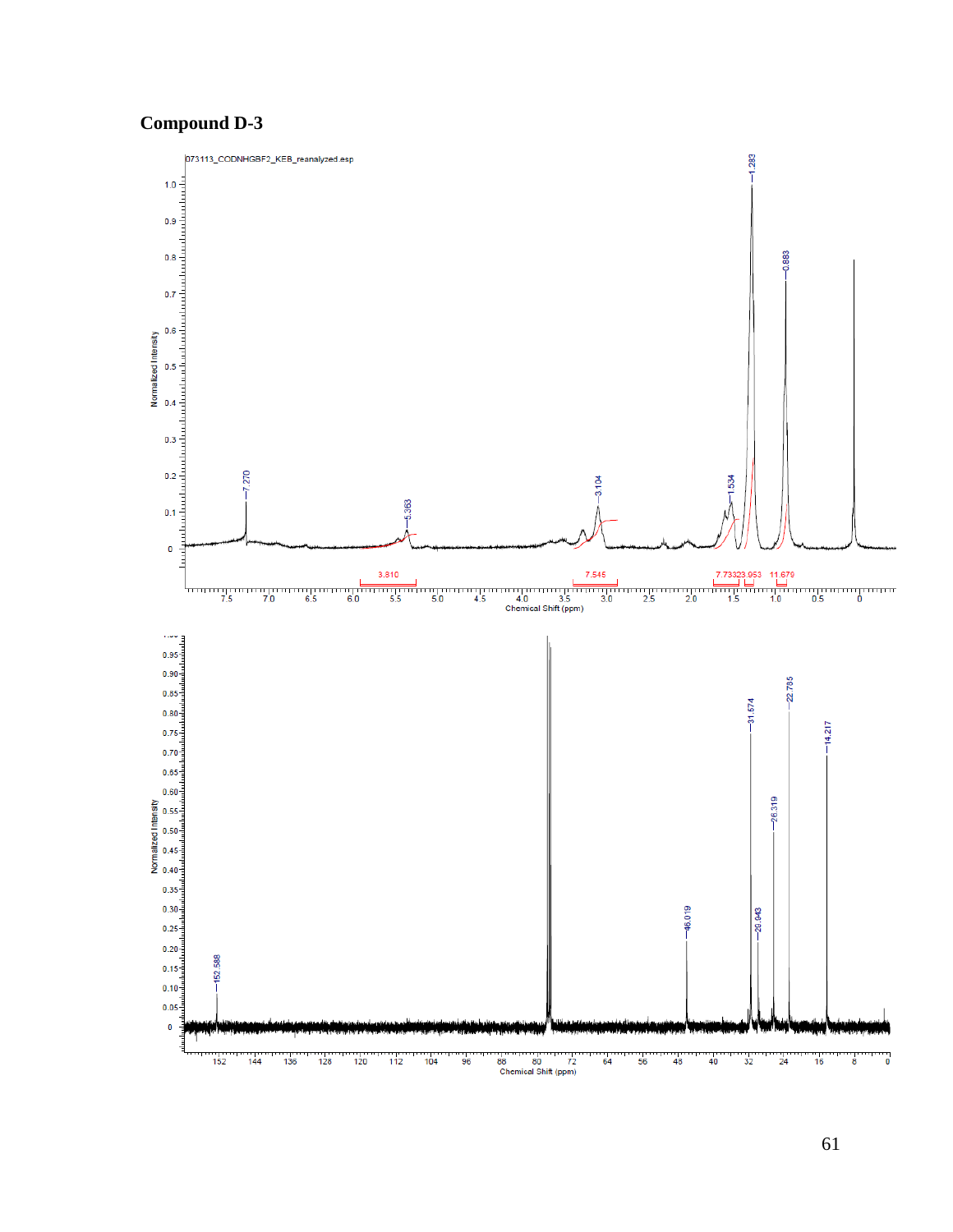**Compound D-3**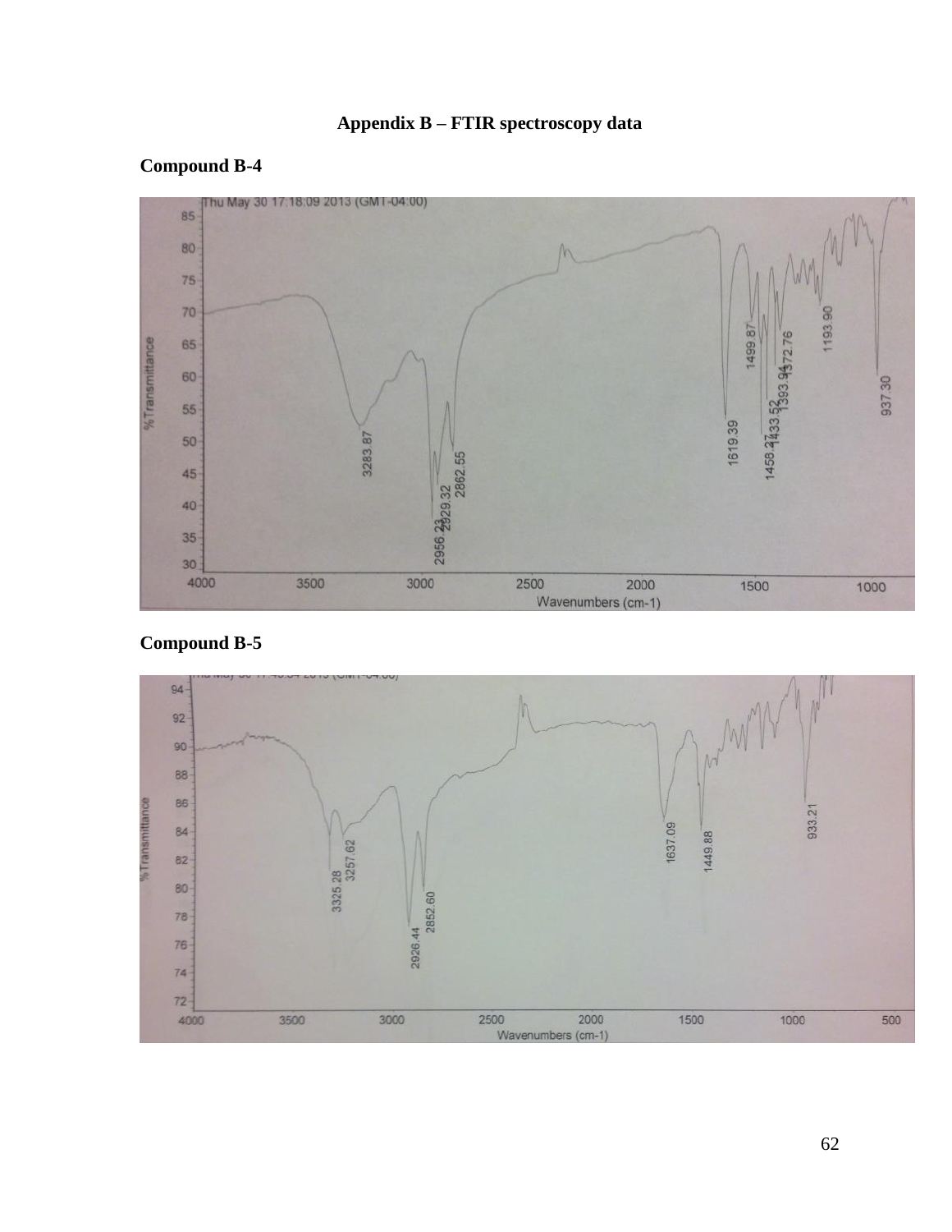# Appendix B – FTIR spectroscopy data

## Compound B-4

## Compound B-5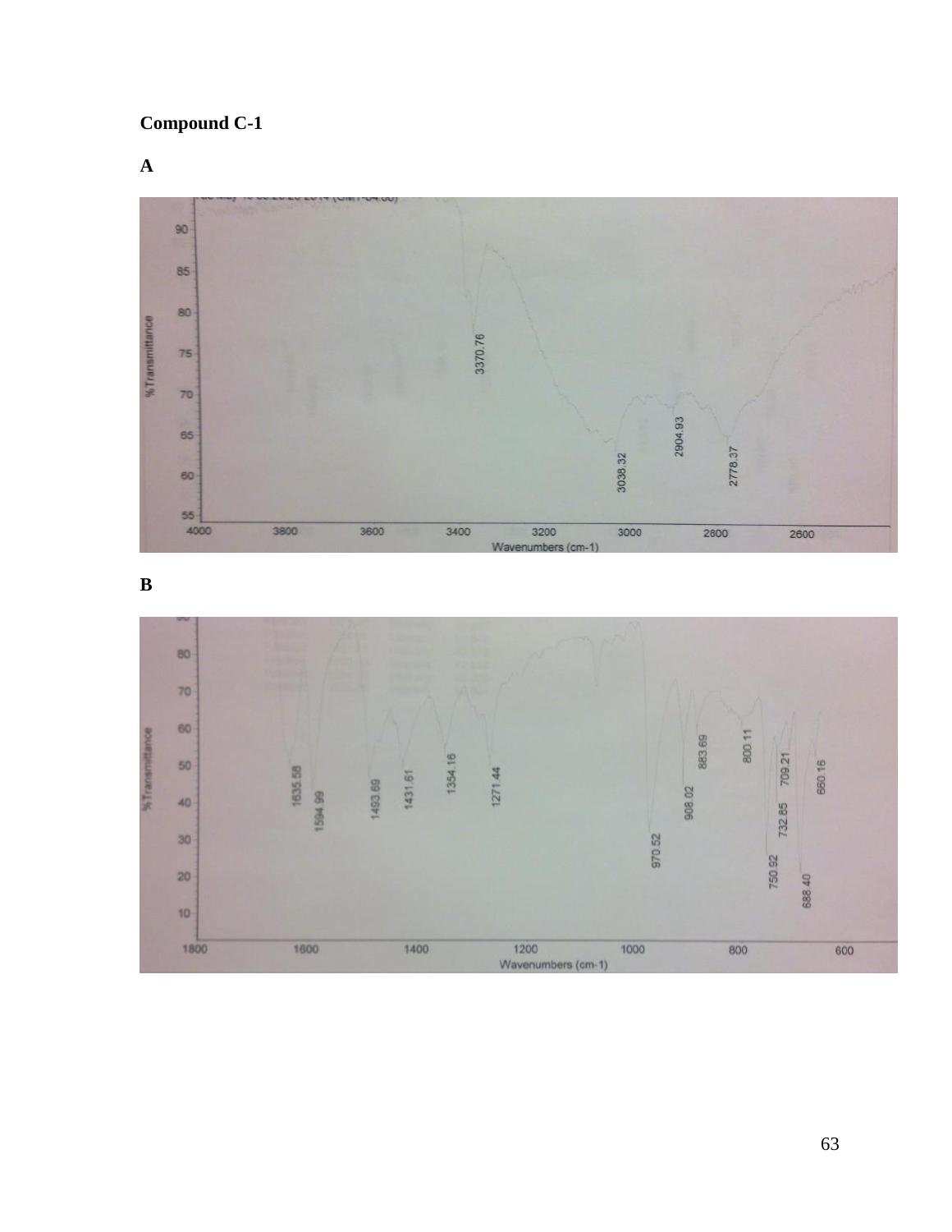**Compound C-1**

**A**

**B**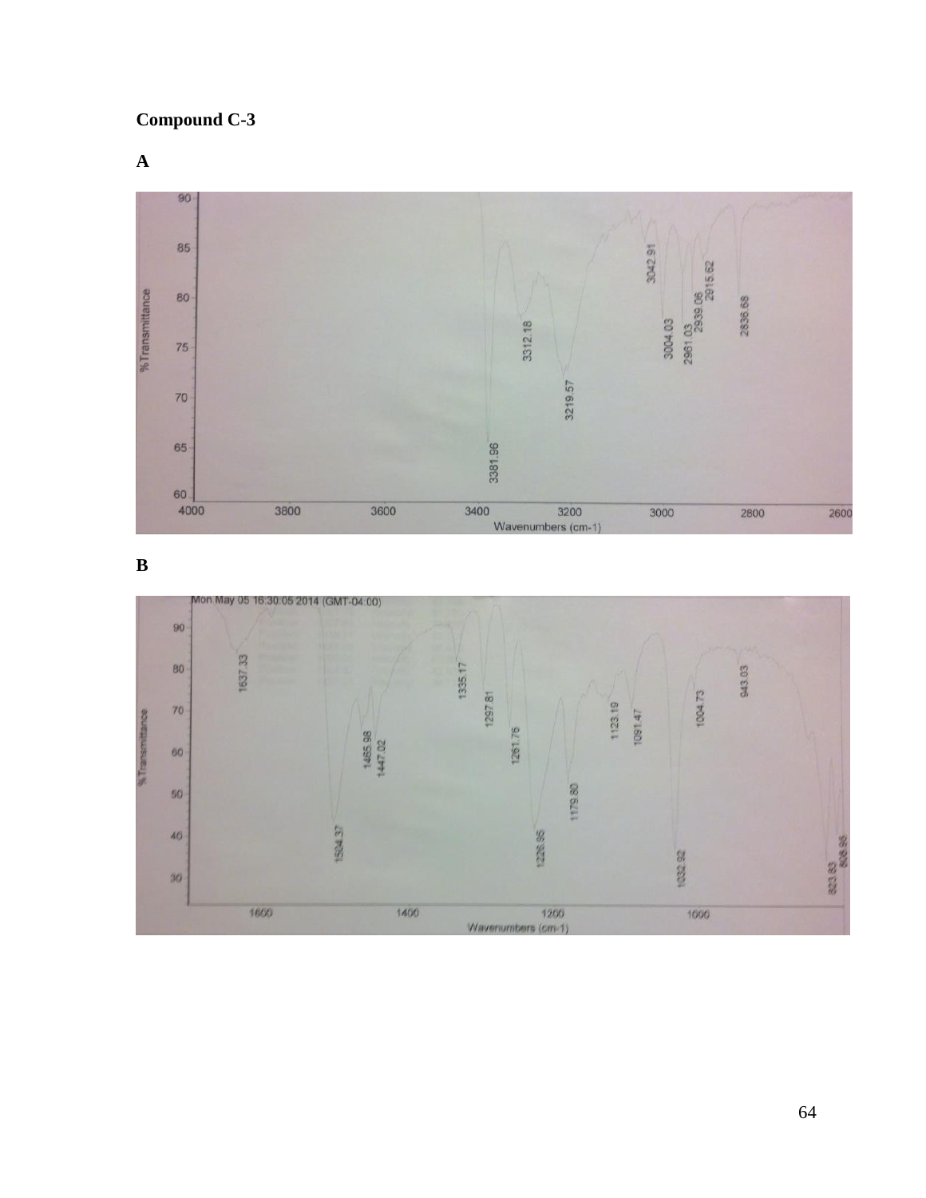**Compound C-3**

**A**

**B**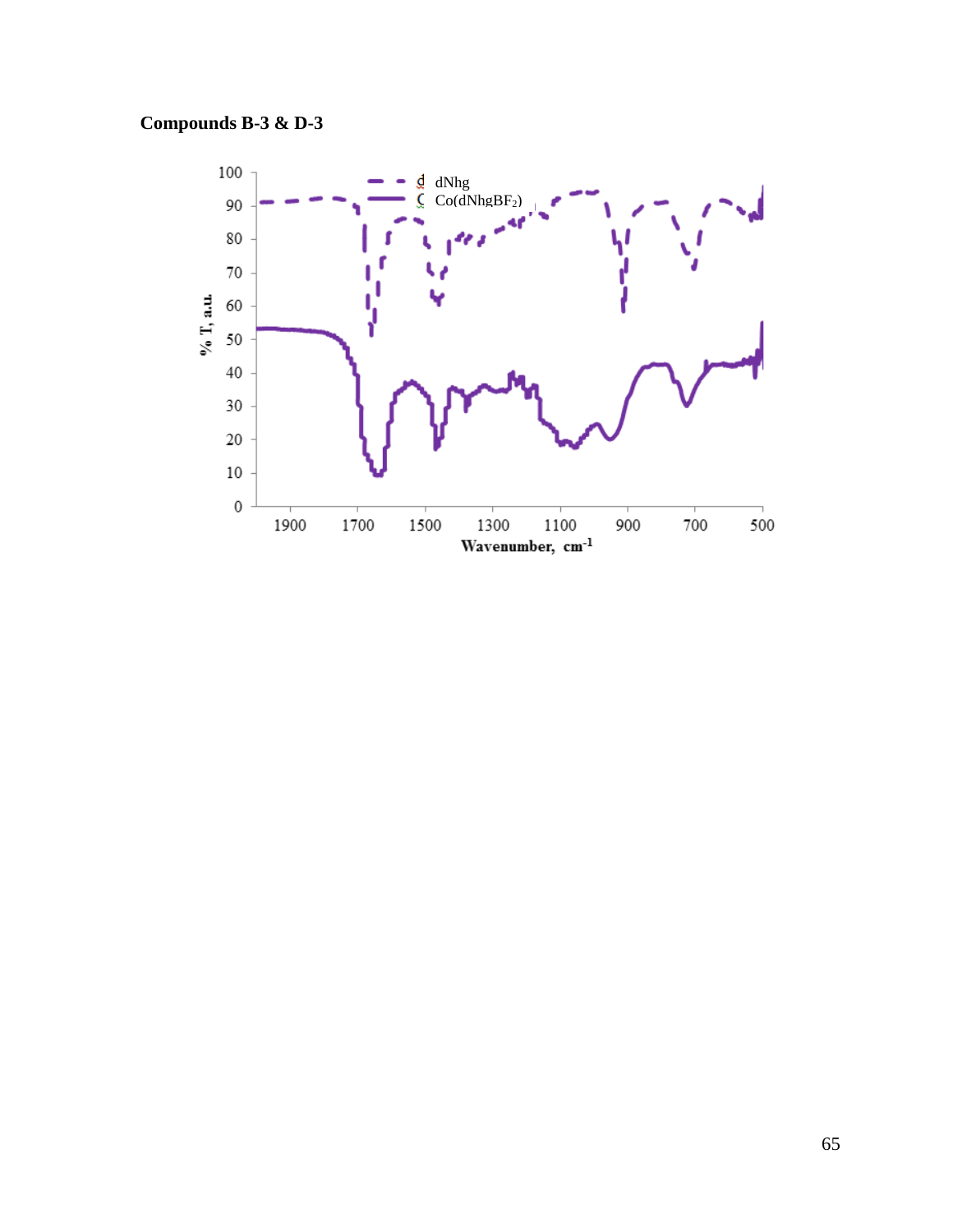**Compounds B-3 & D-3**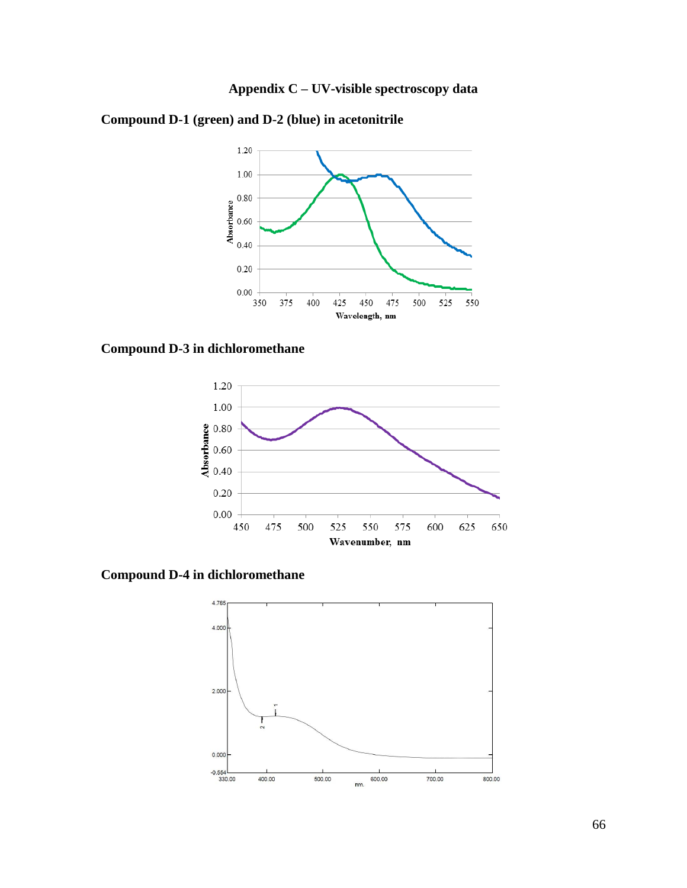# Appendix C – UV-visible spectroscopy data

## Compound D-1 (green) and D-2 (blue) in acetonitrile

## Compound D-3 in dichloromethane

## Compound D-4 in dichloromethane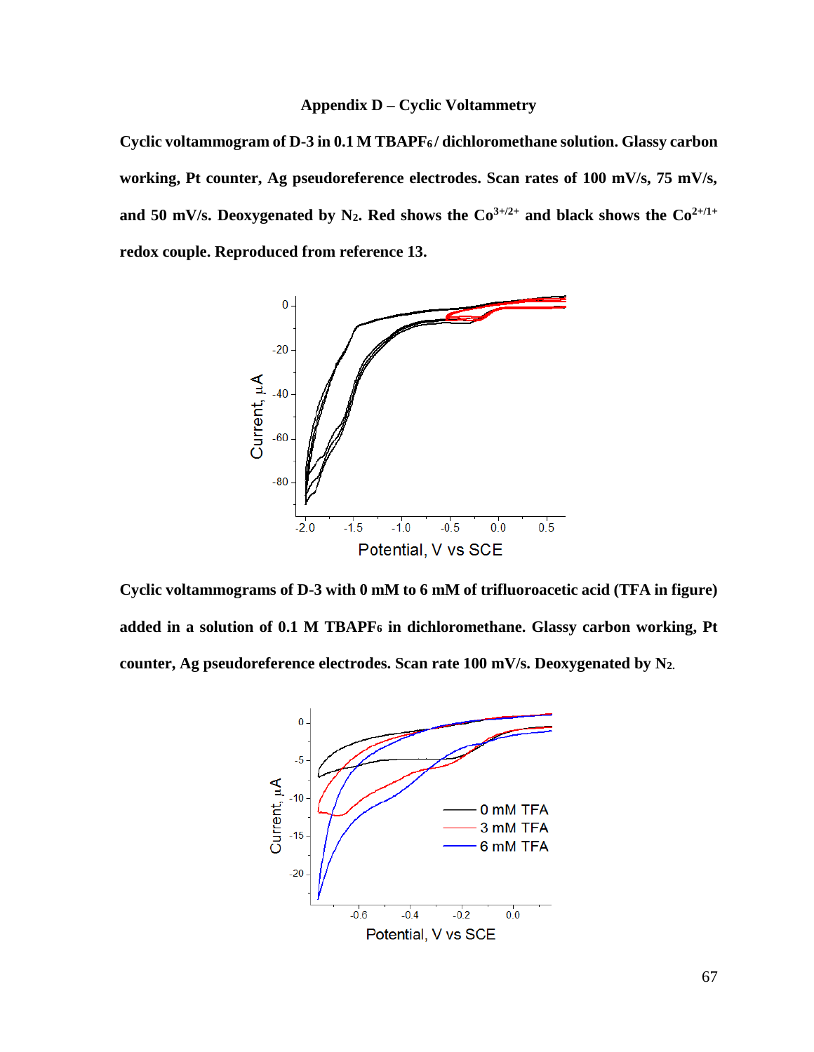## Appendix D – Cyclic Voltammetry

**Cyclic voltammogram of D-3 in 0.1 M $TBAPF_6$ / dichloromethane solution. Glassy carbon working, Pt counter, Ag pseudoreference electrodes. Scan rates of 100 mV/s, 75 mV/s, and 50 mV/s. Deoxygenated by $N_2$. Red shows the $Co^{3+/2+}$ and black shows the $Co^{2+/1+}$ redox couple. Reproduced from reference 13.**

Current, μA

0
-20
-40
-60
-80

-2.0 -1.5 -1.0 -0.5 0.0 0.5

Potential, V vs SCE

**Cyclic voltammograms of D-3 with 0 mM to 6 mM of trifluoroacetic acid (TFA in figure) added in a solution of 0.1 M $TBAPF_6$ in dichloromethane. Glassy carbon working, Pt counter, Ag pseudoreference electrodes. Scan rate 100 mV/s. Deoxygenated by $N_2$.**

Current, μA

0
-5
-10
-15
-20

-0.6 -0.4 -0.2 0.0

Potential, V vs SCE

0 mM TFA
3 mM TFA
6 mM TFA